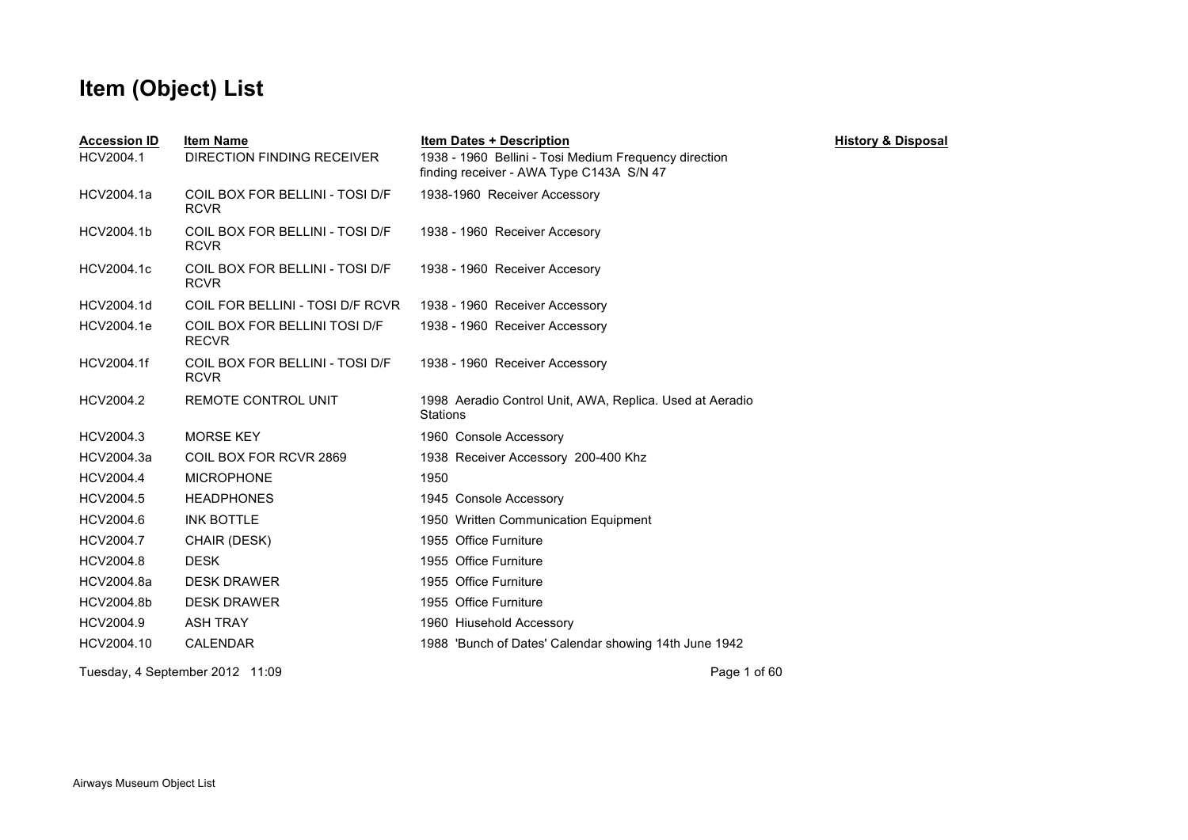# Item (Object) List

| Accession ID | Item Name | Item Dates + Description | History & Disposal |
|---|---|---|---|
| HCV2004.1 | DIRECTION FINDING RECEIVER | 1938 - 1960 Bellini - Tosi Medium Frequency direction finding receiver - AWA Type C143A S/N 47 | |
| HCV2004.1a | COIL BOX FOR BELLINI - TOSI D/F RCVR | 1938-1960 Receiver Accessory | |
| HCV2004.1b | COIL BOX FOR BELLINI - TOSI D/F RCVR | 1938 - 1960 Receiver Accesory | |
| HCV2004.1c | COIL BOX FOR BELLINI - TOSI D/F RCVR | 1938 - 1960 Receiver Accesory | |
| HCV2004.1d | COIL FOR BELLINI - TOSI D/F RCVR | 1938 - 1960 Receiver Accessory | |
| HCV2004.1e | COIL BOX FOR BELLINI TOSI D/F RECVR | 1938 - 1960 Receiver Accessory | |
| HCV2004.1f | COIL BOX FOR BELLINI - TOSI D/F RCVR | 1938 - 1960 Receiver Accessory | |
| HCV2004.2 | REMOTE CONTROL UNIT | 1998 Aeradio Control Unit, AWA, Replica. Used at Aeradio Stations | |
| HCV2004.3 | MORSE KEY | 1960 Console Accessory | |
| HCV2004.3a | COIL BOX FOR RCVR 2869 | 1938 Receiver Accessory 200-400 Khz | |
| HCV2004.4 | MICROPHONE | 1950 | |
| HCV2004.5 | HEADPHONES | 1945 Console Accessory | |
| HCV2004.6 | INK BOTTLE | 1950 Written Communication Equipment | |
| HCV2004.7 | CHAIR (DESK) | 1955 Office Furniture | |
| HCV2004.8 | DESK | 1955 Office Furniture | |
| HCV2004.8a | DESK DRAWER | 1955 Office Furniture | |
| HCV2004.8b | DESK DRAWER | 1955 Office Furniture | |
| HCV2004.9 | ASH TRAY | 1960 Hiusehold Accessory | |
| HCV2004.10 | CALENDAR | 1988 'Bunch of Dates' Calendar showing 14th June 1942 | |

Tuesday, 4 September 2012 11:09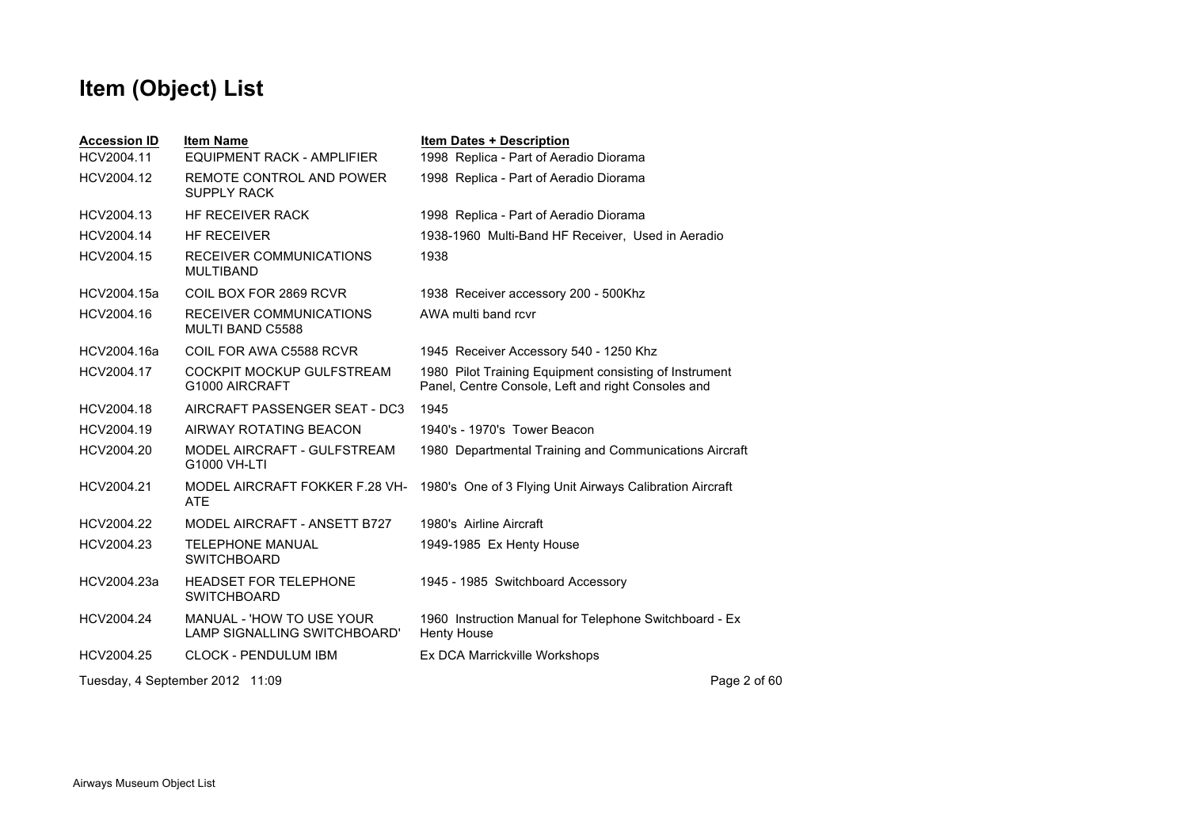# Item (Object) List

| Accession ID | Item Name | Item Dates + Description |
|---|---|---|
| HCV2004.11 | EQUIPMENT RACK - AMPLIFIER | 1998 Replica - Part of Aeradio Diorama |
| HCV2004.12 | REMOTE CONTROL AND POWER SUPPLY RACK | 1998 Replica - Part of Aeradio Diorama |
| HCV2004.13 | HF RECEIVER RACK | 1998 Replica - Part of Aeradio Diorama |
| HCV2004.14 | HF RECEIVER | 1938-1960 Multi-Band HF Receiver, Used in Aeradio |
| HCV2004.15 | RECEIVER COMMUNICATIONS MULTIBAND | 1938 |
| HCV2004.15a | COIL BOX FOR 2869 RCVR | 1938 Receiver accessory 200 - 500Khz |
| HCV2004.16 | RECEIVER COMMUNICATIONS MULTI BAND C5588 | AWA multi band rcvr |
| HCV2004.16a | COIL FOR AWA C5588 RCVR | 1945 Receiver Accessory 540 - 1250 Khz |
| HCV2004.17 | COCKPIT MOCKUP GULFSTREAM G1000 AIRCRAFT | 1980 Pilot Training Equipment consisting of Instrument Panel, Centre Console, Left and right Consoles and |
| HCV2004.18 | AIRCRAFT PASSENGER SEAT - DC3 | 1945 |
| HCV2004.19 | AIRWAY ROTATING BEACON | 1940's - 1970's Tower Beacon |
| HCV2004.20 | MODEL AIRCRAFT - GULFSTREAM G1000 VH-LTI | 1980 Departmental Training and Communications Aircraft |
| HCV2004.21 | MODEL AIRCRAFT FOKKER F.28 VH-ATE | 1980's One of 3 Flying Unit Airways Calibration Aircraft |
| HCV2004.22 | MODEL AIRCRAFT - ANSETT B727 | 1980's Airline Aircraft |
| HCV2004.23 | TELEPHONE MANUAL SWITCHBOARD | 1949-1985 Ex Henty House |
| HCV2004.23a | HEADSET FOR TELEPHONE SWITCHBOARD | 1945 - 1985 Switchboard Accessory |
| HCV2004.24 | MANUAL - 'HOW TO USE YOUR LAMP SIGNALLING SWITCHBOARD' | 1960 Instruction Manual for Telephone Switchboard - Ex Henty House |
| HCV2004.25 | CLOCK - PENDULUM IBM | Ex DCA Marrickville Workshops |

Tuesday, 4 September 2012 11:09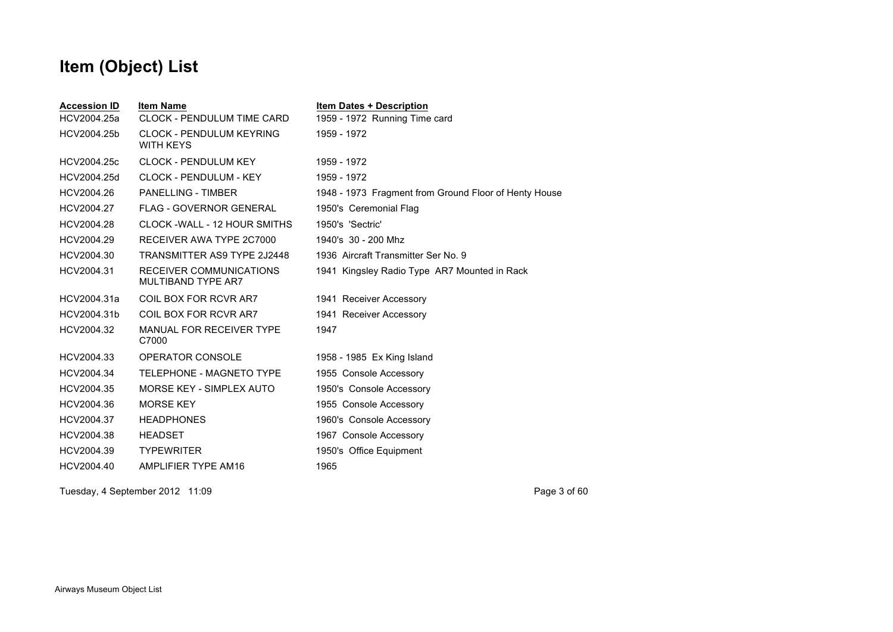# Item (Object) List

| Accession ID | Item Name | Item Dates + Description |
| --- | --- | --- |
| HCV2004.25a | CLOCK - PENDULUM TIME CARD | 1959 - 1972 Running Time card |
| HCV2004.25b | CLOCK - PENDULUM KEYRING WITH KEYS | 1959 - 1972 |
| HCV2004.25c | CLOCK - PENDULUM KEY | 1959 - 1972 |
| HCV2004.25d | CLOCK - PENDULUM - KEY | 1959 - 1972 |
| HCV2004.26 | PANELLING - TIMBER | 1948 - 1973 Fragment from Ground Floor of Henty House |
| HCV2004.27 | FLAG - GOVERNOR GENERAL | 1950's Ceremonial Flag |
| HCV2004.28 | CLOCK -WALL - 12 HOUR SMITHS | 1950's 'Sectric' |
| HCV2004.29 | RECEIVER AWA TYPE 2C7000 | 1940's 30 - 200 Mhz |
| HCV2004.30 | TRANSMITTER AS9 TYPE 2J2448 | 1936 Aircraft Transmitter Ser No. 9 |
| HCV2004.31 | RECEIVER COMMUNICATIONS MULTIBAND TYPE AR7 | 1941 Kingsley Radio Type AR7 Mounted in Rack |
| HCV2004.31a | COIL BOX FOR RCVR AR7 | 1941 Receiver Accessory |
| HCV2004.31b | COIL BOX FOR RCVR AR7 | 1941 Receiver Accessory |
| HCV2004.32 | MANUAL FOR RECEIVER TYPE C7000 | 1947 |
| HCV2004.33 | OPERATOR CONSOLE | 1958 - 1985 Ex King Island |
| HCV2004.34 | TELEPHONE - MAGNETO TYPE | 1955 Console Accessory |
| HCV2004.35 | MORSE KEY - SIMPLEX AUTO | 1950's Console Accessory |
| HCV2004.36 | MORSE KEY | 1955 Console Accessory |
| HCV2004.37 | HEADPHONES | 1960's Console Accessory |
| HCV2004.38 | HEADSET | 1967 Console Accessory |
| HCV2004.39 | TYPEWRITER | 1950's Office Equipment |
| HCV2004.40 | AMPLIFIER TYPE AM16 | 1965 |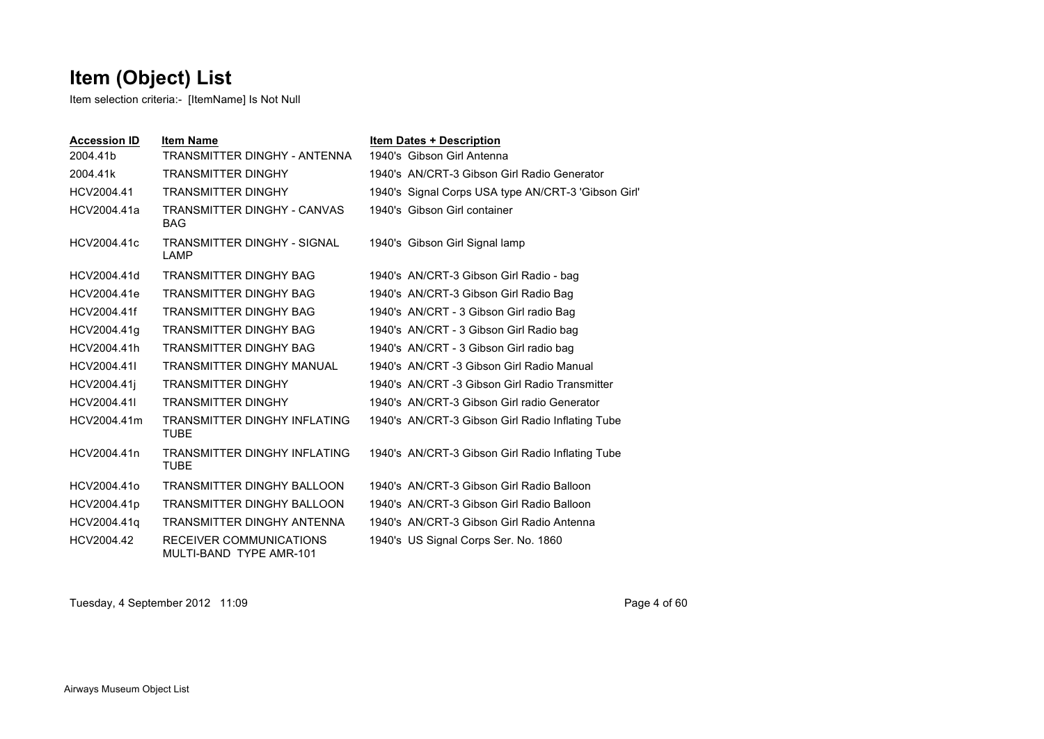# Item (Object) List

Item selection criteria:- [ItemName] Is Not Null

| Accession ID | Item Name | Item Dates + Description |
|---|---|---|
| 2004.41b | TRANSMITTER DINGHY - ANTENNA | 1940's Gibson Girl Antenna |
| 2004.41k | TRANSMITTER DINGHY | 1940's AN/CRT-3 Gibson Girl Radio Generator |
| HCV2004.41 | TRANSMITTER DINGHY | 1940's Signal Corps USA type AN/CRT-3 'Gibson Girl' |
| HCV2004.41a | TRANSMITTER DINGHY - CANVAS BAG | 1940's Gibson Girl container |
| HCV2004.41c | TRANSMITTER DINGHY - SIGNAL LAMP | 1940's Gibson Girl Signal lamp |
| HCV2004.41d | TRANSMITTER DINGHY BAG | 1940's AN/CRT-3 Gibson Girl Radio - bag |
| HCV2004.41e | TRANSMITTER DINGHY BAG | 1940's AN/CRT-3 Gibson Girl Radio Bag |
| HCV2004.41f | TRANSMITTER DINGHY BAG | 1940's AN/CRT - 3 Gibson Girl radio Bag |
| HCV2004.41g | TRANSMITTER DINGHY BAG | 1940's AN/CRT - 3 Gibson Girl Radio bag |
| HCV2004.41h | TRANSMITTER DINGHY BAG | 1940's AN/CRT - 3 Gibson Girl radio bag |
| HCV2004.41I | TRANSMITTER DINGHY MANUAL | 1940's AN/CRT -3 Gibson Girl Radio Manual |
| HCV2004.41j | TRANSMITTER DINGHY | 1940's AN/CRT -3 Gibson Girl Radio Transmitter |
| HCV2004.41l | TRANSMITTER DINGHY | 1940's AN/CRT-3 Gibson Girl radio Generator |
| HCV2004.41m | TRANSMITTER DINGHY INFLATING TUBE | 1940's AN/CRT-3 Gibson Girl Radio Inflating Tube |
| HCV2004.41n | TRANSMITTER DINGHY INFLATING TUBE | 1940's AN/CRT-3 Gibson Girl Radio Inflating Tube |
| HCV2004.41o | TRANSMITTER DINGHY BALLOON | 1940's AN/CRT-3 Gibson Girl Radio Balloon |
| HCV2004.41p | TRANSMITTER DINGHY BALLOON | 1940's AN/CRT-3 Gibson Girl Radio Balloon |
| HCV2004.41q | TRANSMITTER DINGHY ANTENNA | 1940's AN/CRT-3 Gibson Girl Radio Antenna |
| HCV2004.42 | RECEIVER COMMUNICATIONS MULTI-BAND TYPE AMR-101 | 1940's US Signal Corps Ser. No. 1860 |

Tuesday, 4 September 2012 11:09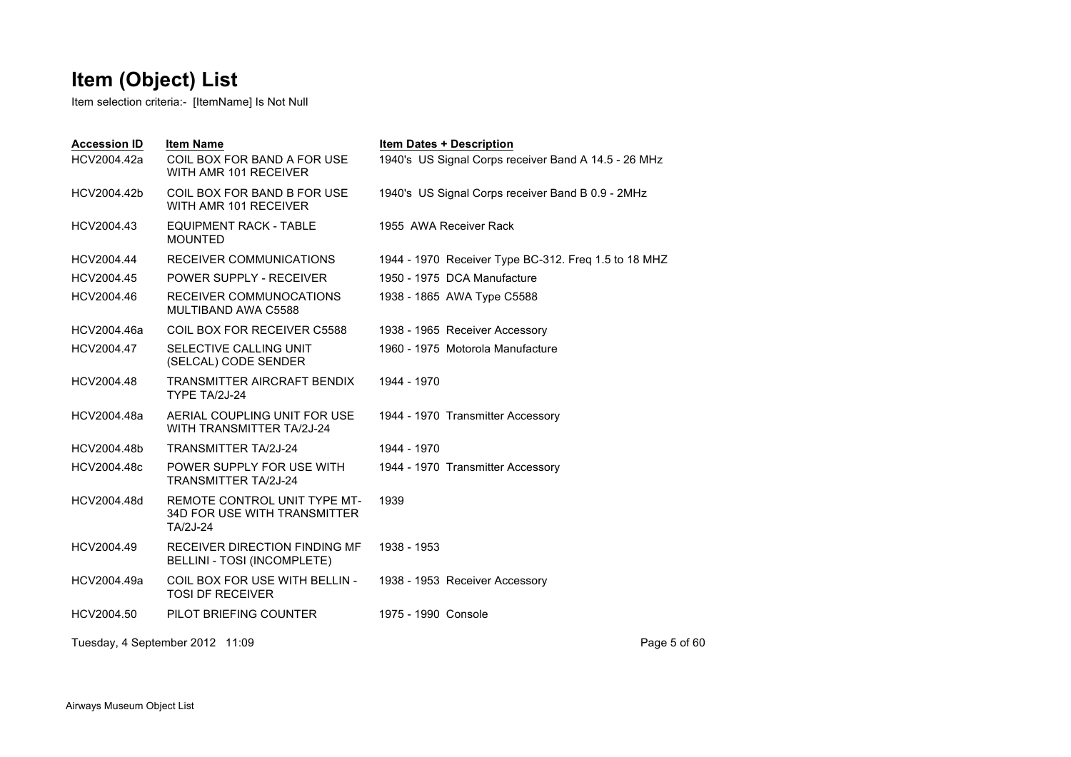# Item (Object) List

Item selection criteria:- [ItemName] Is Not Null

| Accession ID | Item Name | Item Dates + Description |
|---|---|---|
| HCV2004.42a | COIL BOX FOR BAND A FOR USE WITH AMR 101 RECEIVER | 1940's US Signal Corps receiver Band A 14.5 - 26 MHz |
| HCV2004.42b | COIL BOX FOR BAND B FOR USE WITH AMR 101 RECEIVER | 1940's US Signal Corps receiver Band B 0.9 - 2MHz |
| HCV2004.43 | EQUIPMENT RACK - TABLE MOUNTED | 1955 AWA Receiver Rack |
| HCV2004.44 | RECEIVER COMMUNICATIONS | 1944 - 1970 Receiver Type BC-312. Freq 1.5 to 18 MHZ |
| HCV2004.45 | POWER SUPPLY - RECEIVER | 1950 - 1975 DCA Manufacture |
| HCV2004.46 | RECEIVER COMMUNOCATIONS MULTIBAND AWA C5588 | 1938 - 1865 AWA Type C5588 |
| HCV2004.46a | COIL BOX FOR RECEIVER C5588 | 1938 - 1965 Receiver Accessory |
| HCV2004.47 | SELECTIVE CALLING UNIT (SELCAL) CODE SENDER | 1960 - 1975 Motorola Manufacture |
| HCV2004.48 | TRANSMITTER AIRCRAFT BENDIX TYPE TA/2J-24 | 1944 - 1970 |
| HCV2004.48a | AERIAL COUPLING UNIT FOR USE WITH TRANSMITTER TA/2J-24 | 1944 - 1970 Transmitter Accessory |
| HCV2004.48b | TRANSMITTER TA/2J-24 | 1944 - 1970 |
| HCV2004.48c | POWER SUPPLY FOR USE WITH TRANSMITTER TA/2J-24 | 1944 - 1970 Transmitter Accessory |
| HCV2004.48d | REMOTE CONTROL UNIT TYPE MT-34D FOR USE WITH TRANSMITTER TA/2J-24 | 1939 |
| HCV2004.49 | RECEIVER DIRECTION FINDING MF BELLINI - TOSI (INCOMPLETE) | 1938 - 1953 |
| HCV2004.49a | COIL BOX FOR USE WITH BELLIN - TOSI DF RECEIVER | 1938 - 1953 Receiver Accessory |
| HCV2004.50 | PILOT BRIEFING COUNTER | 1975 - 1990 Console |

Tuesday, 4 September 2012 11:09

Airways Museum Object List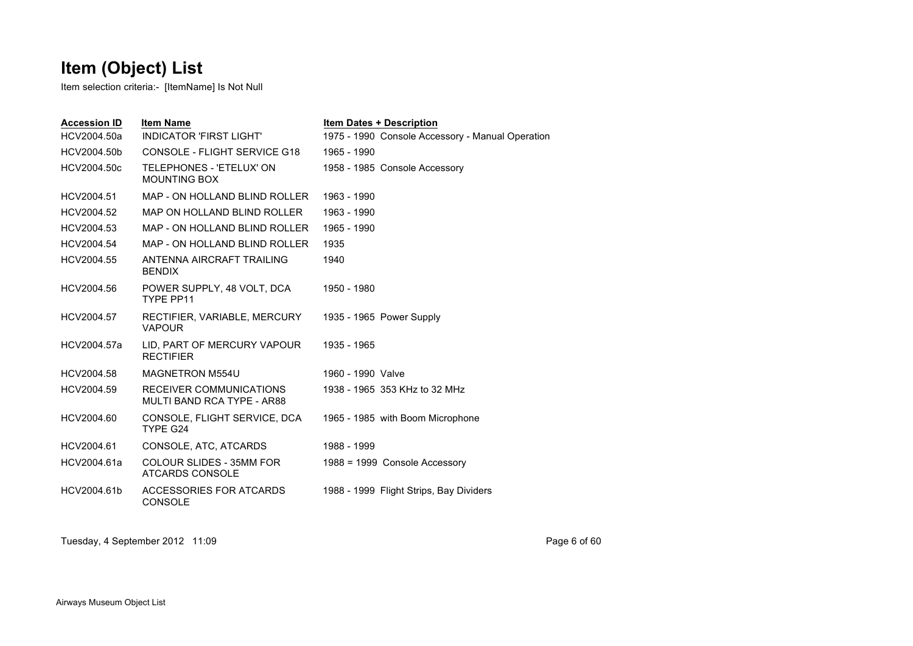# Item (Object) List

Item selection criteria:- [ItemName] Is Not Null

| Accession ID | Item Name | Item Dates + Description |
|---|---|---|
| HCV2004.50a | INDICATOR 'FIRST LIGHT' | 1975 - 1990 Console Accessory - Manual Operation |
| HCV2004.50b | CONSOLE - FLIGHT SERVICE G18 | 1965 - 1990 |
| HCV2004.50c | TELEPHONES - 'ETELUX' ON MOUNTING BOX | 1958 - 1985 Console Accessory |
| HCV2004.51 | MAP - ON HOLLAND BLIND ROLLER | 1963 - 1990 |
| HCV2004.52 | MAP ON HOLLAND BLIND ROLLER | 1963 - 1990 |
| HCV2004.53 | MAP - ON HOLLAND BLIND ROLLER | 1965 - 1990 |
| HCV2004.54 | MAP - ON HOLLAND BLIND ROLLER | 1935 |
| HCV2004.55 | ANTENNA AIRCRAFT TRAILING BENDIX | 1940 |
| HCV2004.56 | POWER SUPPLY, 48 VOLT, DCA TYPE PP11 | 1950 - 1980 |
| HCV2004.57 | RECTIFIER, VARIABLE, MERCURY VAPOUR | 1935 - 1965 Power Supply |
| HCV2004.57a | LID, PART OF MERCURY VAPOUR RECTIFIER | 1935 - 1965 |
| HCV2004.58 | MAGNETRON M554U | 1960 - 1990 Valve |
| HCV2004.59 | RECEIVER COMMUNICATIONS MULTI BAND RCA TYPE - AR88 | 1938 - 1965 353 KHz to 32 MHz |
| HCV2004.60 | CONSOLE, FLIGHT SERVICE, DCA TYPE G24 | 1965 - 1985 with Boom Microphone |
| HCV2004.61 | CONSOLE, ATC, ATCARDS | 1988 - 1999 |
| HCV2004.61a | COLOUR SLIDES - 35MM FOR ATCARDS CONSOLE | 1988 = 1999 Console Accessory |
| HCV2004.61b | ACCESSORIES FOR ATCARDS CONSOLE | 1988 - 1999 Flight Strips, Bay Dividers |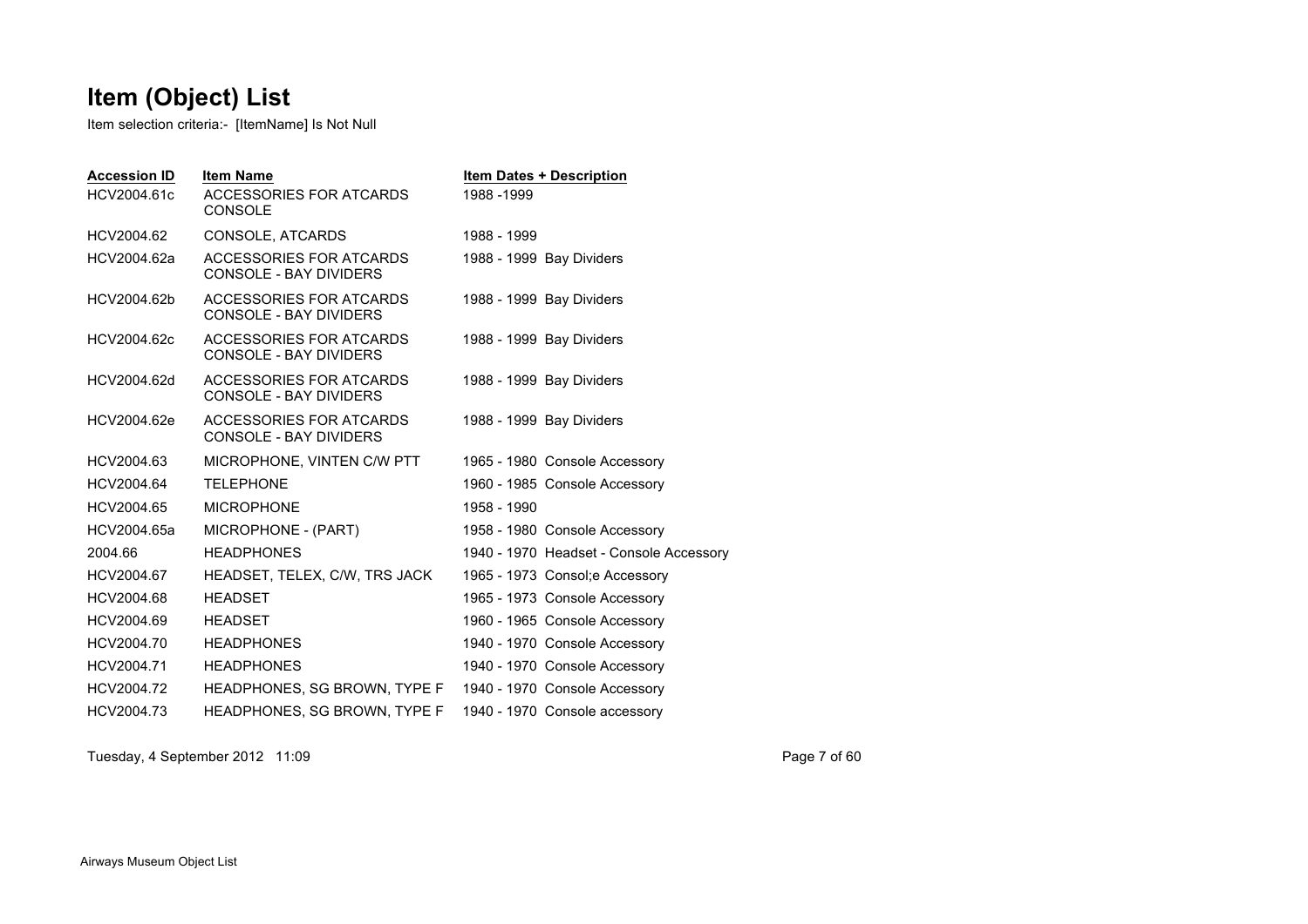# Item (Object) List

Item selection criteria:- [ItemName] Is Not Null

| Accession ID | Item Name | Item Dates + Description |
|---|---|---|
| HCV2004.61c | ACCESSORIES FOR ATCARDS CONSOLE | 1988 -1999 |
| HCV2004.62 | CONSOLE, ATCARDS | 1988 - 1999 |
| HCV2004.62a | ACCESSORIES FOR ATCARDS CONSOLE - BAY DIVIDERS | 1988 - 1999 Bay Dividers |
| HCV2004.62b | ACCESSORIES FOR ATCARDS CONSOLE - BAY DIVIDERS | 1988 - 1999 Bay Dividers |
| HCV2004.62c | ACCESSORIES FOR ATCARDS CONSOLE - BAY DIVIDERS | 1988 - 1999 Bay Dividers |
| HCV2004.62d | ACCESSORIES FOR ATCARDS CONSOLE - BAY DIVIDERS | 1988 - 1999 Bay Dividers |
| HCV2004.62e | ACCESSORIES FOR ATCARDS CONSOLE - BAY DIVIDERS | 1988 - 1999 Bay Dividers |
| HCV2004.63 | MICROPHONE, VINTEN C/W PTT | 1965 - 1980 Console Accessory |
| HCV2004.64 | TELEPHONE | 1960 - 1985 Console Accessory |
| HCV2004.65 | MICROPHONE | 1958 - 1990 |
| HCV2004.65a | MICROPHONE - (PART) | 1958 - 1980 Console Accessory |
| 2004.66 | HEADPHONES | 1940 - 1970 Headset - Console Accessory |
| HCV2004.67 | HEADSET, TELEX, C/W, TRS JACK | 1965 - 1973 Consol;e Accessory |
| HCV2004.68 | HEADSET | 1965 - 1973 Console Accessory |
| HCV2004.69 | HEADSET | 1960 - 1965 Console Accessory |
| HCV2004.70 | HEADPHONES | 1940 - 1970 Console Accessory |
| HCV2004.71 | HEADPHONES | 1940 - 1970 Console Accessory |
| HCV2004.72 | HEADPHONES, SG BROWN, TYPE F | 1940 - 1970 Console Accessory |
| HCV2004.73 | HEADPHONES, SG BROWN, TYPE F | 1940 - 1970 Console accessory |

Tuesday, 4 September 2012 11:09

Airways Museum Object List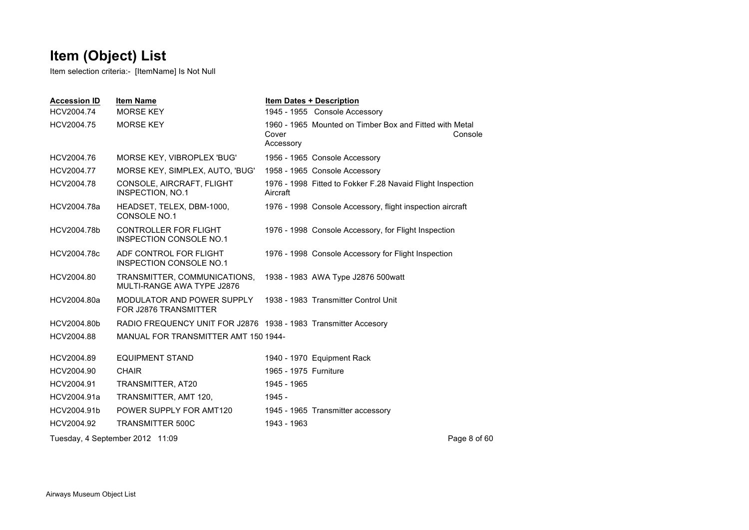# Item (Object) List

Item selection criteria:- [ItemName] Is Not Null

| Accession ID | Item Name | Item Dates + Description |
|---|---|---|
| HCV2004.74 | MORSE KEY | 1945 - 1955 Console Accessory |
| HCV2004.75 | MORSE KEY | 1960 - 1965 Mounted on Timber Box and Fitted with Metal Cover Console Accessory |
| HCV2004.76 | MORSE KEY, VIBROPLEX 'BUG' | 1956 - 1965 Console Accessory |
| HCV2004.77 | MORSE KEY, SIMPLEX, AUTO, 'BUG' | 1958 - 1965 Console Accessory |
| HCV2004.78 | CONSOLE, AIRCRAFT, FLIGHT INSPECTION, NO.1 | 1976 - 1998 Fitted to Fokker F.28 Navaid Flight Inspection Aircraft |
| HCV2004.78a | HEADSET, TELEX, DBM-1000, CONSOLE NO.1 | 1976 - 1998 Console Accessory, flight inspection aircraft |
| HCV2004.78b | CONTROLLER FOR FLIGHT INSPECTION CONSOLE NO.1 | 1976 - 1998 Console Accessory, for Flight Inspection |
| HCV2004.78c | ADF CONTROL FOR FLIGHT INSPECTION CONSOLE NO.1 | 1976 - 1998 Console Accessory for Flight Inspection |
| HCV2004.80 | TRANSMITTER, COMMUNICATIONS, MULTI-RANGE AWA TYPE J2876 | 1938 - 1983 AWA Type J2876 500watt |
| HCV2004.80a | MODULATOR AND POWER SUPPLY FOR J2876 TRANSMITTER | 1938 - 1983 Transmitter Control Unit |
| HCV2004.80b | RADIO FREQUENCY UNIT FOR J2876 | 1938 - 1983 Transmitter Accesory |
| HCV2004.88 | MANUAL FOR TRANSMITTER AMT 150 | 1944- |
| HCV2004.89 | EQUIPMENT STAND | 1940 - 1970 Equipment Rack |
| HCV2004.90 | CHAIR | 1965 - 1975 Furniture |
| HCV2004.91 | TRANSMITTER, AT20 | 1945 - 1965 |
| HCV2004.91a | TRANSMITTER, AMT 120, | 1945 - |
| HCV2004.91b | POWER SUPPLY FOR AMT120 | 1945 - 1965 Transmitter accessory |
| HCV2004.92 | TRANSMITTER 500C | 1943 - 1963 |

Tuesday, 4 September 2012 11:09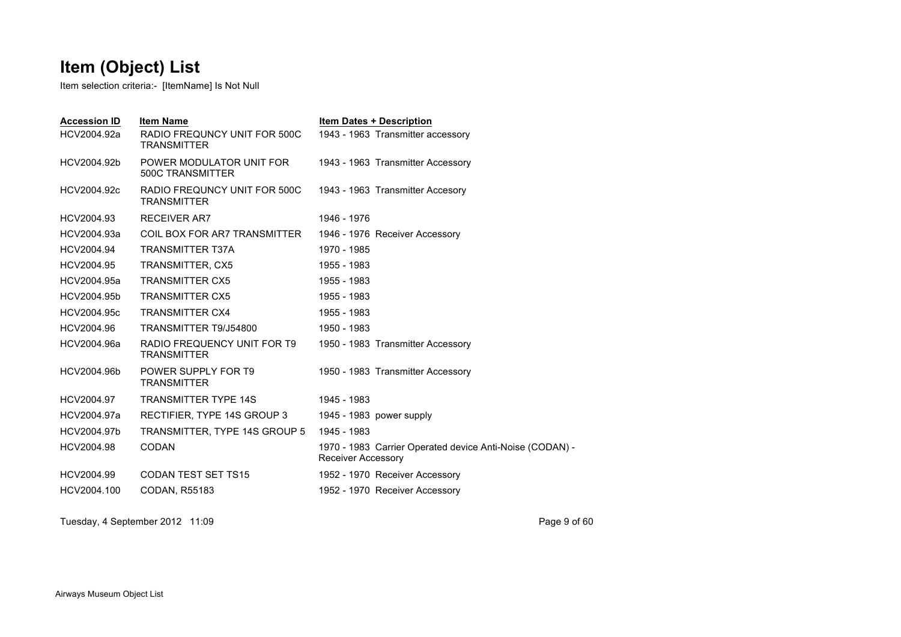# Item (Object) List

Item selection criteria:- [ItemName] Is Not Null

| Accession ID | Item Name | Item Dates + Description |
|---|---|---|
| HCV2004.92a | RADIO FREQUNCY UNIT FOR 500C TRANSMITTER | 1943 - 1963 Transmitter accessory |
| HCV2004.92b | POWER MODULATOR UNIT FOR 500C TRANSMITTER | 1943 - 1963 Transmitter Accessory |
| HCV2004.92c | RADIO FREQUNCY UNIT FOR 500C TRANSMITTER | 1943 - 1963 Transmitter Accesory |
| HCV2004.93 | RECEIVER AR7 | 1946 - 1976 |
| HCV2004.93a | COIL BOX FOR AR7 TRANSMITTER | 1946 - 1976 Receiver Accessory |
| HCV2004.94 | TRANSMITTER T37A | 1970 - 1985 |
| HCV2004.95 | TRANSMITTER, CX5 | 1955 - 1983 |
| HCV2004.95a | TRANSMITTER CX5 | 1955 - 1983 |
| HCV2004.95b | TRANSMITTER CX5 | 1955 - 1983 |
| HCV2004.95c | TRANSMITTER CX4 | 1955 - 1983 |
| HCV2004.96 | TRANSMITTER T9/J54800 | 1950 - 1983 |
| HCV2004.96a | RADIO FREQUENCY UNIT FOR T9 TRANSMITTER | 1950 - 1983 Transmitter Accessory |
| HCV2004.96b | POWER SUPPLY FOR T9 TRANSMITTER | 1950 - 1983 Transmitter Accessory |
| HCV2004.97 | TRANSMITTER TYPE 14S | 1945 - 1983 |
| HCV2004.97a | RECTIFIER, TYPE 14S GROUP 3 | 1945 - 1983 power supply |
| HCV2004.97b | TRANSMITTER, TYPE 14S GROUP 5 | 1945 - 1983 |
| HCV2004.98 | CODAN | 1970 - 1983 Carrier Operated device Anti-Noise (CODAN) - Receiver Accessory |
| HCV2004.99 | CODAN TEST SET TS15 | 1952 - 1970 Receiver Accessory |
| HCV2004.100 | CODAN, R55183 | 1952 - 1970 Receiver Accessory |

Tuesday, 4 September 2012 11:09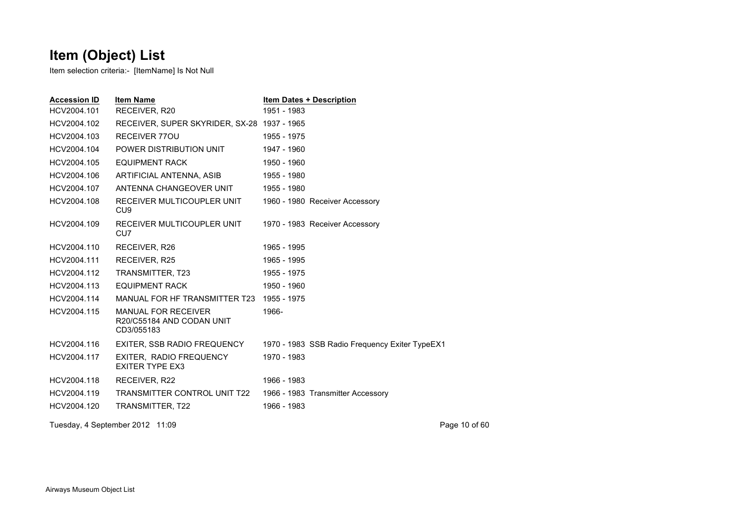# Item (Object) List

Item selection criteria:- [ItemName] Is Not Null

| Accession ID | Item Name | Item Dates + Description |
| --- | --- | --- |
| HCV2004.101 | RECEIVER, R20 | 1951 - 1983 |
| HCV2004.102 | RECEIVER, SUPER SKYRIDER, SX-28 | 1937 - 1965 |
| HCV2004.103 | RECEIVER 77OU | 1955 - 1975 |
| HCV2004.104 | POWER DISTRIBUTION UNIT | 1947 - 1960 |
| HCV2004.105 | EQUIPMENT RACK | 1950 - 1960 |
| HCV2004.106 | ARTIFICIAL ANTENNA, ASIB | 1955 - 1980 |
| HCV2004.107 | ANTENNA CHANGEOVER UNIT | 1955 - 1980 |
| HCV2004.108 | RECEIVER MULTICOUPLER UNIT CU9 | 1960 - 1980 Receiver Accessory |
| HCV2004.109 | RECEIVER MULTICOUPLER UNIT CU7 | 1970 - 1983 Receiver Accessory |
| HCV2004.110 | RECEIVER, R26 | 1965 - 1995 |
| HCV2004.111 | RECEIVER, R25 | 1965 - 1995 |
| HCV2004.112 | TRANSMITTER, T23 | 1955 - 1975 |
| HCV2004.113 | EQUIPMENT RACK | 1950 - 1960 |
| HCV2004.114 | MANUAL FOR HF TRANSMITTER T23 | 1955 - 1975 |
| HCV2004.115 | MANUAL FOR RECEIVER R20/C55184 AND CODAN UNIT CD3/055183 | 1966- |
| HCV2004.116 | EXITER, SSB RADIO FREQUENCY | 1970 - 1983 SSB Radio Frequency Exiter TypeEX1 |
| HCV2004.117 | EXITER, RADIO FREQUENCY EXITER TYPE EX3 | 1970 - 1983 |
| HCV2004.118 | RECEIVER, R22 | 1966 - 1983 |
| HCV2004.119 | TRANSMITTER CONTROL UNIT T22 | 1966 - 1983 Transmitter Accessory |
| HCV2004.120 | TRANSMITTER, T22 | 1966 - 1983 |

Tuesday, 4 September 2012 11:09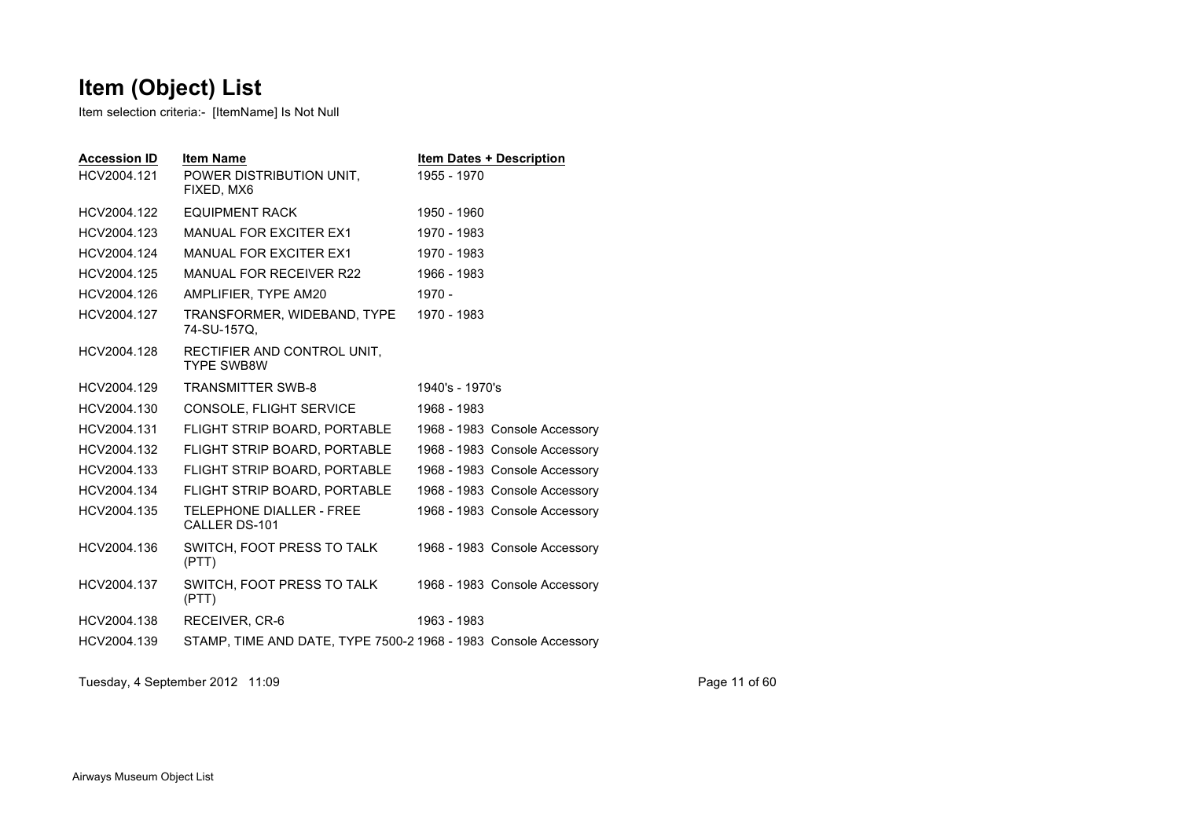# Item (Object) List

Item selection criteria:- [ItemName] Is Not Null

| Accession ID | Item Name | Item Dates + Description |
|---|---|---|
| HCV2004.121 | POWER DISTRIBUTION UNIT, FIXED, MX6 | 1955 - 1970 |
| HCV2004.122 | EQUIPMENT RACK | 1950 - 1960 |
| HCV2004.123 | MANUAL FOR EXCITER EX1 | 1970 - 1983 |
| HCV2004.124 | MANUAL FOR EXCITER EX1 | 1970 - 1983 |
| HCV2004.125 | MANUAL FOR RECEIVER R22 | 1966 - 1983 |
| HCV2004.126 | AMPLIFIER, TYPE AM20 | 1970 - |
| HCV2004.127 | TRANSFORMER, WIDEBAND, TYPE 74-SU-157Q, | 1970 - 1983 |
| HCV2004.128 | RECTIFIER AND CONTROL UNIT, TYPE SWB8W | |
| HCV2004.129 | TRANSMITTER SWB-8 | 1940's - 1970's |
| HCV2004.130 | CONSOLE, FLIGHT SERVICE | 1968 - 1983 |
| HCV2004.131 | FLIGHT STRIP BOARD, PORTABLE | 1968 - 1983 Console Accessory |
| HCV2004.132 | FLIGHT STRIP BOARD, PORTABLE | 1968 - 1983 Console Accessory |
| HCV2004.133 | FLIGHT STRIP BOARD, PORTABLE | 1968 - 1983 Console Accessory |
| HCV2004.134 | FLIGHT STRIP BOARD, PORTABLE | 1968 - 1983 Console Accessory |
| HCV2004.135 | TELEPHONE DIALLER - FREE CALLER DS-101 | 1968 - 1983 Console Accessory |
| HCV2004.136 | SWITCH, FOOT PRESS TO TALK (PTT) | 1968 - 1983 Console Accessory |
| HCV2004.137 | SWITCH, FOOT PRESS TO TALK (PTT) | 1968 - 1983 Console Accessory |
| HCV2004.138 | RECEIVER, CR-6 | 1963 - 1983 |
| HCV2004.139 | STAMP, TIME AND DATE, TYPE 7500-2 | 1968 - 1983 Console Accessory |

Tuesday, 4 September 2012 11:09

Airways Museum Object List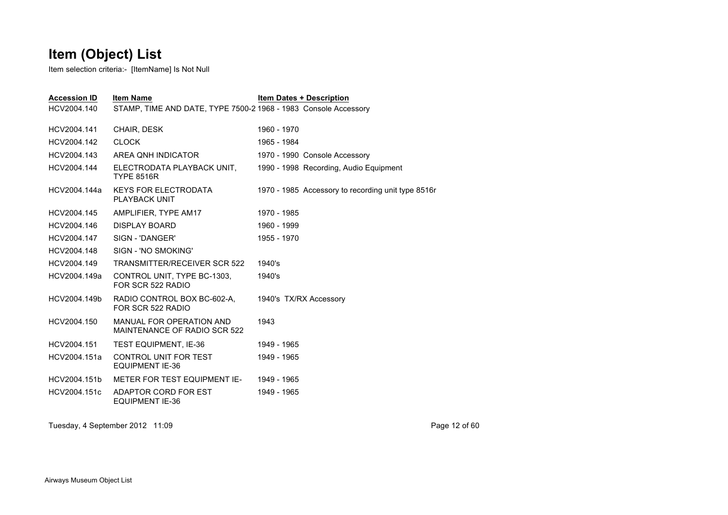# Item (Object) List

Item selection criteria:- [ItemName] Is Not Null

| Accession ID | Item Name | Item Dates + Description |
|---|---|---|
| HCV2004.140 | STAMP, TIME AND DATE, TYPE 7500-2 | 1968 - 1983 Console Accessory |
| HCV2004.141 | CHAIR, DESK | 1960 - 1970 |
| HCV2004.142 | CLOCK | 1965 - 1984 |
| HCV2004.143 | AREA QNH INDICATOR | 1970 - 1990 Console Accessory |
| HCV2004.144 | ELECTRODATA PLAYBACK UNIT, TYPE 8516R | 1990 - 1998 Recording, Audio Equipment |
| HCV2004.144a | KEYS FOR ELECTRODATA PLAYBACK UNIT | 1970 - 1985 Accessory to recording unit type 8516r |
| HCV2004.145 | AMPLIFIER, TYPE AM17 | 1970 - 1985 |
| HCV2004.146 | DISPLAY BOARD | 1960 - 1999 |
| HCV2004.147 | SIGN - 'DANGER' | 1955 - 1970 |
| HCV2004.148 | SIGN - 'NO SMOKING' | |
| HCV2004.149 | TRANSMITTER/RECEIVER SCR 522 | 1940's |
| HCV2004.149a | CONTROL UNIT, TYPE BC-1303, FOR SCR 522 RADIO | 1940's |
| HCV2004.149b | RADIO CONTROL BOX BC-602-A, FOR SCR 522 RADIO | 1940's TX/RX Accessory |
| HCV2004.150 | MANUAL FOR OPERATION AND MAINTENANCE OF RADIO SCR 522 | 1943 |
| HCV2004.151 | TEST EQUIPMENT, IE-36 | 1949 - 1965 |
| HCV2004.151a | CONTROL UNIT FOR TEST EQUIPMENT IE-36 | 1949 - 1965 |
| HCV2004.151b | METER FOR TEST EQUIPMENT IE- | 1949 - 1965 |
| HCV2004.151c | ADAPTOR CORD FOR EST EQUIPMENT IE-36 | 1949 - 1965 |

Tuesday, 4 September 2012 11:09

Airways Museum Object List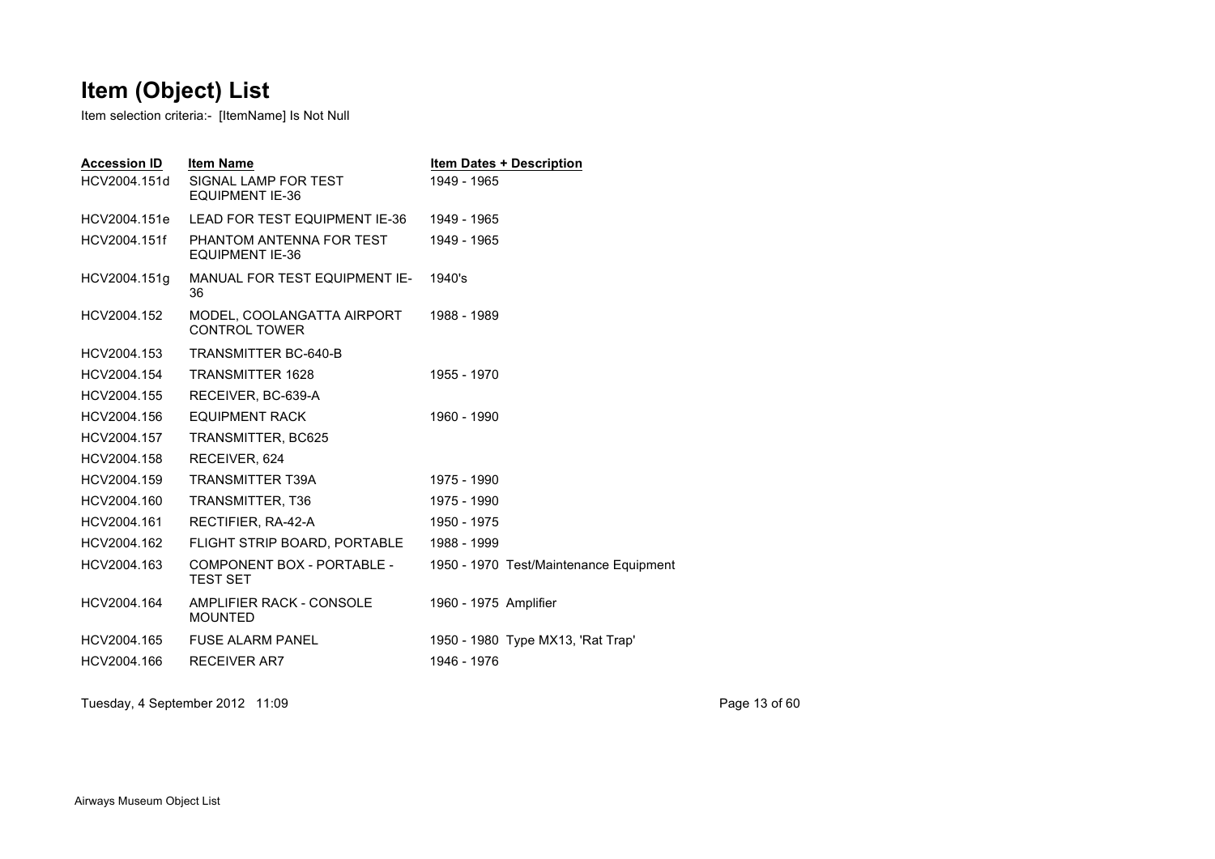# Item (Object) List

Item selection criteria:- [ItemName] Is Not Null

| Accession ID | Item Name | Item Dates + Description |
|---|---|---|
| HCV2004.151d | SIGNAL LAMP FOR TEST EQUIPMENT IE-36 | 1949 - 1965 |
| HCV2004.151e | LEAD FOR TEST EQUIPMENT IE-36 | 1949 - 1965 |
| HCV2004.151f | PHANTOM ANTENNA FOR TEST EQUIPMENT IE-36 | 1949 - 1965 |
| HCV2004.151g | MANUAL FOR TEST EQUIPMENT IE-36 | 1940's |
| HCV2004.152 | MODEL, COOLANGATTA AIRPORT CONTROL TOWER | 1988 - 1989 |
| HCV2004.153 | TRANSMITTER BC-640-B | |
| HCV2004.154 | TRANSMITTER 1628 | 1955 - 1970 |
| HCV2004.155 | RECEIVER, BC-639-A | |
| HCV2004.156 | EQUIPMENT RACK | 1960 - 1990 |
| HCV2004.157 | TRANSMITTER, BC625 | |
| HCV2004.158 | RECEIVER, 624 | |
| HCV2004.159 | TRANSMITTER T39A | 1975 - 1990 |
| HCV2004.160 | TRANSMITTER, T36 | 1975 - 1990 |
| HCV2004.161 | RECTIFIER, RA-42-A | 1950 - 1975 |
| HCV2004.162 | FLIGHT STRIP BOARD, PORTABLE | 1988 - 1999 |
| HCV2004.163 | COMPONENT BOX - PORTABLE - TEST SET | 1950 - 1970 Test/Maintenance Equipment |
| HCV2004.164 | AMPLIFIER RACK - CONSOLE MOUNTED | 1960 - 1975 Amplifier |
| HCV2004.165 | FUSE ALARM PANEL | 1950 - 1980 Type MX13, 'Rat Trap' |
| HCV2004.166 | RECEIVER AR7 | 1946 - 1976 |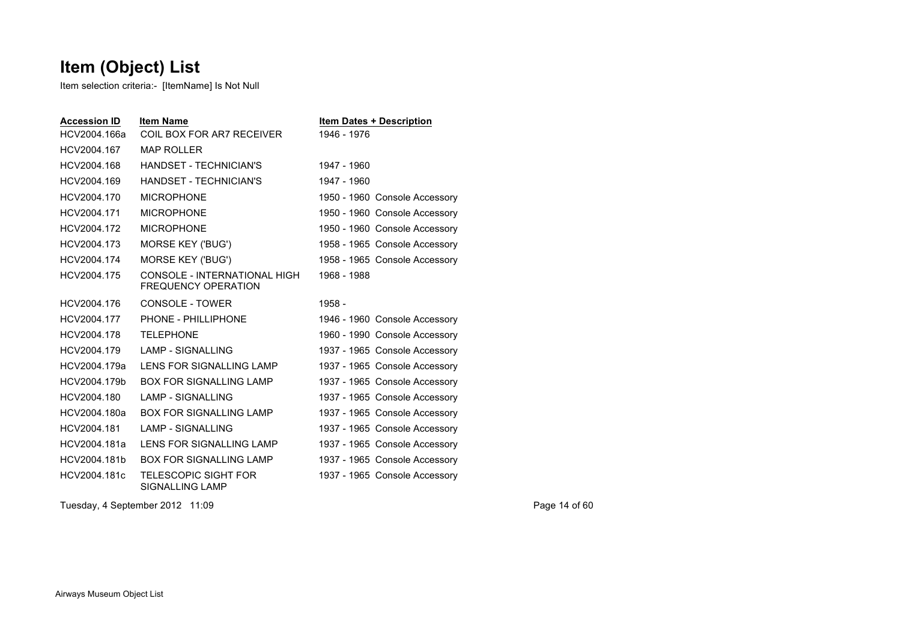# Item (Object) List

Item selection criteria:- [ItemName] Is Not Null

| Accession ID | Item Name | Item Dates + Description |
|---|---|---|
| HCV2004.166a | COIL BOX FOR AR7 RECEIVER | 1946 - 1976 |
| HCV2004.167 | MAP ROLLER | |
| HCV2004.168 | HANDSET - TECHNICIAN'S | 1947 - 1960 |
| HCV2004.169 | HANDSET - TECHNICIAN'S | 1947 - 1960 |
| HCV2004.170 | MICROPHONE | 1950 - 1960 Console Accessory |
| HCV2004.171 | MICROPHONE | 1950 - 1960 Console Accessory |
| HCV2004.172 | MICROPHONE | 1950 - 1960 Console Accessory |
| HCV2004.173 | MORSE KEY ('BUG') | 1958 - 1965 Console Accessory |
| HCV2004.174 | MORSE KEY ('BUG') | 1958 - 1965 Console Accessory |
| HCV2004.175 | CONSOLE - INTERNATIONAL HIGH FREQUENCY OPERATION | 1968 - 1988 |
| HCV2004.176 | CONSOLE - TOWER | 1958 - |
| HCV2004.177 | PHONE - PHILLIPHONE | 1946 - 1960 Console Accessory |
| HCV2004.178 | TELEPHONE | 1960 - 1990 Console Accessory |
| HCV2004.179 | LAMP - SIGNALLING | 1937 - 1965 Console Accessory |
| HCV2004.179a | LENS FOR SIGNALLING LAMP | 1937 - 1965 Console Accessory |
| HCV2004.179b | BOX FOR SIGNALLING LAMP | 1937 - 1965 Console Accessory |
| HCV2004.180 | LAMP - SIGNALLING | 1937 - 1965 Console Accessory |
| HCV2004.180a | BOX FOR SIGNALLING LAMP | 1937 - 1965 Console Accessory |
| HCV2004.181 | LAMP - SIGNALLING | 1937 - 1965 Console Accessory |
| HCV2004.181a | LENS FOR SIGNALLING LAMP | 1937 - 1965 Console Accessory |
| HCV2004.181b | BOX FOR SIGNALLING LAMP | 1937 - 1965 Console Accessory |
| HCV2004.181c | TELESCOPIC SIGHT FOR SIGNALLING LAMP | 1937 - 1965 Console Accessory |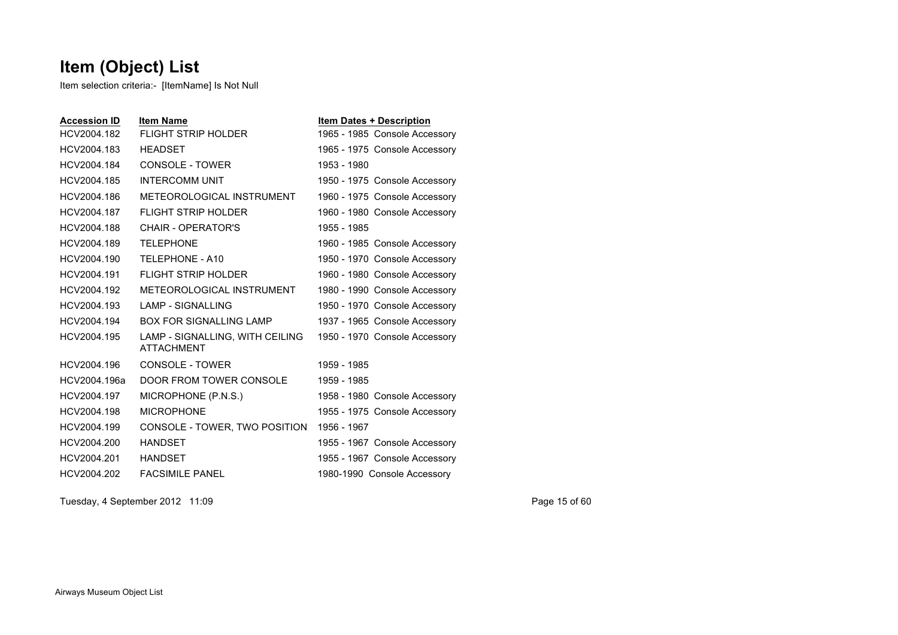# Item (Object) List

Item selection criteria:- [ItemName] Is Not Null

| Accession ID | Item Name | Item Dates + Description |
| --- | --- | --- |
| HCV2004.182 | FLIGHT STRIP HOLDER | 1965 - 1985 Console Accessory |
| HCV2004.183 | HEADSET | 1965 - 1975 Console Accessory |
| HCV2004.184 | CONSOLE - TOWER | 1953 - 1980 |
| HCV2004.185 | INTERCOMM UNIT | 1950 - 1975 Console Accessory |
| HCV2004.186 | METEOROLOGICAL INSTRUMENT | 1960 - 1975 Console Accessory |
| HCV2004.187 | FLIGHT STRIP HOLDER | 1960 - 1980 Console Accessory |
| HCV2004.188 | CHAIR - OPERATOR'S | 1955 - 1985 |
| HCV2004.189 | TELEPHONE | 1960 - 1985 Console Accessory |
| HCV2004.190 | TELEPHONE - A10 | 1950 - 1970 Console Accessory |
| HCV2004.191 | FLIGHT STRIP HOLDER | 1960 - 1980 Console Accessory |
| HCV2004.192 | METEOROLOGICAL INSTRUMENT | 1980 - 1990 Console Accessory |
| HCV2004.193 | LAMP - SIGNALLING | 1950 - 1970 Console Accessory |
| HCV2004.194 | BOX FOR SIGNALLING LAMP | 1937 - 1965 Console Accessory |
| HCV2004.195 | LAMP - SIGNALLING, WITH CEILING ATTACHMENT | 1950 - 1970 Console Accessory |
| HCV2004.196 | CONSOLE - TOWER | 1959 - 1985 |
| HCV2004.196a | DOOR FROM TOWER CONSOLE | 1959 - 1985 |
| HCV2004.197 | MICROPHONE (P.N.S.) | 1958 - 1980 Console Accessory |
| HCV2004.198 | MICROPHONE | 1955 - 1975 Console Accessory |
| HCV2004.199 | CONSOLE - TOWER, TWO POSITION | 1956 - 1967 |
| HCV2004.200 | HANDSET | 1955 - 1967 Console Accessory |
| HCV2004.201 | HANDSET | 1955 - 1967 Console Accessory |
| HCV2004.202 | FACSIMILE PANEL | 1980-1990 Console Accessory |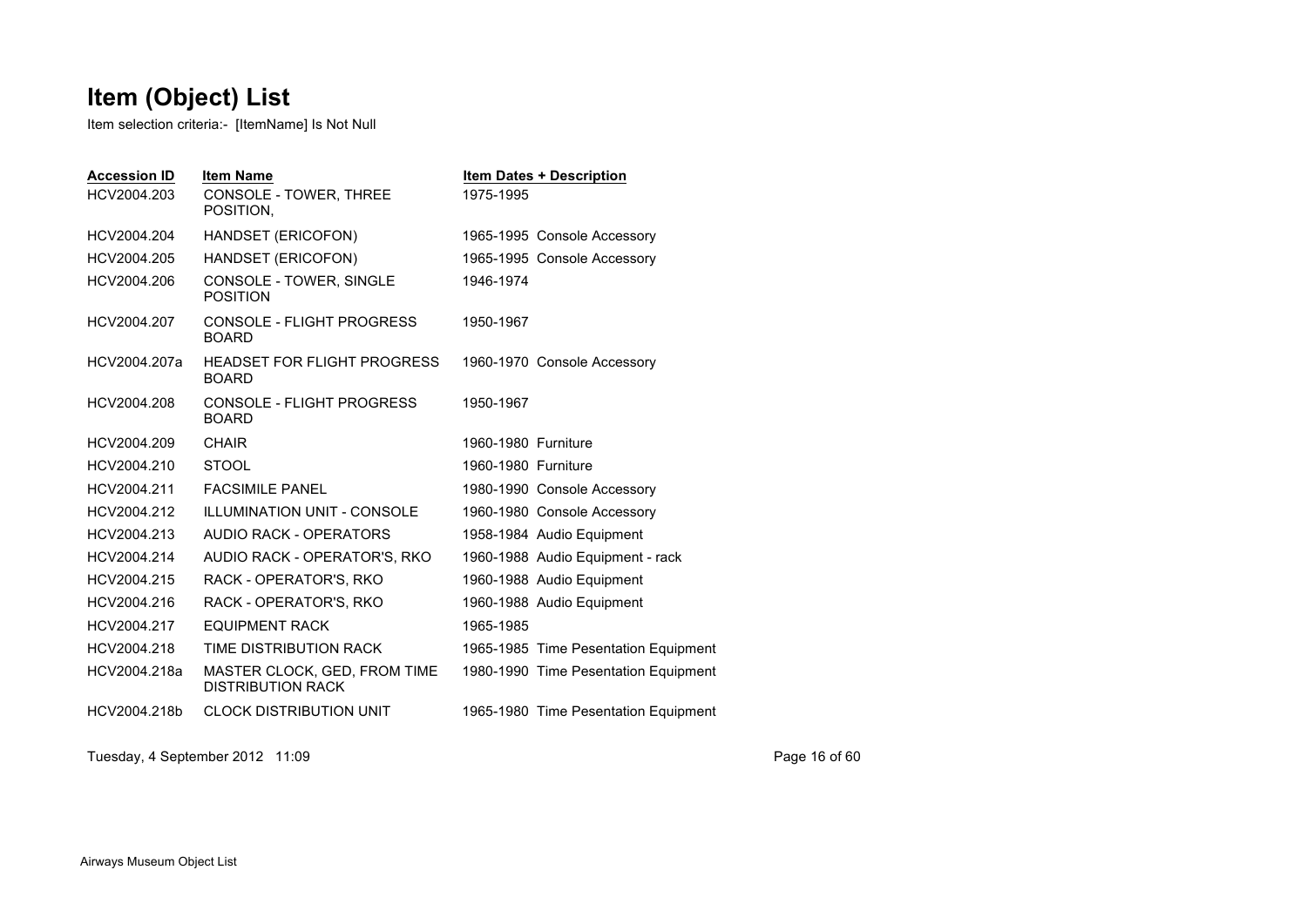# Item (Object) List

Item selection criteria:- [ItemName] Is Not Null

| Accession ID | Item Name | Item Dates + Description |
|---|---|---|
| HCV2004.203 | CONSOLE - TOWER, THREE POSITION, | 1975-1995 |
| HCV2004.204 | HANDSET (ERICOFON) | 1965-1995 Console Accessory |
| HCV2004.205 | HANDSET (ERICOFON) | 1965-1995 Console Accessory |
| HCV2004.206 | CONSOLE - TOWER, SINGLE POSITION | 1946-1974 |
| HCV2004.207 | CONSOLE - FLIGHT PROGRESS BOARD | 1950-1967 |
| HCV2004.207a | HEADSET FOR FLIGHT PROGRESS BOARD | 1960-1970 Console Accessory |
| HCV2004.208 | CONSOLE - FLIGHT PROGRESS BOARD | 1950-1967 |
| HCV2004.209 | CHAIR | 1960-1980 Furniture |
| HCV2004.210 | STOOL | 1960-1980 Furniture |
| HCV2004.211 | FACSIMILE PANEL | 1980-1990 Console Accessory |
| HCV2004.212 | ILLUMINATION UNIT - CONSOLE | 1960-1980 Console Accessory |
| HCV2004.213 | AUDIO RACK - OPERATORS | 1958-1984 Audio Equipment |
| HCV2004.214 | AUDIO RACK - OPERATOR'S, RKO | 1960-1988 Audio Equipment - rack |
| HCV2004.215 | RACK - OPERATOR'S, RKO | 1960-1988 Audio Equipment |
| HCV2004.216 | RACK - OPERATOR'S, RKO | 1960-1988 Audio Equipment |
| HCV2004.217 | EQUIPMENT RACK | 1965-1985 |
| HCV2004.218 | TIME DISTRIBUTION RACK | 1965-1985 Time Pesentation Equipment |
| HCV2004.218a | MASTER CLOCK, GED, FROM TIME DISTRIBUTION RACK | 1980-1990 Time Pesentation Equipment |
| HCV2004.218b | CLOCK DISTRIBUTION UNIT | 1965-1980 Time Pesentation Equipment |

Tuesday, 4 September 2012 11:09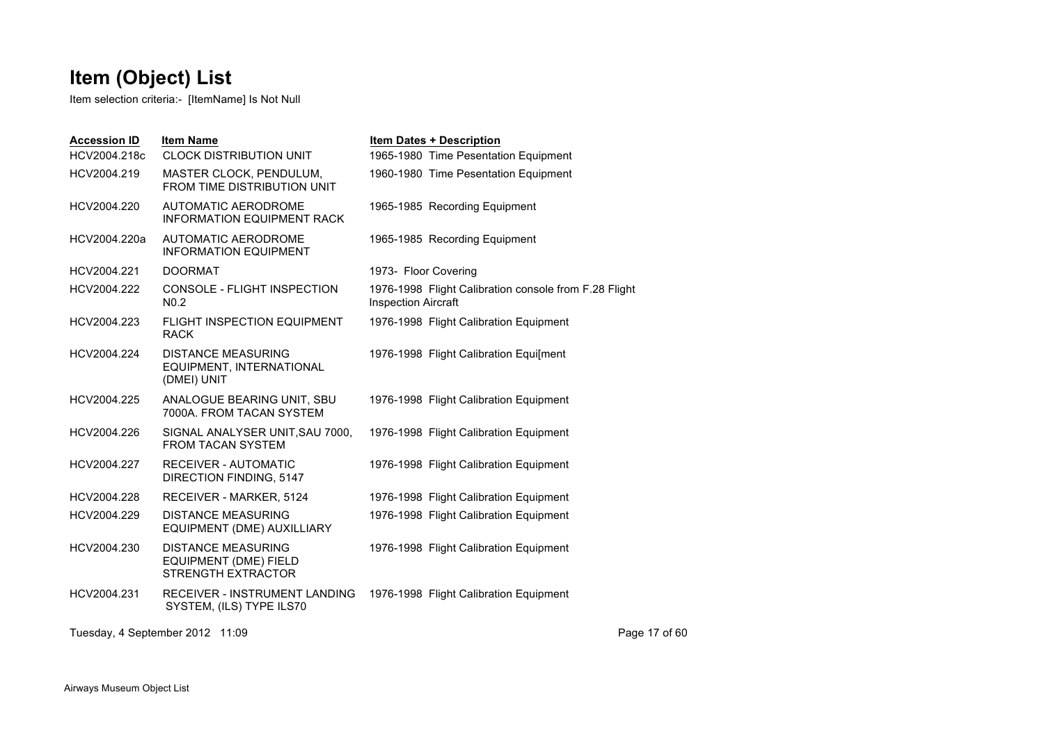# Item (Object) List

Item selection criteria:- [ItemName] Is Not Null

| Accession ID | Item Name | Item Dates + Description |
|---|---|---|
| HCV2004.218c | CLOCK DISTRIBUTION UNIT | 1965-1980 Time Pesentation Equipment |
| HCV2004.219 | MASTER CLOCK, PENDULUM, FROM TIME DISTRIBUTION UNIT | 1960-1980 Time Pesentation Equipment |
| HCV2004.220 | AUTOMATIC AERODROME INFORMATION EQUIPMENT RACK | 1965-1985 Recording Equipment |
| HCV2004.220a | AUTOMATIC AERODROME INFORMATION EQUIPMENT | 1965-1985 Recording Equipment |
| HCV2004.221 | DOORMAT | 1973- Floor Covering |
| HCV2004.222 | CONSOLE - FLIGHT INSPECTION N0.2 | 1976-1998 Flight Calibration console from F.28 Flight Inspection Aircraft |
| HCV2004.223 | FLIGHT INSPECTION EQUIPMENT RACK | 1976-1998 Flight Calibration Equipment |
| HCV2004.224 | DISTANCE MEASURING EQUIPMENT, INTERNATIONAL (DMEI) UNIT | 1976-1998 Flight Calibration Equi[ment |
| HCV2004.225 | ANALOGUE BEARING UNIT, SBU 7000A. FROM TACAN SYSTEM | 1976-1998 Flight Calibration Equipment |
| HCV2004.226 | SIGNAL ANALYSER UNIT,SAU 7000, FROM TACAN SYSTEM | 1976-1998 Flight Calibration Equipment |
| HCV2004.227 | RECEIVER - AUTOMATIC DIRECTION FINDING, 5147 | 1976-1998 Flight Calibration Equipment |
| HCV2004.228 | RECEIVER - MARKER, 5124 | 1976-1998 Flight Calibration Equipment |
| HCV2004.229 | DISTANCE MEASURING EQUIPMENT (DME) AUXILLIARY | 1976-1998 Flight Calibration Equipment |
| HCV2004.230 | DISTANCE MEASURING EQUIPMENT (DME) FIELD STRENGTH EXTRACTOR | 1976-1998 Flight Calibration Equipment |
| HCV2004.231 | RECEIVER - INSTRUMENT LANDING SYSTEM, (ILS) TYPE ILS70 | 1976-1998 Flight Calibration Equipment |

Tuesday, 4 September 2012 11:09

Airways Museum Object List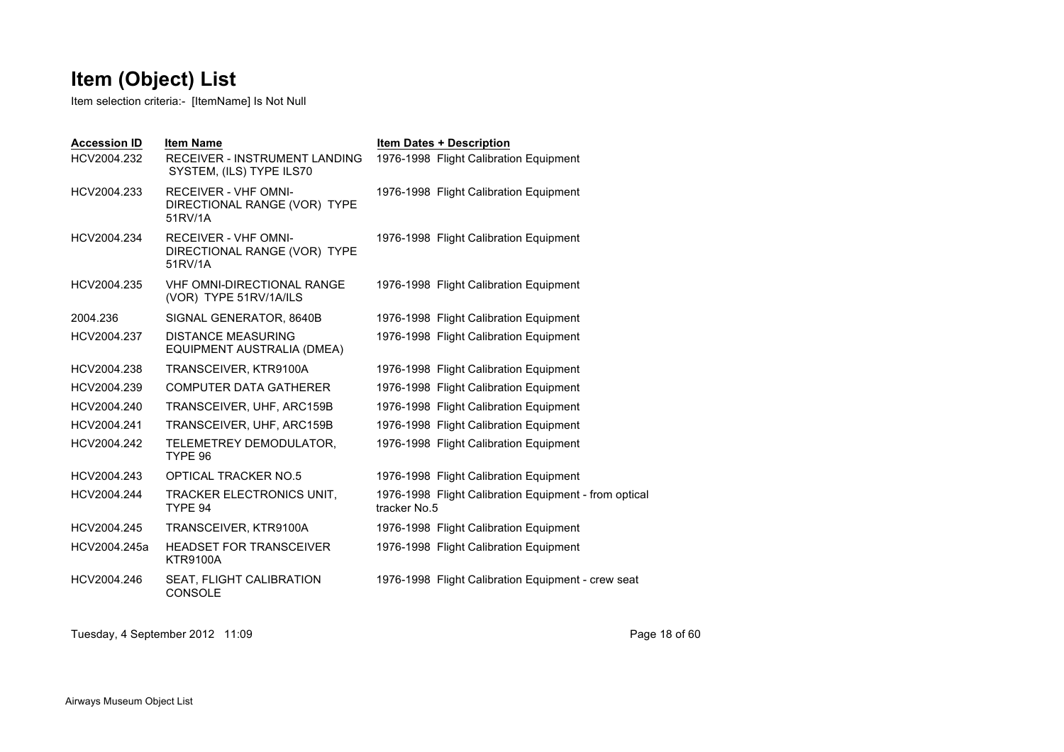# Item (Object) List

Item selection criteria:- [ItemName] Is Not Null

| Accession ID | Item Name | Item Dates + Description |
|---|---|---|
| HCV2004.232 | RECEIVER - INSTRUMENT LANDING SYSTEM, (ILS) TYPE ILS70 | 1976-1998 Flight Calibration Equipment |
| HCV2004.233 | RECEIVER - VHF OMNI-DIRECTIONAL RANGE (VOR) TYPE 51RV/1A | 1976-1998 Flight Calibration Equipment |
| HCV2004.234 | RECEIVER - VHF OMNI-DIRECTIONAL RANGE (VOR) TYPE 51RV/1A | 1976-1998 Flight Calibration Equipment |
| HCV2004.235 | VHF OMNI-DIRECTIONAL RANGE (VOR) TYPE 51RV/1A/ILS | 1976-1998 Flight Calibration Equipment |
| 2004.236 | SIGNAL GENERATOR, 8640B | 1976-1998 Flight Calibration Equipment |
| HCV2004.237 | DISTANCE MEASURING EQUIPMENT AUSTRALIA (DMEA) | 1976-1998 Flight Calibration Equipment |
| HCV2004.238 | TRANSCEIVER, KTR9100A | 1976-1998 Flight Calibration Equipment |
| HCV2004.239 | COMPUTER DATA GATHERER | 1976-1998 Flight Calibration Equipment |
| HCV2004.240 | TRANSCEIVER, UHF, ARC159B | 1976-1998 Flight Calibration Equipment |
| HCV2004.241 | TRANSCEIVER, UHF, ARC159B | 1976-1998 Flight Calibration Equipment |
| HCV2004.242 | TELEMETREY DEMODULATOR, TYPE 96 | 1976-1998 Flight Calibration Equipment |
| HCV2004.243 | OPTICAL TRACKER NO.5 | 1976-1998 Flight Calibration Equipment |
| HCV2004.244 | TRACKER ELECTRONICS UNIT, TYPE 94 | 1976-1998 Flight Calibration Equipment - from optical tracker No.5 |
| HCV2004.245 | TRANSCEIVER, KTR9100A | 1976-1998 Flight Calibration Equipment |
| HCV2004.245a | HEADSET FOR TRANSCEIVER KTR9100A | 1976-1998 Flight Calibration Equipment |
| HCV2004.246 | SEAT, FLIGHT CALIBRATION CONSOLE | 1976-1998 Flight Calibration Equipment - crew seat |

Tuesday, 4 September 2012 11:09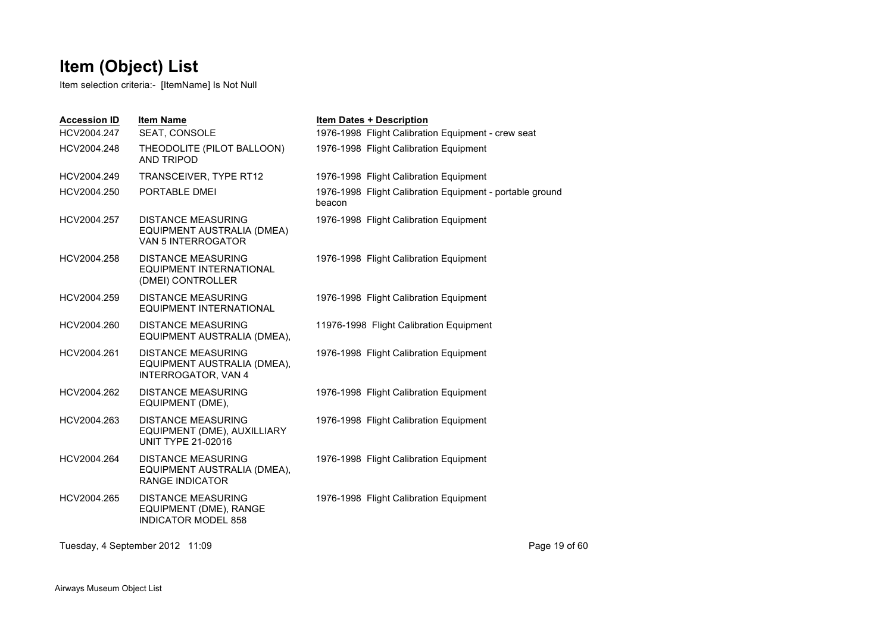# Item (Object) List

Item selection criteria:- [ItemName] Is Not Null

| Accession ID | Item Name | Item Dates + Description |
| --- | --- | --- |
| HCV2004.247 | SEAT, CONSOLE | 1976-1998 Flight Calibration Equipment - crew seat |
| HCV2004.248 | THEODOLITE (PILOT BALLOON) AND TRIPOD | 1976-1998 Flight Calibration Equipment |
| HCV2004.249 | TRANSCEIVER, TYPE RT12 | 1976-1998 Flight Calibration Equipment |
| HCV2004.250 | PORTABLE DMEI | 1976-1998 Flight Calibration Equipment - portable ground beacon |
| HCV2004.257 | DISTANCE MEASURING EQUIPMENT AUSTRALIA (DMEA) VAN 5 INTERROGATOR | 1976-1998 Flight Calibration Equipment |
| HCV2004.258 | DISTANCE MEASURING EQUIPMENT INTERNATIONAL (DMEI) CONTROLLER | 1976-1998 Flight Calibration Equipment |
| HCV2004.259 | DISTANCE MEASURING EQUIPMENT INTERNATIONAL | 1976-1998 Flight Calibration Equipment |
| HCV2004.260 | DISTANCE MEASURING EQUIPMENT AUSTRALIA (DMEA), | 11976-1998 Flight Calibration Equipment |
| HCV2004.261 | DISTANCE MEASURING EQUIPMENT AUSTRALIA (DMEA), INTERROGATOR, VAN 4 | 1976-1998 Flight Calibration Equipment |
| HCV2004.262 | DISTANCE MEASURING EQUIPMENT (DME), | 1976-1998 Flight Calibration Equipment |
| HCV2004.263 | DISTANCE MEASURING EQUIPMENT (DME), AUXILLIARY UNIT TYPE 21-02016 | 1976-1998 Flight Calibration Equipment |
| HCV2004.264 | DISTANCE MEASURING EQUIPMENT AUSTRALIA (DMEA), RANGE INDICATOR | 1976-1998 Flight Calibration Equipment |
| HCV2004.265 | DISTANCE MEASURING EQUIPMENT (DME), RANGE INDICATOR MODEL 858 | 1976-1998 Flight Calibration Equipment |

Tuesday, 4 September 2012 11:09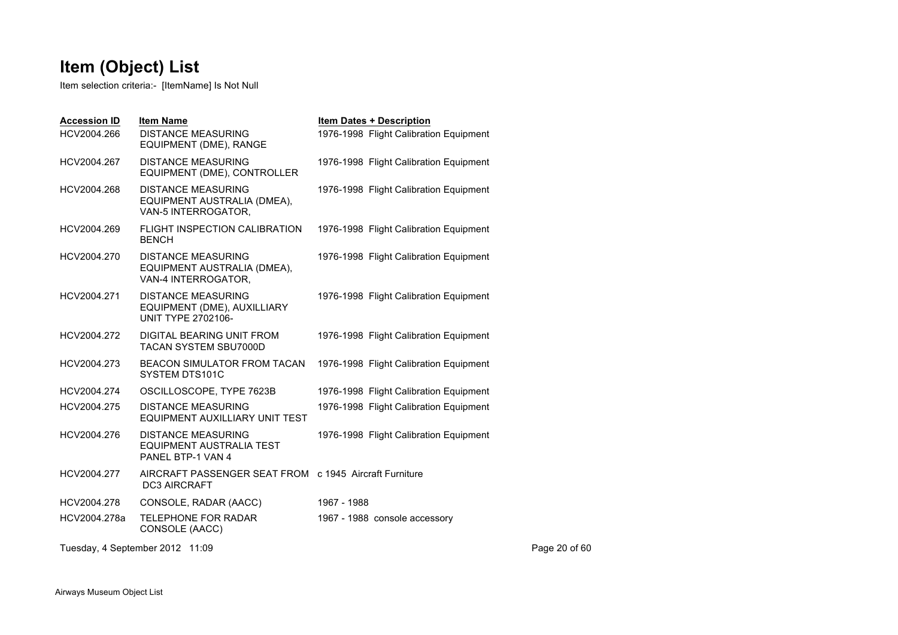# Item (Object) List

Item selection criteria:- [ItemName] Is Not Null

| Accession ID | Item Name | Item Dates + Description |
| --- | --- | --- |
| HCV2004.266 | DISTANCE MEASURING EQUIPMENT (DME), RANGE | 1976-1998 Flight Calibration Equipment |
| HCV2004.267 | DISTANCE MEASURING EQUIPMENT (DME), CONTROLLER | 1976-1998 Flight Calibration Equipment |
| HCV2004.268 | DISTANCE MEASURING EQUIPMENT AUSTRALIA (DMEA), VAN-5 INTERROGATOR, | 1976-1998 Flight Calibration Equipment |
| HCV2004.269 | FLIGHT INSPECTION CALIBRATION BENCH | 1976-1998 Flight Calibration Equipment |
| HCV2004.270 | DISTANCE MEASURING EQUIPMENT AUSTRALIA (DMEA), VAN-4 INTERROGATOR, | 1976-1998 Flight Calibration Equipment |
| HCV2004.271 | DISTANCE MEASURING EQUIPMENT (DME), AUXILLIARY UNIT TYPE 2702106- | 1976-1998 Flight Calibration Equipment |
| HCV2004.272 | DIGITAL BEARING UNIT FROM TACAN SYSTEM SBU7000D | 1976-1998 Flight Calibration Equipment |
| HCV2004.273 | BEACON SIMULATOR FROM TACAN SYSTEM DTS101C | 1976-1998 Flight Calibration Equipment |
| HCV2004.274 | OSCILLOSCOPE, TYPE 7623B | 1976-1998 Flight Calibration Equipment |
| HCV2004.275 | DISTANCE MEASURING EQUIPMENT AUXILLIARY UNIT TEST | 1976-1998 Flight Calibration Equipment |
| HCV2004.276 | DISTANCE MEASURING EQUIPMENT AUSTRALIA TEST PANEL BTP-1 VAN 4 | 1976-1998 Flight Calibration Equipment |
| HCV2004.277 | AIRCRAFT PASSENGER SEAT FROM DC3 AIRCRAFT | c 1945 Aircraft Furniture |
| HCV2004.278 | CONSOLE, RADAR (AACC) | 1967 - 1988 |
| HCV2004.278a | TELEPHONE FOR RADAR CONSOLE (AACC) | 1967 - 1988 console accessory |

Tuesday, 4 September 2012 11:09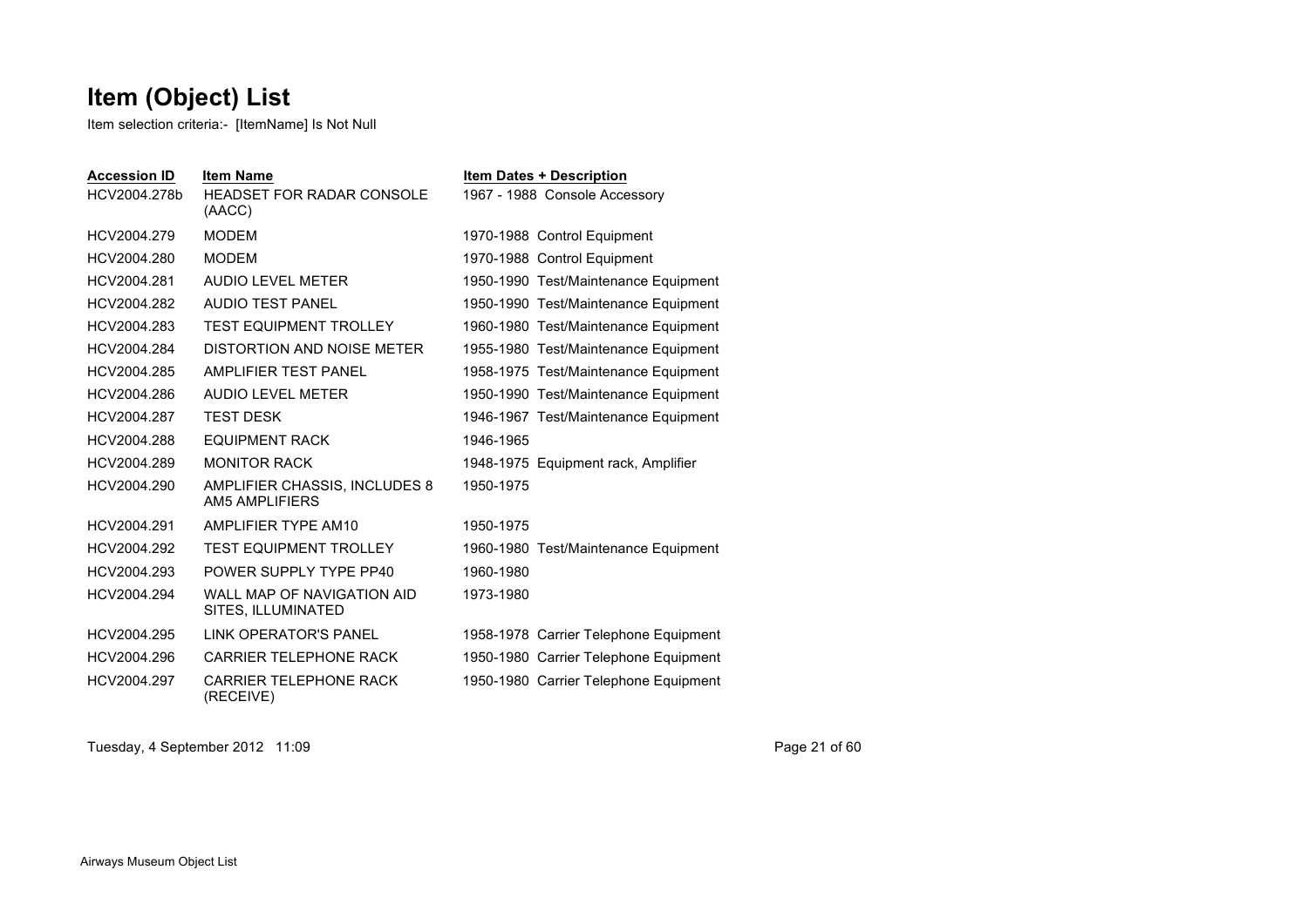# Item (Object) List

Item selection criteria:- [ItemName] Is Not Null

| Accession ID | Item Name | Item Dates + Description |
|---|---|---|
| HCV2004.278b | HEADSET FOR RADAR CONSOLE (AACC) | 1967 - 1988 Console Accessory |
| HCV2004.279 | MODEM | 1970-1988 Control Equipment |
| HCV2004.280 | MODEM | 1970-1988 Control Equipment |
| HCV2004.281 | AUDIO LEVEL METER | 1950-1990 Test/Maintenance Equipment |
| HCV2004.282 | AUDIO TEST PANEL | 1950-1990 Test/Maintenance Equipment |
| HCV2004.283 | TEST EQUIPMENT TROLLEY | 1960-1980 Test/Maintenance Equipment |
| HCV2004.284 | DISTORTION AND NOISE METER | 1955-1980 Test/Maintenance Equipment |
| HCV2004.285 | AMPLIFIER TEST PANEL | 1958-1975 Test/Maintenance Equipment |
| HCV2004.286 | AUDIO LEVEL METER | 1950-1990 Test/Maintenance Equipment |
| HCV2004.287 | TEST DESK | 1946-1967 Test/Maintenance Equipment |
| HCV2004.288 | EQUIPMENT RACK | 1946-1965 |
| HCV2004.289 | MONITOR RACK | 1948-1975 Equipment rack, Amplifier |
| HCV2004.290 | AMPLIFIER CHASSIS, INCLUDES 8 AM5 AMPLIFIERS | 1950-1975 |
| HCV2004.291 | AMPLIFIER TYPE AM10 | 1950-1975 |
| HCV2004.292 | TEST EQUIPMENT TROLLEY | 1960-1980 Test/Maintenance Equipment |
| HCV2004.293 | POWER SUPPLY TYPE PP40 | 1960-1980 |
| HCV2004.294 | WALL MAP OF NAVIGATION AID SITES, ILLUMINATED | 1973-1980 |
| HCV2004.295 | LINK OPERATOR'S PANEL | 1958-1978 Carrier Telephone Equipment |
| HCV2004.296 | CARRIER TELEPHONE RACK | 1950-1980 Carrier Telephone Equipment |
| HCV2004.297 | CARRIER TELEPHONE RACK (RECEIVE) | 1950-1980 Carrier Telephone Equipment |

Tuesday, 4 September 2012 11:09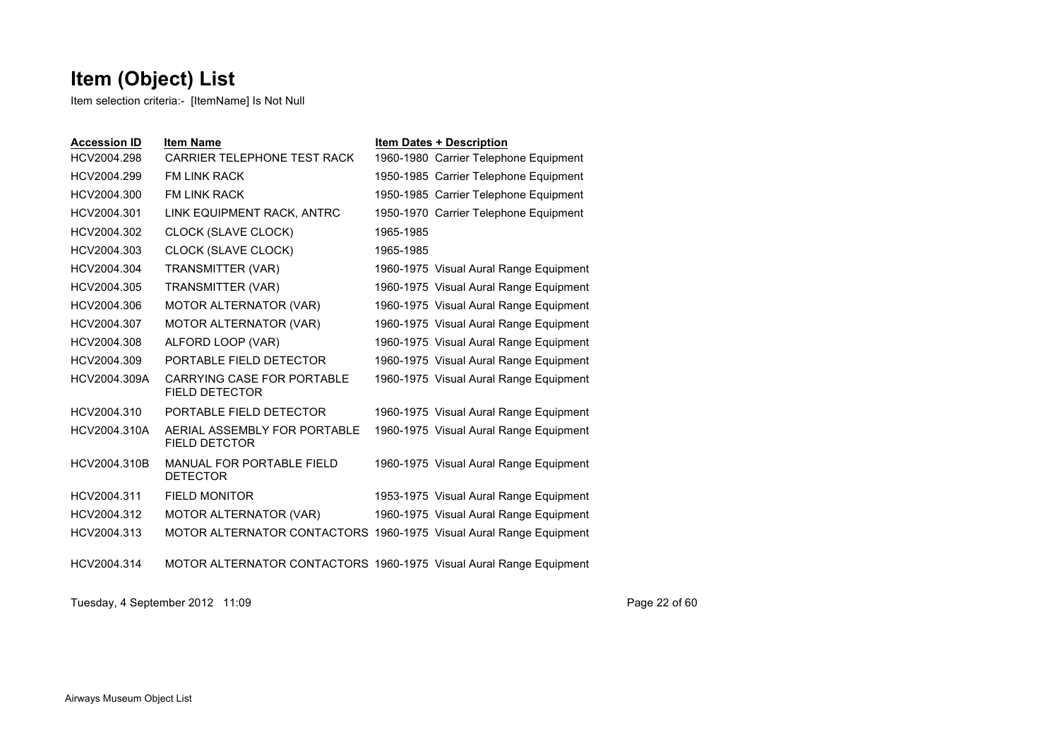# Item (Object) List

Item selection criteria:- [ItemName] Is Not Null

| Accession ID | Item Name | Item Dates + Description |
|---|---|---|
| HCV2004.298 | CARRIER TELEPHONE TEST RACK | 1960-1980 Carrier Telephone Equipment |
| HCV2004.299 | FM LINK RACK | 1950-1985 Carrier Telephone Equipment |
| HCV2004.300 | FM LINK RACK | 1950-1985 Carrier Telephone Equipment |
| HCV2004.301 | LINK EQUIPMENT RACK, ANTRC | 1950-1970 Carrier Telephone Equipment |
| HCV2004.302 | CLOCK (SLAVE CLOCK) | 1965-1985 |
| HCV2004.303 | CLOCK (SLAVE CLOCK) | 1965-1985 |
| HCV2004.304 | TRANSMITTER (VAR) | 1960-1975 Visual Aural Range Equipment |
| HCV2004.305 | TRANSMITTER (VAR) | 1960-1975 Visual Aural Range Equipment |
| HCV2004.306 | MOTOR ALTERNATOR (VAR) | 1960-1975 Visual Aural Range Equipment |
| HCV2004.307 | MOTOR ALTERNATOR (VAR) | 1960-1975 Visual Aural Range Equipment |
| HCV2004.308 | ALFORD LOOP (VAR) | 1960-1975 Visual Aural Range Equipment |
| HCV2004.309 | PORTABLE FIELD DETECTOR | 1960-1975 Visual Aural Range Equipment |
| HCV2004.309A | CARRYING CASE FOR PORTABLE FIELD DETECTOR | 1960-1975 Visual Aural Range Equipment |
| HCV2004.310 | PORTABLE FIELD DETECTOR | 1960-1975 Visual Aural Range Equipment |
| HCV2004.310A | AERIAL ASSEMBLY FOR PORTABLE FIELD DETCTOR | 1960-1975 Visual Aural Range Equipment |
| HCV2004.310B | MANUAL FOR PORTABLE FIELD DETECTOR | 1960-1975 Visual Aural Range Equipment |
| HCV2004.311 | FIELD MONITOR | 1953-1975 Visual Aural Range Equipment |
| HCV2004.312 | MOTOR ALTERNATOR (VAR) | 1960-1975 Visual Aural Range Equipment |
| HCV2004.313 | MOTOR ALTERNATOR CONTACTORS | 1960-1975 Visual Aural Range Equipment |
| HCV2004.314 | MOTOR ALTERNATOR CONTACTORS | 1960-1975 Visual Aural Range Equipment |

Tuesday, 4 September 2012 11:09

Airways Museum Object List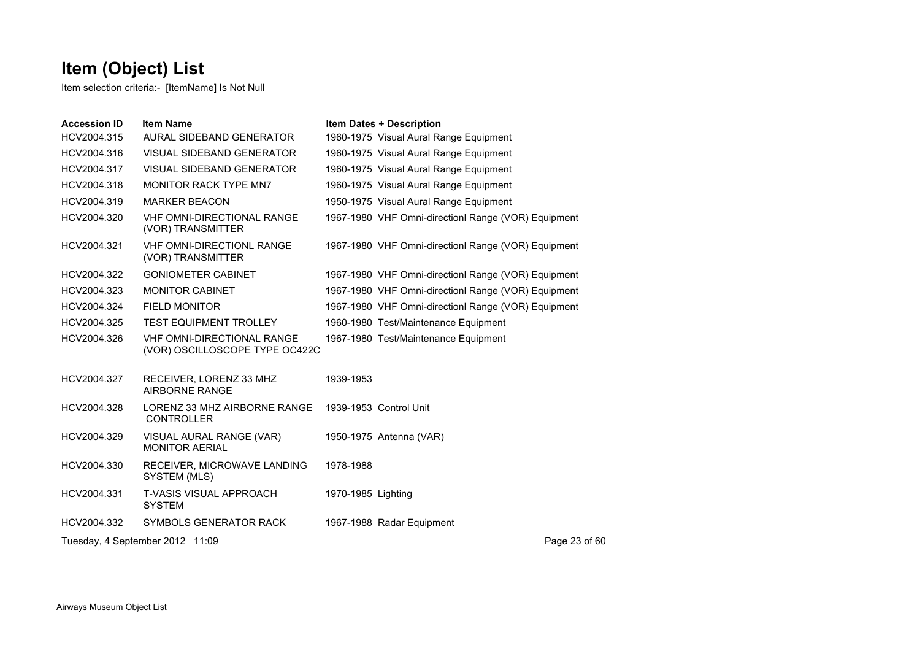# Item (Object) List

Item selection criteria:- [ItemName] Is Not Null

| Accession ID | Item Name | Item Dates + Description |
|---|---|---|
| HCV2004.315 | AURAL SIDEBAND GENERATOR | 1960-1975 Visual Aural Range Equipment |
| HCV2004.316 | VISUAL SIDEBAND GENERATOR | 1960-1975 Visual Aural Range Equipment |
| HCV2004.317 | VISUAL SIDEBAND GENERATOR | 1960-1975 Visual Aural Range Equipment |
| HCV2004.318 | MONITOR RACK TYPE MN7 | 1960-1975 Visual Aural Range Equipment |
| HCV2004.319 | MARKER BEACON | 1950-1975 Visual Aural Range Equipment |
| HCV2004.320 | VHF OMNI-DIRECTIONAL RANGE (VOR) TRANSMITTER | 1967-1980 VHF Omni-directionl Range (VOR) Equipment |
| HCV2004.321 | VHF OMNI-DIRECTIONL RANGE (VOR) TRANSMITTER | 1967-1980 VHF Omni-directionl Range (VOR) Equipment |
| HCV2004.322 | GONIOMETER CABINET | 1967-1980 VHF Omni-directionl Range (VOR) Equipment |
| HCV2004.323 | MONITOR CABINET | 1967-1980 VHF Omni-directionl Range (VOR) Equipment |
| HCV2004.324 | FIELD MONITOR | 1967-1980 VHF Omni-directionl Range (VOR) Equipment |
| HCV2004.325 | TEST EQUIPMENT TROLLEY | 1960-1980 Test/Maintenance Equipment |
| HCV2004.326 | VHF OMNI-DIRECTIONAL RANGE (VOR) OSCILLOSCOPE TYPE OC422C | 1967-1980 Test/Maintenance Equipment |
| HCV2004.327 | RECEIVER, LORENZ 33 MHZ AIRBORNE RANGE | 1939-1953 |
| HCV2004.328 | LORENZ 33 MHZ AIRBORNE RANGE CONTROLLER | 1939-1953 Control Unit |
| HCV2004.329 | VISUAL AURAL RANGE (VAR) MONITOR AERIAL | 1950-1975 Antenna (VAR) |
| HCV2004.330 | RECEIVER, MICROWAVE LANDING SYSTEM (MLS) | 1978-1988 |
| HCV2004.331 | T-VASIS VISUAL APPROACH SYSTEM | 1970-1985 Lighting |
| HCV2004.332 | SYMBOLS GENERATOR RACK | 1967-1988 Radar Equipment |

Tuesday, 4 September 2012 11:09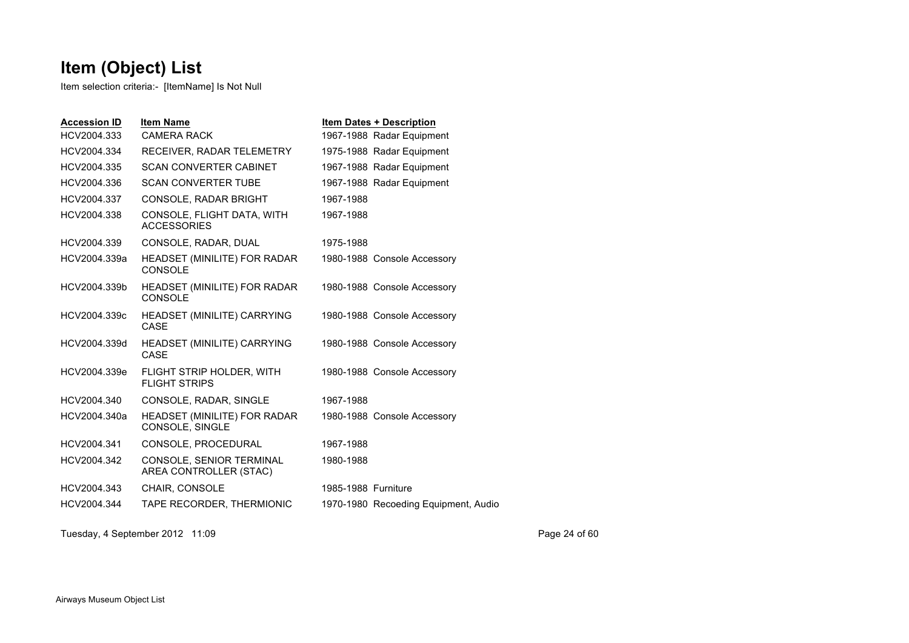# Item (Object) List

Item selection criteria:- [ItemName] Is Not Null

| Accession ID | Item Name | Item Dates + Description |
|---|---|---|
| HCV2004.333 | CAMERA RACK | 1967-1988 Radar Equipment |
| HCV2004.334 | RECEIVER, RADAR TELEMETRY | 1975-1988 Radar Equipment |
| HCV2004.335 | SCAN CONVERTER CABINET | 1967-1988 Radar Equipment |
| HCV2004.336 | SCAN CONVERTER TUBE | 1967-1988 Radar Equipment |
| HCV2004.337 | CONSOLE, RADAR BRIGHT | 1967-1988 |
| HCV2004.338 | CONSOLE, FLIGHT DATA, WITH ACCESSORIES | 1967-1988 |
| HCV2004.339 | CONSOLE, RADAR, DUAL | 1975-1988 |
| HCV2004.339a | HEADSET (MINILITE) FOR RADAR CONSOLE | 1980-1988 Console Accessory |
| HCV2004.339b | HEADSET (MINILITE) FOR RADAR CONSOLE | 1980-1988 Console Accessory |
| HCV2004.339c | HEADSET (MINILITE) CARRYING CASE | 1980-1988 Console Accessory |
| HCV2004.339d | HEADSET (MINILITE) CARRYING CASE | 1980-1988 Console Accessory |
| HCV2004.339e | FLIGHT STRIP HOLDER, WITH FLIGHT STRIPS | 1980-1988 Console Accessory |
| HCV2004.340 | CONSOLE, RADAR, SINGLE | 1967-1988 |
| HCV2004.340a | HEADSET (MINILITE) FOR RADAR CONSOLE, SINGLE | 1980-1988 Console Accessory |
| HCV2004.341 | CONSOLE, PROCEDURAL | 1967-1988 |
| HCV2004.342 | CONSOLE, SENIOR TERMINAL AREA CONTROLLER (STAC) | 1980-1988 |
| HCV2004.343 | CHAIR, CONSOLE | 1985-1988 Furniture |
| HCV2004.344 | TAPE RECORDER, THERMIONIC | 1970-1980 Recoeding Equipment, Audio |

Tuesday, 4 September 2012 11:09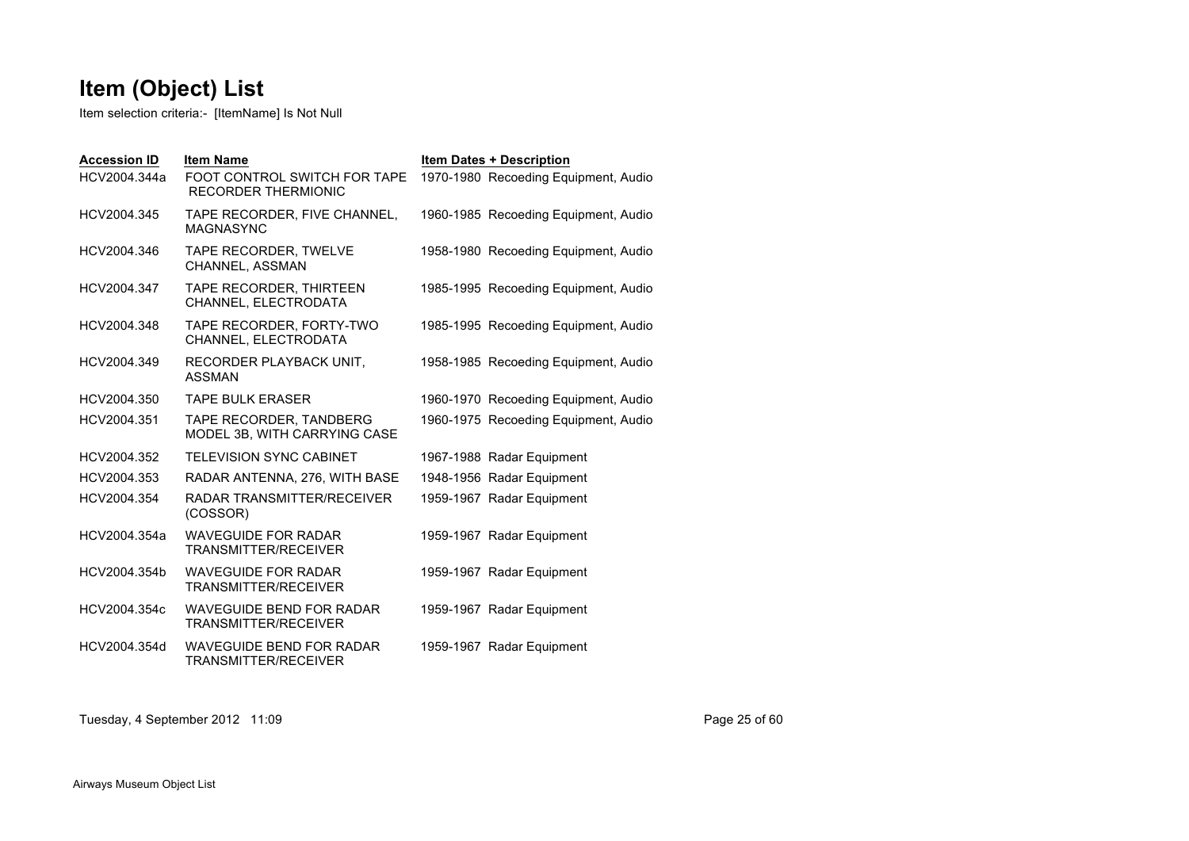# Item (Object) List

Item selection criteria:- [ItemName] Is Not Null

| Accession ID | Item Name | Item Dates + Description |
|---|---|---|
| HCV2004.344a | FOOT CONTROL SWITCH FOR TAPE RECORDER THERMIONIC | 1970-1980 Recoeding Equipment, Audio |
| HCV2004.345 | TAPE RECORDER, FIVE CHANNEL, MAGNASYNC | 1960-1985 Recoeding Equipment, Audio |
| HCV2004.346 | TAPE RECORDER, TWELVE CHANNEL, ASSMAN | 1958-1980 Recoeding Equipment, Audio |
| HCV2004.347 | TAPE RECORDER, THIRTEEN CHANNEL, ELECTRODATA | 1985-1995 Recoeding Equipment, Audio |
| HCV2004.348 | TAPE RECORDER, FORTY-TWO CHANNEL, ELECTRODATA | 1985-1995 Recoeding Equipment, Audio |
| HCV2004.349 | RECORDER PLAYBACK UNIT, ASSMAN | 1958-1985 Recoeding Equipment, Audio |
| HCV2004.350 | TAPE BULK ERASER | 1960-1970 Recoeding Equipment, Audio |
| HCV2004.351 | TAPE RECORDER, TANDBERG MODEL 3B, WITH CARRYING CASE | 1960-1975 Recoeding Equipment, Audio |
| HCV2004.352 | TELEVISION SYNC CABINET | 1967-1988 Radar Equipment |
| HCV2004.353 | RADAR ANTENNA, 276, WITH BASE | 1948-1956 Radar Equipment |
| HCV2004.354 | RADAR TRANSMITTER/RECEIVER (COSSOR) | 1959-1967 Radar Equipment |
| HCV2004.354a | WAVEGUIDE FOR RADAR TRANSMITTER/RECEIVER | 1959-1967 Radar Equipment |
| HCV2004.354b | WAVEGUIDE FOR RADAR TRANSMITTER/RECEIVER | 1959-1967 Radar Equipment |
| HCV2004.354c | WAVEGUIDE BEND FOR RADAR TRANSMITTER/RECEIVER | 1959-1967 Radar Equipment |
| HCV2004.354d | WAVEGUIDE BEND FOR RADAR TRANSMITTER/RECEIVER | 1959-1967 Radar Equipment |

Tuesday, 4 September 2012 11:09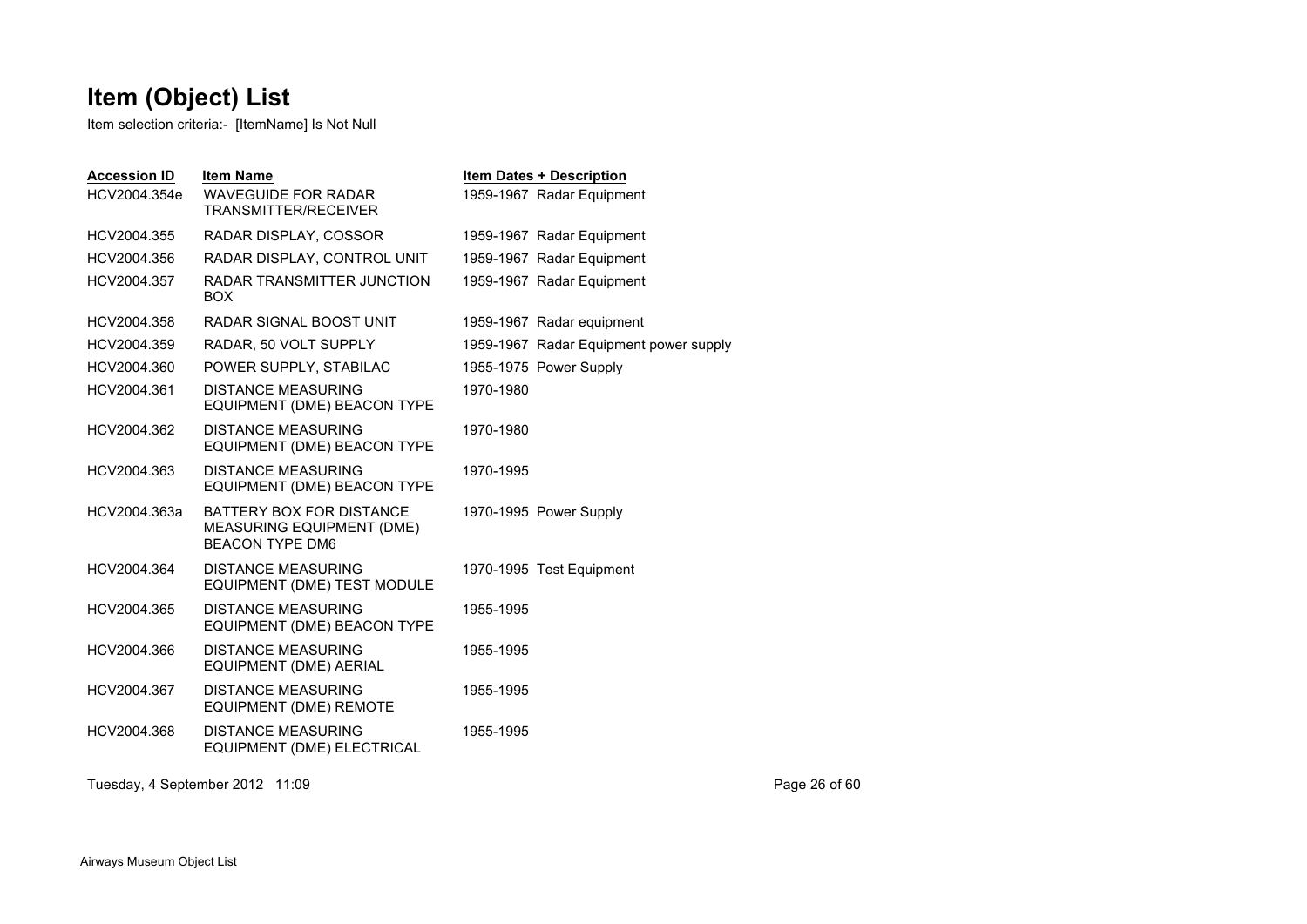# Item (Object) List

Item selection criteria:- [ItemName] Is Not Null

| Accession ID | Item Name | Item Dates + Description |
|---|---|---|
| HCV2004.354e | WAVEGUIDE FOR RADAR TRANSMITTER/RECEIVER | 1959-1967 Radar Equipment |
| HCV2004.355 | RADAR DISPLAY, COSSOR | 1959-1967 Radar Equipment |
| HCV2004.356 | RADAR DISPLAY, CONTROL UNIT | 1959-1967 Radar Equipment |
| HCV2004.357 | RADAR TRANSMITTER JUNCTION BOX | 1959-1967 Radar Equipment |
| HCV2004.358 | RADAR SIGNAL BOOST UNIT | 1959-1967 Radar equipment |
| HCV2004.359 | RADAR, 50 VOLT SUPPLY | 1959-1967 Radar Equipment power supply |
| HCV2004.360 | POWER SUPPLY, STABILAC | 1955-1975 Power Supply |
| HCV2004.361 | DISTANCE MEASURING EQUIPMENT (DME) BEACON TYPE | 1970-1980 |
| HCV2004.362 | DISTANCE MEASURING EQUIPMENT (DME) BEACON TYPE | 1970-1980 |
| HCV2004.363 | DISTANCE MEASURING EQUIPMENT (DME) BEACON TYPE | 1970-1995 |
| HCV2004.363a | BATTERY BOX FOR DISTANCE MEASURING EQUIPMENT (DME) BEACON TYPE DM6 | 1970-1995 Power Supply |
| HCV2004.364 | DISTANCE MEASURING EQUIPMENT (DME) TEST MODULE | 1970-1995 Test Equipment |
| HCV2004.365 | DISTANCE MEASURING EQUIPMENT (DME) BEACON TYPE | 1955-1995 |
| HCV2004.366 | DISTANCE MEASURING EQUIPMENT (DME) AERIAL | 1955-1995 |
| HCV2004.367 | DISTANCE MEASURING EQUIPMENT (DME) REMOTE | 1955-1995 |
| HCV2004.368 | DISTANCE MEASURING EQUIPMENT (DME) ELECTRICAL | 1955-1995 |

Tuesday, 4 September 2012 11:09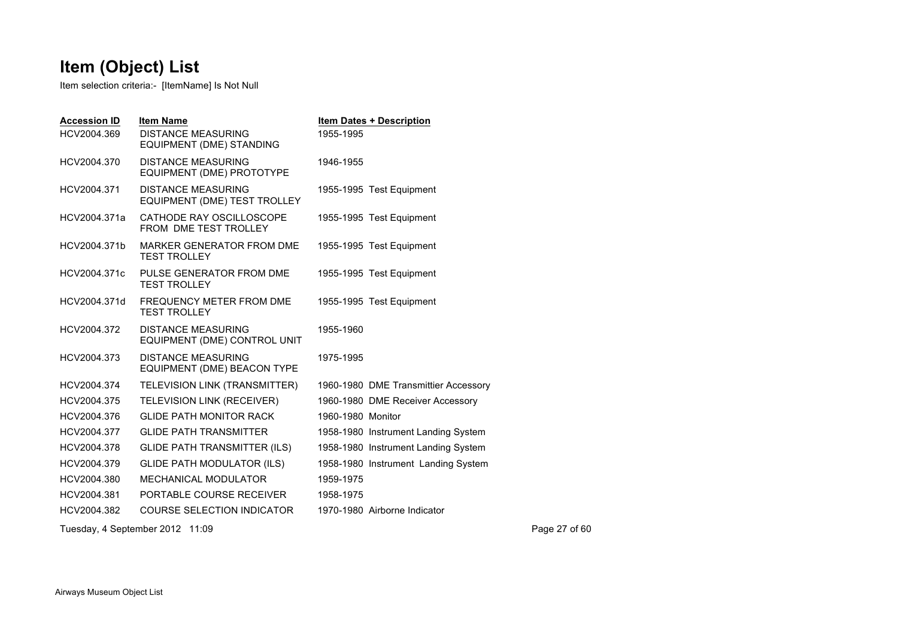# Item (Object) List

Item selection criteria:- [ItemName] Is Not Null

| Accession ID | Item Name | Item Dates + Description |
|---|---|---|
| HCV2004.369 | DISTANCE MEASURING EQUIPMENT (DME) STANDING | 1955-1995 |
| HCV2004.370 | DISTANCE MEASURING EQUIPMENT (DME) PROTOTYPE | 1946-1955 |
| HCV2004.371 | DISTANCE MEASURING EQUIPMENT (DME) TEST TROLLEY | 1955-1995 Test Equipment |
| HCV2004.371a | CATHODE RAY OSCILLOSCOPE FROM DME TEST TROLLEY | 1955-1995 Test Equipment |
| HCV2004.371b | MARKER GENERATOR FROM DME TEST TROLLEY | 1955-1995 Test Equipment |
| HCV2004.371c | PULSE GENERATOR FROM DME TEST TROLLEY | 1955-1995 Test Equipment |
| HCV2004.371d | FREQUENCY METER FROM DME TEST TROLLEY | 1955-1995 Test Equipment |
| HCV2004.372 | DISTANCE MEASURING EQUIPMENT (DME) CONTROL UNIT | 1955-1960 |
| HCV2004.373 | DISTANCE MEASURING EQUIPMENT (DME) BEACON TYPE | 1975-1995 |
| HCV2004.374 | TELEVISION LINK (TRANSMITTER) | 1960-1980 DME Transmittier Accessory |
| HCV2004.375 | TELEVISION LINK (RECEIVER) | 1960-1980 DME Receiver Accessory |
| HCV2004.376 | GLIDE PATH MONITOR RACK | 1960-1980 Monitor |
| HCV2004.377 | GLIDE PATH TRANSMITTER | 1958-1980 Instrument Landing System |
| HCV2004.378 | GLIDE PATH TRANSMITTER (ILS) | 1958-1980 Instrument Landing System |
| HCV2004.379 | GLIDE PATH MODULATOR (ILS) | 1958-1980 Instrument Landing System |
| HCV2004.380 | MECHANICAL MODULATOR | 1959-1975 |
| HCV2004.381 | PORTABLE COURSE RECEIVER | 1958-1975 |
| HCV2004.382 | COURSE SELECTION INDICATOR | 1970-1980 Airborne Indicator |

Tuesday, 4 September 2012 11:09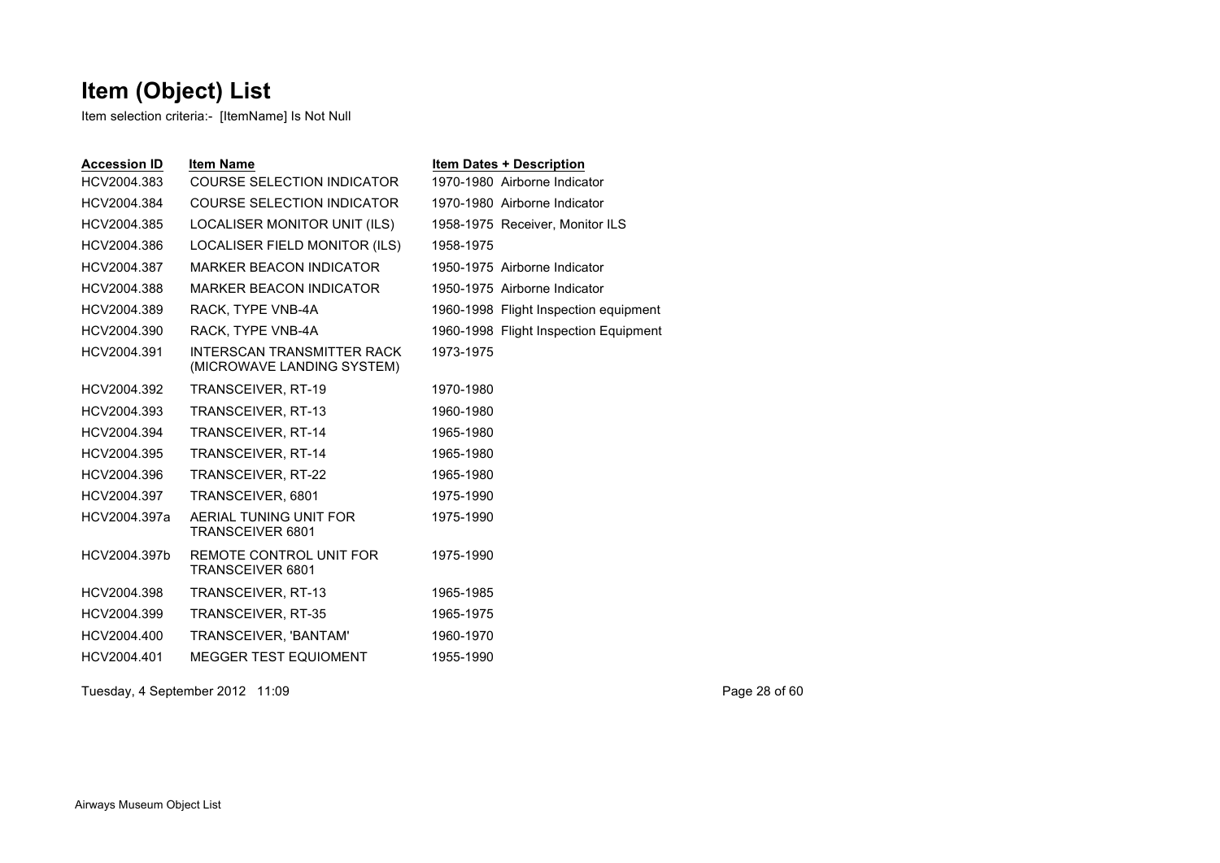# Item (Object) List

Item selection criteria:- [ItemName] Is Not Null

| Accession ID | Item Name | Item Dates + Description |
|---|---|---|
| HCV2004.383 | COURSE SELECTION INDICATOR | 1970-1980 Airborne Indicator |
| HCV2004.384 | COURSE SELECTION INDICATOR | 1970-1980 Airborne Indicator |
| HCV2004.385 | LOCALISER MONITOR UNIT (ILS) | 1958-1975 Receiver, Monitor ILS |
| HCV2004.386 | LOCALISER FIELD MONITOR (ILS) | 1958-1975 |
| HCV2004.387 | MARKER BEACON INDICATOR | 1950-1975 Airborne Indicator |
| HCV2004.388 | MARKER BEACON INDICATOR | 1950-1975 Airborne Indicator |
| HCV2004.389 | RACK, TYPE VNB-4A | 1960-1998 Flight Inspection equipment |
| HCV2004.390 | RACK, TYPE VNB-4A | 1960-1998 Flight Inspection Equipment |
| HCV2004.391 | INTERSCAN TRANSMITTER RACK (MICROWAVE LANDING SYSTEM) | 1973-1975 |
| HCV2004.392 | TRANSCEIVER, RT-19 | 1970-1980 |
| HCV2004.393 | TRANSCEIVER, RT-13 | 1960-1980 |
| HCV2004.394 | TRANSCEIVER, RT-14 | 1965-1980 |
| HCV2004.395 | TRANSCEIVER, RT-14 | 1965-1980 |
| HCV2004.396 | TRANSCEIVER, RT-22 | 1965-1980 |
| HCV2004.397 | TRANSCEIVER, 6801 | 1975-1990 |
| HCV2004.397a | AERIAL TUNING UNIT FOR TRANSCEIVER 6801 | 1975-1990 |
| HCV2004.397b | REMOTE CONTROL UNIT FOR TRANSCEIVER 6801 | 1975-1990 |
| HCV2004.398 | TRANSCEIVER, RT-13 | 1965-1985 |
| HCV2004.399 | TRANSCEIVER, RT-35 | 1965-1975 |
| HCV2004.400 | TRANSCEIVER, 'BANTAM' | 1960-1970 |
| HCV2004.401 | MEGGER TEST EQUIOMENT | 1955-1990 |

Tuesday, 4 September 2012 11:09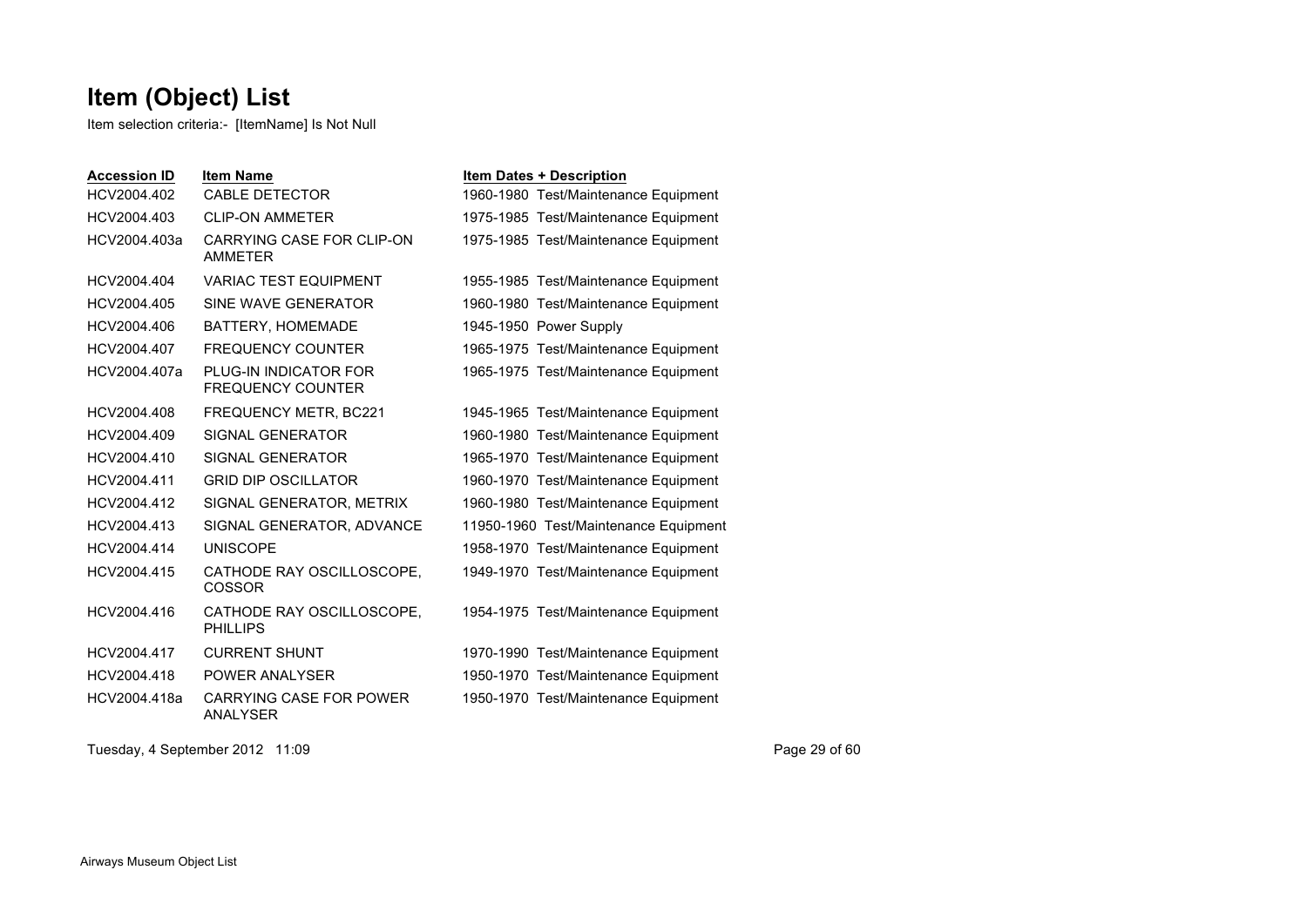# Item (Object) List

Item selection criteria:- [ItemName] Is Not Null

| Accession ID | Item Name | Item Dates + Description |
|---|---|---|
| HCV2004.402 | CABLE DETECTOR | 1960-1980 Test/Maintenance Equipment |
| HCV2004.403 | CLIP-ON AMMETER | 1975-1985 Test/Maintenance Equipment |
| HCV2004.403a | CARRYING CASE FOR CLIP-ON AMMETER | 1975-1985 Test/Maintenance Equipment |
| HCV2004.404 | VARIAC TEST EQUIPMENT | 1955-1985 Test/Maintenance Equipment |
| HCV2004.405 | SINE WAVE GENERATOR | 1960-1980 Test/Maintenance Equipment |
| HCV2004.406 | BATTERY, HOMEMADE | 1945-1950 Power Supply |
| HCV2004.407 | FREQUENCY COUNTER | 1965-1975 Test/Maintenance Equipment |
| HCV2004.407a | PLUG-IN INDICATOR FOR FREQUENCY COUNTER | 1965-1975 Test/Maintenance Equipment |
| HCV2004.408 | FREQUENCY METR, BC221 | 1945-1965 Test/Maintenance Equipment |
| HCV2004.409 | SIGNAL GENERATOR | 1960-1980 Test/Maintenance Equipment |
| HCV2004.410 | SIGNAL GENERATOR | 1965-1970 Test/Maintenance Equipment |
| HCV2004.411 | GRID DIP OSCILLATOR | 1960-1970 Test/Maintenance Equipment |
| HCV2004.412 | SIGNAL GENERATOR, METRIX | 1960-1980 Test/Maintenance Equipment |
| HCV2004.413 | SIGNAL GENERATOR, ADVANCE | 11950-1960 Test/Maintenance Equipment |
| HCV2004.414 | UNISCOPE | 1958-1970 Test/Maintenance Equipment |
| HCV2004.415 | CATHODE RAY OSCILLOSCOPE, COSSOR | 1949-1970 Test/Maintenance Equipment |
| HCV2004.416 | CATHODE RAY OSCILLOSCOPE, PHILLIPS | 1954-1975 Test/Maintenance Equipment |
| HCV2004.417 | CURRENT SHUNT | 1970-1990 Test/Maintenance Equipment |
| HCV2004.418 | POWER ANALYSER | 1950-1970 Test/Maintenance Equipment |
| HCV2004.418a | CARRYING CASE FOR POWER ANALYSER | 1950-1970 Test/Maintenance Equipment |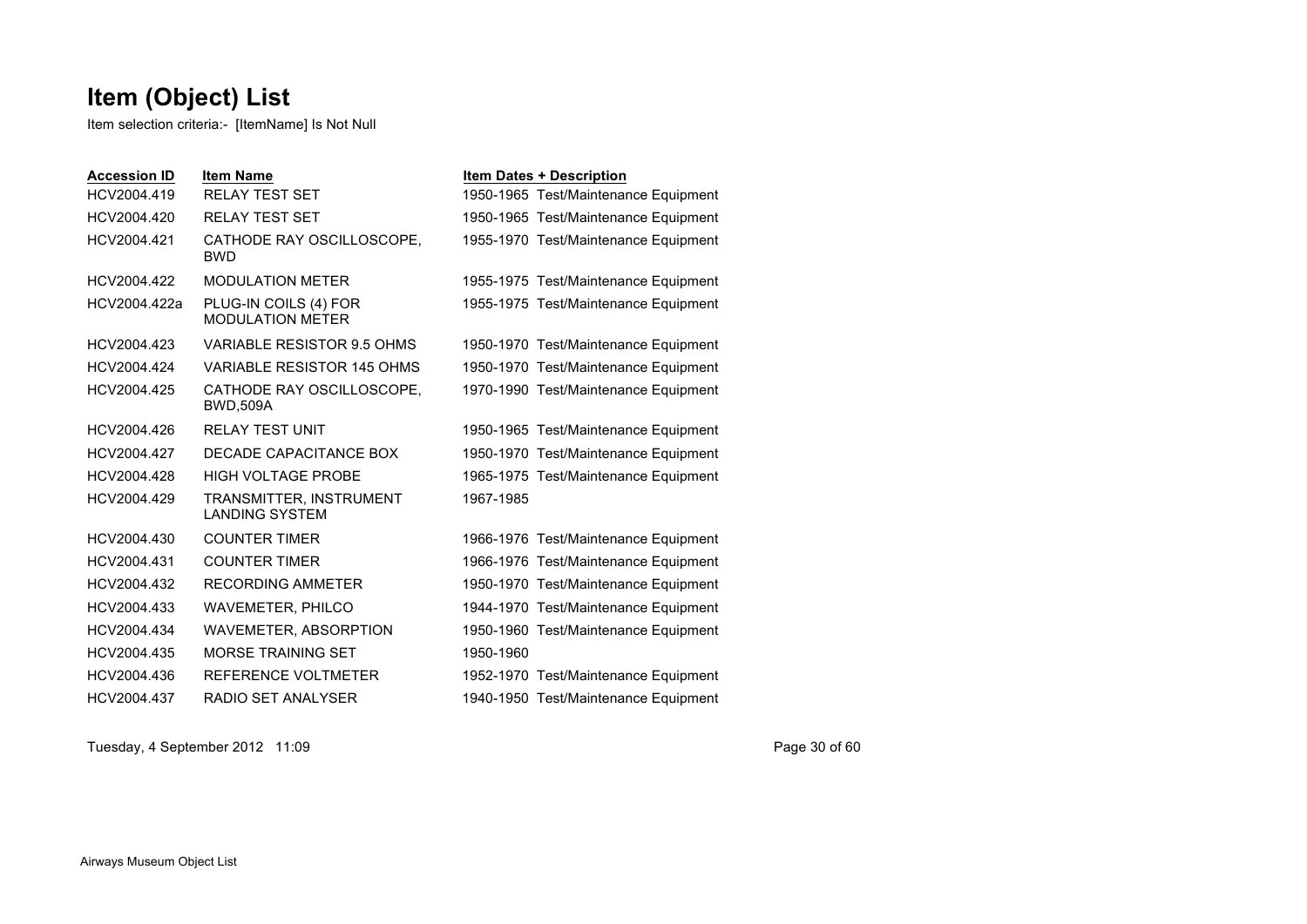# Item (Object) List

Item selection criteria:- [ItemName] Is Not Null

| Accession ID | Item Name | Item Dates + Description |
|---|---|---|
| HCV2004.419 | RELAY TEST SET | 1950-1965 Test/Maintenance Equipment |
| HCV2004.420 | RELAY TEST SET | 1950-1965 Test/Maintenance Equipment |
| HCV2004.421 | CATHODE RAY OSCILLOSCOPE, BWD | 1955-1970 Test/Maintenance Equipment |
| HCV2004.422 | MODULATION METER | 1955-1975 Test/Maintenance Equipment |
| HCV2004.422a | PLUG-IN COILS (4) FOR MODULATION METER | 1955-1975 Test/Maintenance Equipment |
| HCV2004.423 | VARIABLE RESISTOR 9.5 OHMS | 1950-1970 Test/Maintenance Equipment |
| HCV2004.424 | VARIABLE RESISTOR 145 OHMS | 1950-1970 Test/Maintenance Equipment |
| HCV2004.425 | CATHODE RAY OSCILLOSCOPE, BWD,509A | 1970-1990 Test/Maintenance Equipment |
| HCV2004.426 | RELAY TEST UNIT | 1950-1965 Test/Maintenance Equipment |
| HCV2004.427 | DECADE CAPACITANCE BOX | 1950-1970 Test/Maintenance Equipment |
| HCV2004.428 | HIGH VOLTAGE PROBE | 1965-1975 Test/Maintenance Equipment |
| HCV2004.429 | TRANSMITTER, INSTRUMENT LANDING SYSTEM | 1967-1985 |
| HCV2004.430 | COUNTER TIMER | 1966-1976 Test/Maintenance Equipment |
| HCV2004.431 | COUNTER TIMER | 1966-1976 Test/Maintenance Equipment |
| HCV2004.432 | RECORDING AMMETER | 1950-1970 Test/Maintenance Equipment |
| HCV2004.433 | WAVEMETER, PHILCO | 1944-1970 Test/Maintenance Equipment |
| HCV2004.434 | WAVEMETER, ABSORPTION | 1950-1960 Test/Maintenance Equipment |
| HCV2004.435 | MORSE TRAINING SET | 1950-1960 |
| HCV2004.436 | REFERENCE VOLTMETER | 1952-1970 Test/Maintenance Equipment |
| HCV2004.437 | RADIO SET ANALYSER | 1940-1950 Test/Maintenance Equipment |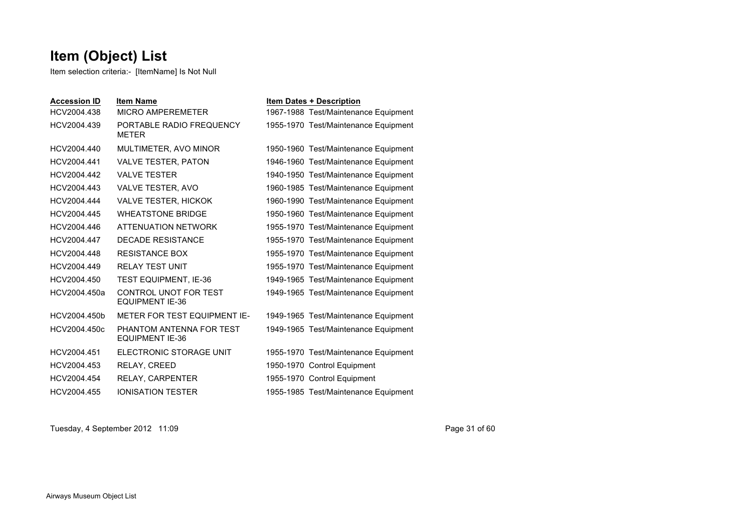# Item (Object) List

Item selection criteria:- [ItemName] Is Not Null

| Accession ID | Item Name | Item Dates + Description |
|---|---|---|
| HCV2004.438 | MICRO AMPEREMETER | 1967-1988 Test/Maintenance Equipment |
| HCV2004.439 | PORTABLE RADIO FREQUENCY METER | 1955-1970 Test/Maintenance Equipment |
| HCV2004.440 | MULTIMETER, AVO MINOR | 1950-1960 Test/Maintenance Equipment |
| HCV2004.441 | VALVE TESTER, PATON | 1946-1960 Test/Maintenance Equipment |
| HCV2004.442 | VALVE TESTER | 1940-1950 Test/Maintenance Equipment |
| HCV2004.443 | VALVE TESTER, AVO | 1960-1985 Test/Maintenance Equipment |
| HCV2004.444 | VALVE TESTER, HICKOK | 1960-1990 Test/Maintenance Equipment |
| HCV2004.445 | WHEATSTONE BRIDGE | 1950-1960 Test/Maintenance Equipment |
| HCV2004.446 | ATTENUATION NETWORK | 1955-1970 Test/Maintenance Equipment |
| HCV2004.447 | DECADE RESISTANCE | 1955-1970 Test/Maintenance Equipment |
| HCV2004.448 | RESISTANCE BOX | 1955-1970 Test/Maintenance Equipment |
| HCV2004.449 | RELAY TEST UNIT | 1955-1970 Test/Maintenance Equipment |
| HCV2004.450 | TEST EQUIPMENT, IE-36 | 1949-1965 Test/Maintenance Equipment |
| HCV2004.450a | CONTROL UNOT FOR TEST EQUIPMENT IE-36 | 1949-1965 Test/Maintenance Equipment |
| HCV2004.450b | METER FOR TEST EQUIPMENT IE- | 1949-1965 Test/Maintenance Equipment |
| HCV2004.450c | PHANTOM ANTENNA FOR TEST EQUIPMENT IE-36 | 1949-1965 Test/Maintenance Equipment |
| HCV2004.451 | ELECTRONIC STORAGE UNIT | 1955-1970 Test/Maintenance Equipment |
| HCV2004.453 | RELAY, CREED | 1950-1970 Control Equipment |
| HCV2004.454 | RELAY, CARPENTER | 1955-1970 Control Equipment |
| HCV2004.455 | IONISATION TESTER | 1955-1985 Test/Maintenance Equipment |

Tuesday, 4 September 2012 11:09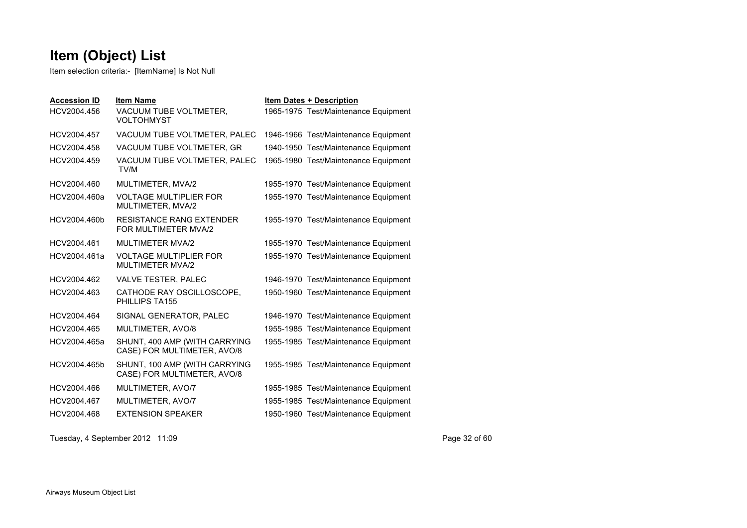# Item (Object) List

Item selection criteria:- [ItemName] Is Not Null

| Accession ID | Item Name | Item Dates + Description |
|---|---|---|
| HCV2004.456 | VACUUM TUBE VOLTMETER, VOLTOHMYST | 1965-1975 Test/Maintenance Equipment |
| HCV2004.457 | VACUUM TUBE VOLTMETER, PALEC | 1946-1966 Test/Maintenance Equipment |
| HCV2004.458 | VACUUM TUBE VOLTMETER, GR | 1940-1950 Test/Maintenance Equipment |
| HCV2004.459 | VACUUM TUBE VOLTMETER, PALEC TV/M | 1965-1980 Test/Maintenance Equipment |
| HCV2004.460 | MULTIMETER, MVA/2 | 1955-1970 Test/Maintenance Equipment |
| HCV2004.460a | VOLTAGE MULTIPLIER FOR MULTIMETER, MVA/2 | 1955-1970 Test/Maintenance Equipment |
| HCV2004.460b | RESISTANCE RANG EXTENDER FOR MULTIMETER MVA/2 | 1955-1970 Test/Maintenance Equipment |
| HCV2004.461 | MULTIMETER MVA/2 | 1955-1970 Test/Maintenance Equipment |
| HCV2004.461a | VOLTAGE MULTIPLIER FOR MULTIMETER MVA/2 | 1955-1970 Test/Maintenance Equipment |
| HCV2004.462 | VALVE TESTER, PALEC | 1946-1970 Test/Maintenance Equipment |
| HCV2004.463 | CATHODE RAY OSCILLOSCOPE, PHILLIPS TA155 | 1950-1960 Test/Maintenance Equipment |
| HCV2004.464 | SIGNAL GENERATOR, PALEC | 1946-1970 Test/Maintenance Equipment |
| HCV2004.465 | MULTIMETER, AVO/8 | 1955-1985 Test/Maintenance Equipment |
| HCV2004.465a | SHUNT, 400 AMP (WITH CARRYING CASE) FOR MULTIMETER, AVO/8 | 1955-1985 Test/Maintenance Equipment |
| HCV2004.465b | SHUNT, 100 AMP (WITH CARRYING CASE) FOR MULTIMETER, AVO/8 | 1955-1985 Test/Maintenance Equipment |
| HCV2004.466 | MULTIMETER, AVO/7 | 1955-1985 Test/Maintenance Equipment |
| HCV2004.467 | MULTIMETER, AVO/7 | 1955-1985 Test/Maintenance Equipment |
| HCV2004.468 | EXTENSION SPEAKER | 1950-1960 Test/Maintenance Equipment |

Tuesday, 4 September 2012 11:09

Airways Museum Object List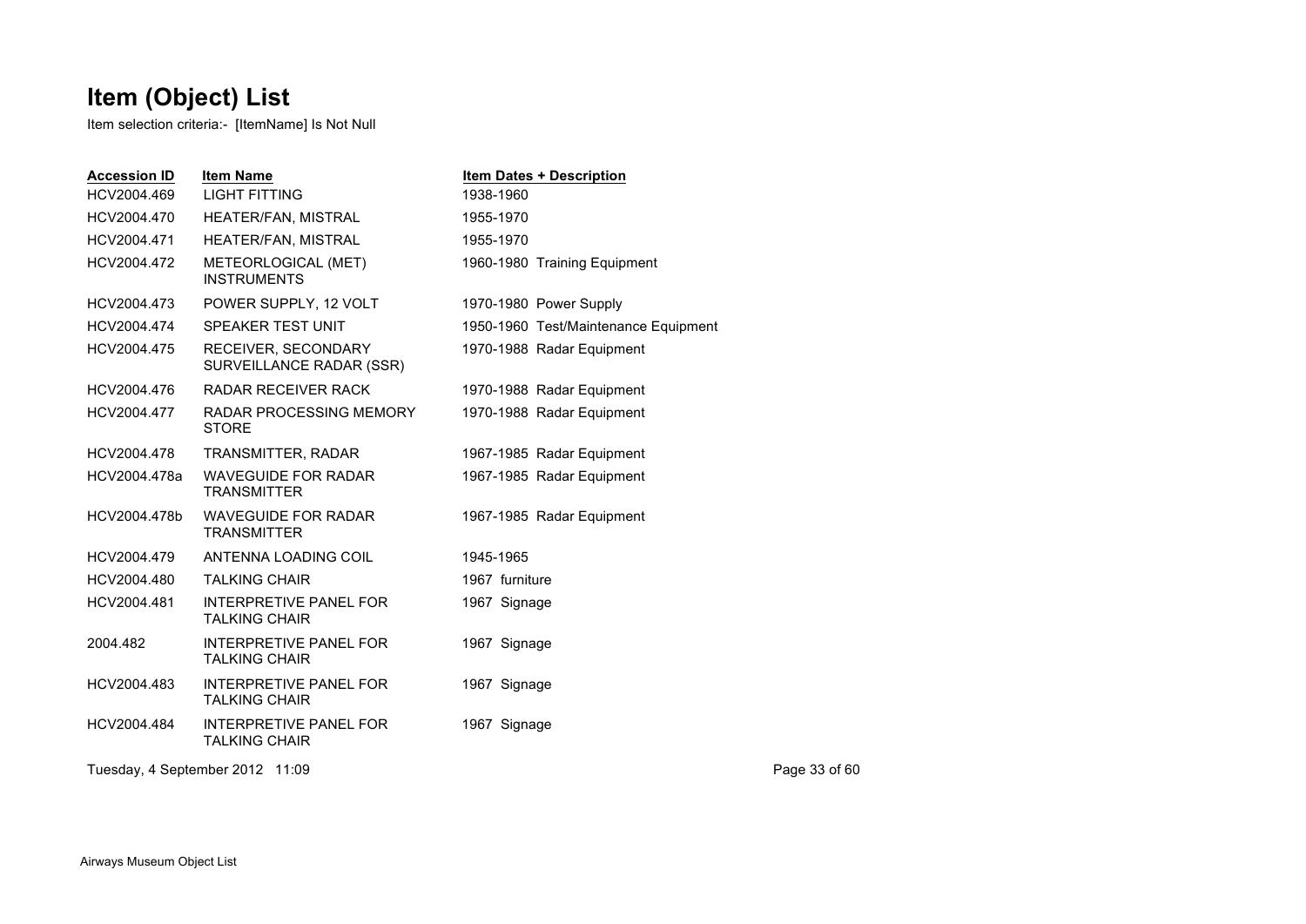# Item (Object) List

Item selection criteria:- [ItemName] Is Not Null

| Accession ID | Item Name | Item Dates + Description |
|---|---|---|
| HCV2004.469 | LIGHT FITTING | 1938-1960 |
| HCV2004.470 | HEATER/FAN, MISTRAL | 1955-1970 |
| HCV2004.471 | HEATER/FAN, MISTRAL | 1955-1970 |
| HCV2004.472 | METEORLOGICAL (MET) INSTRUMENTS | 1960-1980 Training Equipment |
| HCV2004.473 | POWER SUPPLY, 12 VOLT | 1970-1980 Power Supply |
| HCV2004.474 | SPEAKER TEST UNIT | 1950-1960 Test/Maintenance Equipment |
| HCV2004.475 | RECEIVER, SECONDARY SURVEILLANCE RADAR (SSR) | 1970-1988 Radar Equipment |
| HCV2004.476 | RADAR RECEIVER RACK | 1970-1988 Radar Equipment |
| HCV2004.477 | RADAR PROCESSING MEMORY STORE | 1970-1988 Radar Equipment |
| HCV2004.478 | TRANSMITTER, RADAR | 1967-1985 Radar Equipment |
| HCV2004.478a | WAVEGUIDE FOR RADAR TRANSMITTER | 1967-1985 Radar Equipment |
| HCV2004.478b | WAVEGUIDE FOR RADAR TRANSMITTER | 1967-1985 Radar Equipment |
| HCV2004.479 | ANTENNA LOADING COIL | 1945-1965 |
| HCV2004.480 | TALKING CHAIR | 1967 furniture |
| HCV2004.481 | INTERPRETIVE PANEL FOR TALKING CHAIR | 1967 Signage |
| 2004.482 | INTERPRETIVE PANEL FOR TALKING CHAIR | 1967 Signage |
| HCV2004.483 | INTERPRETIVE PANEL FOR TALKING CHAIR | 1967 Signage |
| HCV2004.484 | INTERPRETIVE PANEL FOR TALKING CHAIR | 1967 Signage |

Tuesday, 4 September 2012 11:09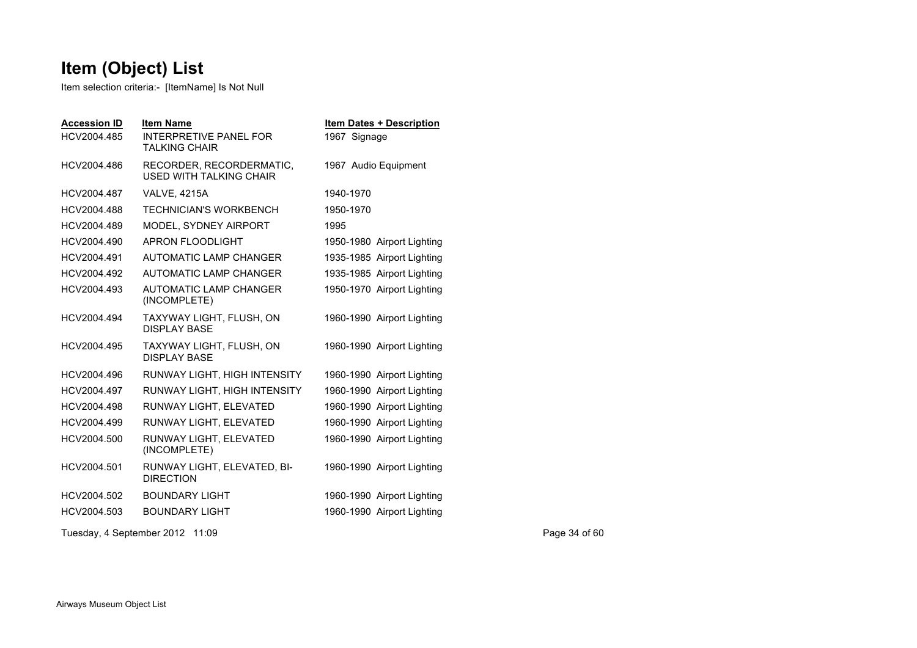# Item (Object) List

Item selection criteria:- [ItemName] Is Not Null

| Accession ID | Item Name | Item Dates + Description |
|---|---|---|
| HCV2004.485 | INTERPRETIVE PANEL FOR TALKING CHAIR | 1967 Signage |
| HCV2004.486 | RECORDER, RECORDERMATIC, USED WITH TALKING CHAIR | 1967 Audio Equipment |
| HCV2004.487 | VALVE, 4215A | 1940-1970 |
| HCV2004.488 | TECHNICIAN'S WORKBENCH | 1950-1970 |
| HCV2004.489 | MODEL, SYDNEY AIRPORT | 1995 |
| HCV2004.490 | APRON FLOODLIGHT | 1950-1980 Airport Lighting |
| HCV2004.491 | AUTOMATIC LAMP CHANGER | 1935-1985 Airport Lighting |
| HCV2004.492 | AUTOMATIC LAMP CHANGER | 1935-1985 Airport Lighting |
| HCV2004.493 | AUTOMATIC LAMP CHANGER (INCOMPLETE) | 1950-1970 Airport Lighting |
| HCV2004.494 | TAXYWAY LIGHT, FLUSH, ON DISPLAY BASE | 1960-1990 Airport Lighting |
| HCV2004.495 | TAXYWAY LIGHT, FLUSH, ON DISPLAY BASE | 1960-1990 Airport Lighting |
| HCV2004.496 | RUNWAY LIGHT, HIGH INTENSITY | 1960-1990 Airport Lighting |
| HCV2004.497 | RUNWAY LIGHT, HIGH INTENSITY | 1960-1990 Airport Lighting |
| HCV2004.498 | RUNWAY LIGHT, ELEVATED | 1960-1990 Airport Lighting |
| HCV2004.499 | RUNWAY LIGHT, ELEVATED | 1960-1990 Airport Lighting |
| HCV2004.500 | RUNWAY LIGHT, ELEVATED (INCOMPLETE) | 1960-1990 Airport Lighting |
| HCV2004.501 | RUNWAY LIGHT, ELEVATED, BI-DIRECTION | 1960-1990 Airport Lighting |
| HCV2004.502 | BOUNDARY LIGHT | 1960-1990 Airport Lighting |
| HCV2004.503 | BOUNDARY LIGHT | 1960-1990 Airport Lighting |

Tuesday, 4 September 2012 11:09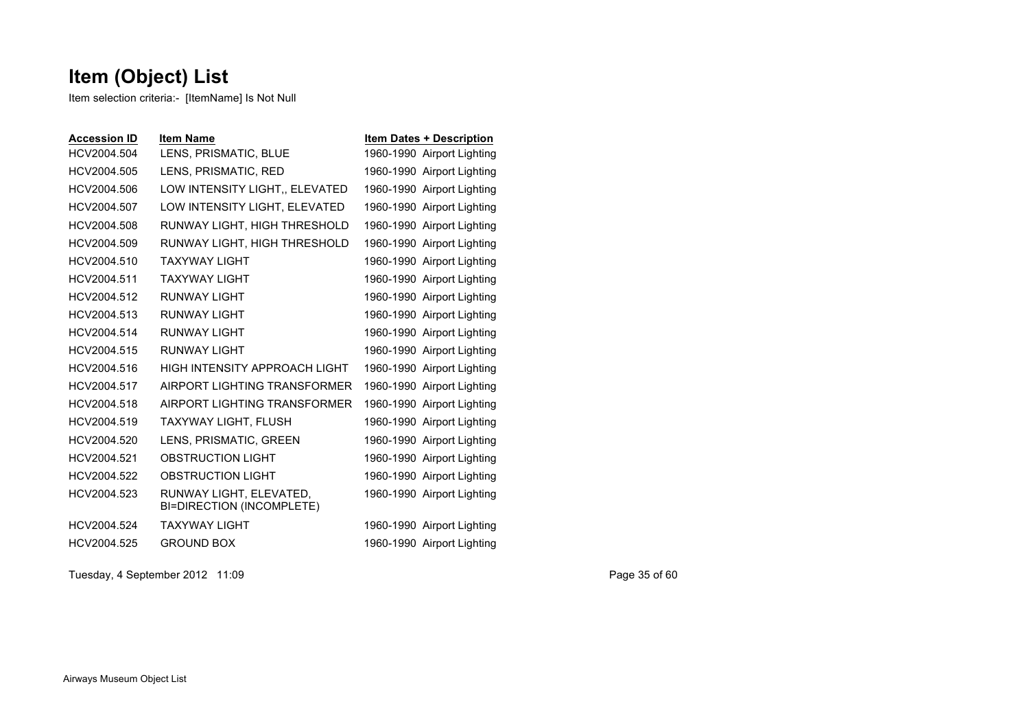# Item (Object) List

Item selection criteria:- [ItemName] Is Not Null

| Accession ID | Item Name | Item Dates + Description |
|---|---|---|
| HCV2004.504 | LENS, PRISMATIC, BLUE | 1960-1990 Airport Lighting |
| HCV2004.505 | LENS, PRISMATIC, RED | 1960-1990 Airport Lighting |
| HCV2004.506 | LOW INTENSITY LIGHT,, ELEVATED | 1960-1990 Airport Lighting |
| HCV2004.507 | LOW INTENSITY LIGHT, ELEVATED | 1960-1990 Airport Lighting |
| HCV2004.508 | RUNWAY LIGHT, HIGH THRESHOLD | 1960-1990 Airport Lighting |
| HCV2004.509 | RUNWAY LIGHT, HIGH THRESHOLD | 1960-1990 Airport Lighting |
| HCV2004.510 | TAXYWAY LIGHT | 1960-1990 Airport Lighting |
| HCV2004.511 | TAXYWAY LIGHT | 1960-1990 Airport Lighting |
| HCV2004.512 | RUNWAY LIGHT | 1960-1990 Airport Lighting |
| HCV2004.513 | RUNWAY LIGHT | 1960-1990 Airport Lighting |
| HCV2004.514 | RUNWAY LIGHT | 1960-1990 Airport Lighting |
| HCV2004.515 | RUNWAY LIGHT | 1960-1990 Airport Lighting |
| HCV2004.516 | HIGH INTENSITY APPROACH LIGHT | 1960-1990 Airport Lighting |
| HCV2004.517 | AIRPORT LIGHTING TRANSFORMER | 1960-1990 Airport Lighting |
| HCV2004.518 | AIRPORT LIGHTING TRANSFORMER | 1960-1990 Airport Lighting |
| HCV2004.519 | TAXYWAY LIGHT, FLUSH | 1960-1990 Airport Lighting |
| HCV2004.520 | LENS, PRISMATIC, GREEN | 1960-1990 Airport Lighting |
| HCV2004.521 | OBSTRUCTION LIGHT | 1960-1990 Airport Lighting |
| HCV2004.522 | OBSTRUCTION LIGHT | 1960-1990 Airport Lighting |
| HCV2004.523 | RUNWAY LIGHT, ELEVATED, BI=DIRECTION (INCOMPLETE) | 1960-1990 Airport Lighting |
| HCV2004.524 | TAXYWAY LIGHT | 1960-1990 Airport Lighting |
| HCV2004.525 | GROUND BOX | 1960-1990 Airport Lighting |

Tuesday, 4 September 2012 11:09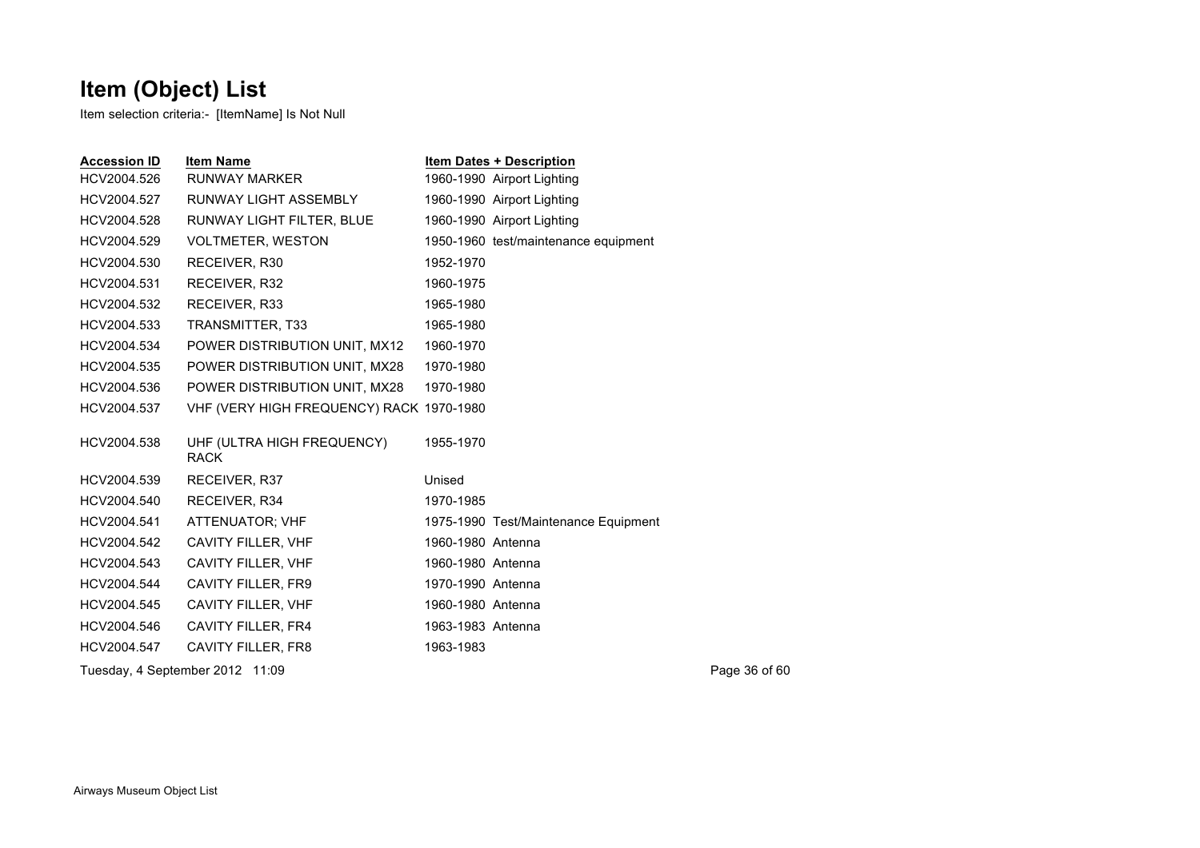# Item (Object) List

Item selection criteria:- [ItemName] Is Not Null

| Accession ID | Item Name | Item Dates + Description |
|---|---|---|
| HCV2004.526 | RUNWAY MARKER | 1960-1990 Airport Lighting |
| HCV2004.527 | RUNWAY LIGHT ASSEMBLY | 1960-1990 Airport Lighting |
| HCV2004.528 | RUNWAY LIGHT FILTER, BLUE | 1960-1990 Airport Lighting |
| HCV2004.529 | VOLTMETER, WESTON | 1950-1960 test/maintenance equipment |
| HCV2004.530 | RECEIVER, R30 | 1952-1970 |
| HCV2004.531 | RECEIVER, R32 | 1960-1975 |
| HCV2004.532 | RECEIVER, R33 | 1965-1980 |
| HCV2004.533 | TRANSMITTER, T33 | 1965-1980 |
| HCV2004.534 | POWER DISTRIBUTION UNIT, MX12 | 1960-1970 |
| HCV2004.535 | POWER DISTRIBUTION UNIT, MX28 | 1970-1980 |
| HCV2004.536 | POWER DISTRIBUTION UNIT, MX28 | 1970-1980 |
| HCV2004.537 | VHF (VERY HIGH FREQUENCY) RACK | 1970-1980 |
| HCV2004.538 | UHF (ULTRA HIGH FREQUENCY) RACK | 1955-1970 |
| HCV2004.539 | RECEIVER, R37 | Unised |
| HCV2004.540 | RECEIVER, R34 | 1970-1985 |
| HCV2004.541 | ATTENUATOR; VHF | 1975-1990 Test/Maintenance Equipment |
| HCV2004.542 | CAVITY FILLER, VHF | 1960-1980 Antenna |
| HCV2004.543 | CAVITY FILLER, VHF | 1960-1980 Antenna |
| HCV2004.544 | CAVITY FILLER, FR9 | 1970-1990 Antenna |
| HCV2004.545 | CAVITY FILLER, VHF | 1960-1980 Antenna |
| HCV2004.546 | CAVITY FILLER, FR4 | 1963-1983 Antenna |
| HCV2004.547 | CAVITY FILLER, FR8 | 1963-1983 |

Tuesday, 4 September 2012 11:09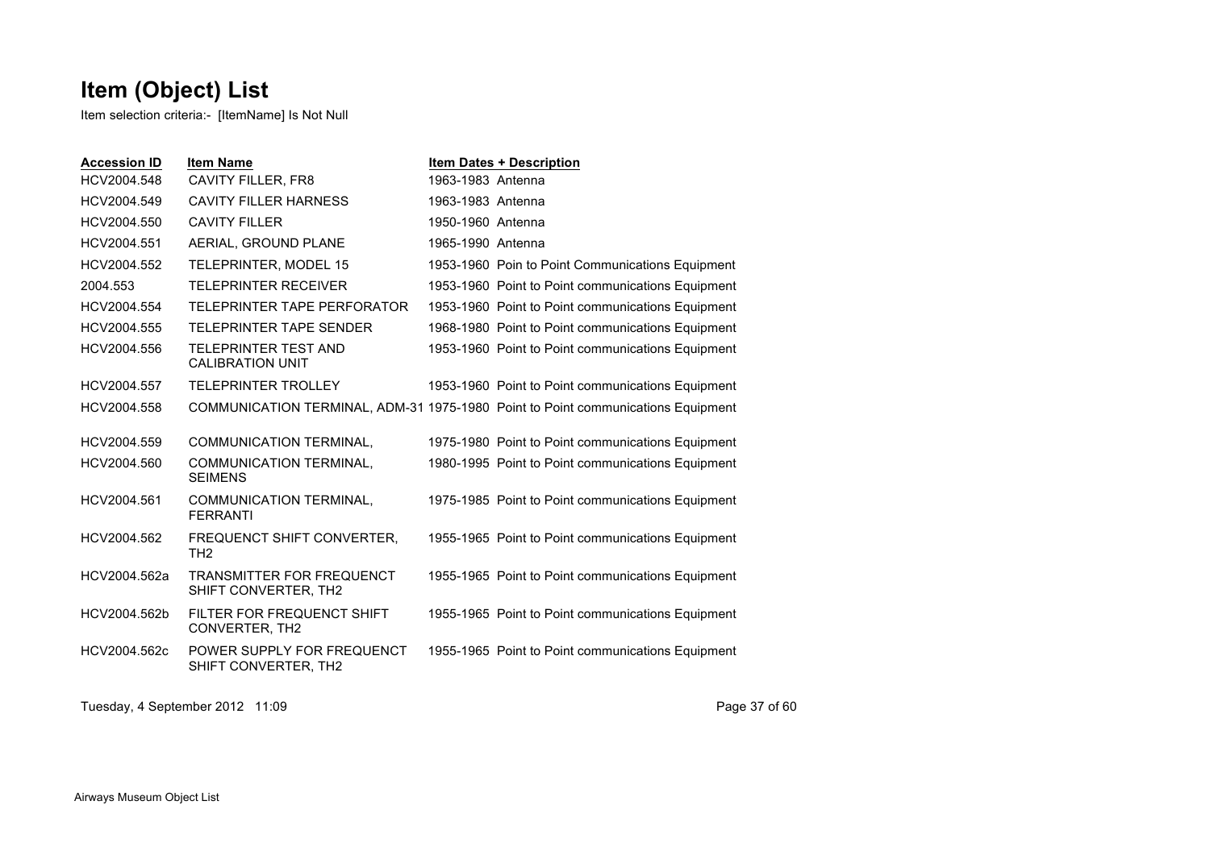# Item (Object) List

Item selection criteria:- [ItemName] Is Not Null

| Accession ID | Item Name | Item Dates + Description |
|---|---|---|
| HCV2004.548 | CAVITY FILLER, FR8 | 1963-1983 Antenna |
| HCV2004.549 | CAVITY FILLER HARNESS | 1963-1983 Antenna |
| HCV2004.550 | CAVITY FILLER | 1950-1960 Antenna |
| HCV2004.551 | AERIAL, GROUND PLANE | 1965-1990 Antenna |
| HCV2004.552 | TELEPRINTER, MODEL 15 | 1953-1960 Poin to Point Communications Equipment |
| 2004.553 | TELEPRINTER RECEIVER | 1953-1960 Point to Point communications Equipment |
| HCV2004.554 | TELEPRINTER TAPE PERFORATOR | 1953-1960 Point to Point communications Equipment |
| HCV2004.555 | TELEPRINTER TAPE SENDER | 1968-1980 Point to Point communications Equipment |
| HCV2004.556 | TELEPRINTER TEST AND CALIBRATION UNIT | 1953-1960 Point to Point communications Equipment |
| HCV2004.557 | TELEPRINTER TROLLEY | 1953-1960 Point to Point communications Equipment |
| HCV2004.558 | COMMUNICATION TERMINAL, ADM-31 | 1975-1980 Point to Point communications Equipment |
| HCV2004.559 | COMMUNICATION TERMINAL, | 1975-1980 Point to Point communications Equipment |
| HCV2004.560 | COMMUNICATION TERMINAL, SEIMENS | 1980-1995 Point to Point communications Equipment |
| HCV2004.561 | COMMUNICATION TERMINAL, FERRANTI | 1975-1985 Point to Point communications Equipment |
| HCV2004.562 | FREQUENCT SHIFT CONVERTER, TH2 | 1955-1965 Point to Point communications Equipment |
| HCV2004.562a | TRANSMITTER FOR FREQUENCT SHIFT CONVERTER, TH2 | 1955-1965 Point to Point communications Equipment |
| HCV2004.562b | FILTER FOR FREQUENCT SHIFT CONVERTER, TH2 | 1955-1965 Point to Point communications Equipment |
| HCV2004.562c | POWER SUPPLY FOR FREQUENCT SHIFT CONVERTER, TH2 | 1955-1965 Point to Point communications Equipment |

Tuesday, 4 September 2012 11:09

Airways Museum Object List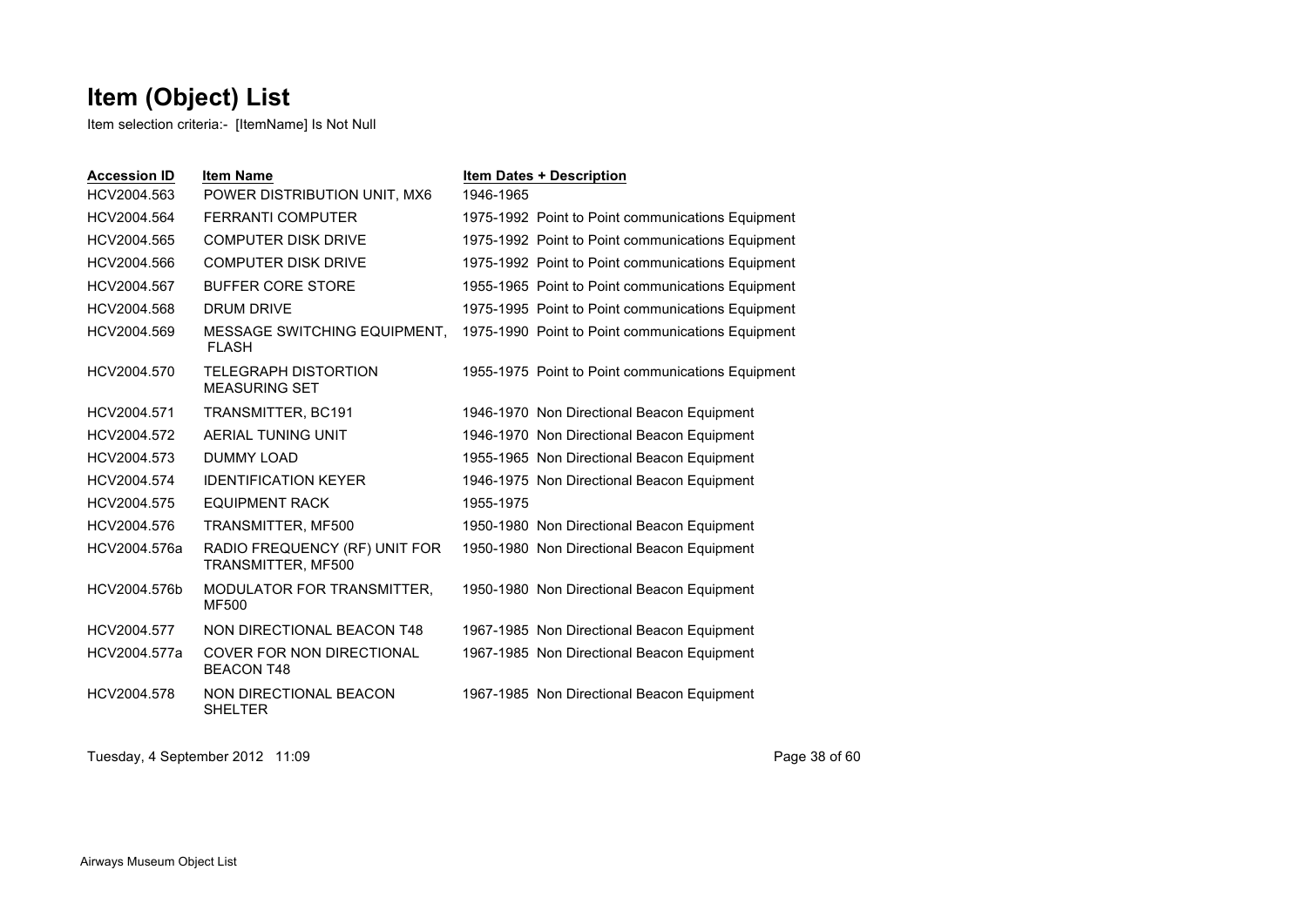# Item (Object) List

Item selection criteria:- [ItemName] Is Not Null

| Accession ID | Item Name | Item Dates + Description |
|---|---|---|
| HCV2004.563 | POWER DISTRIBUTION UNIT, MX6 | 1946-1965 |
| HCV2004.564 | FERRANTI COMPUTER | 1975-1992 Point to Point communications Equipment |
| HCV2004.565 | COMPUTER DISK DRIVE | 1975-1992 Point to Point communications Equipment |
| HCV2004.566 | COMPUTER DISK DRIVE | 1975-1992 Point to Point communications Equipment |
| HCV2004.567 | BUFFER CORE STORE | 1955-1965 Point to Point communications Equipment |
| HCV2004.568 | DRUM DRIVE | 1975-1995 Point to Point communications Equipment |
| HCV2004.569 | MESSAGE SWITCHING EQUIPMENT, FLASH | 1975-1990 Point to Point communications Equipment |
| HCV2004.570 | TELEGRAPH DISTORTION MEASURING SET | 1955-1975 Point to Point communications Equipment |
| HCV2004.571 | TRANSMITTER, BC191 | 1946-1970 Non Directional Beacon Equipment |
| HCV2004.572 | AERIAL TUNING UNIT | 1946-1970 Non Directional Beacon Equipment |
| HCV2004.573 | DUMMY LOAD | 1955-1965 Non Directional Beacon Equipment |
| HCV2004.574 | IDENTIFICATION KEYER | 1946-1975 Non Directional Beacon Equipment |
| HCV2004.575 | EQUIPMENT RACK | 1955-1975 |
| HCV2004.576 | TRANSMITTER, MF500 | 1950-1980 Non Directional Beacon Equipment |
| HCV2004.576a | RADIO FREQUENCY (RF) UNIT FOR TRANSMITTER, MF500 | 1950-1980 Non Directional Beacon Equipment |
| HCV2004.576b | MODULATOR FOR TRANSMITTER, MF500 | 1950-1980 Non Directional Beacon Equipment |
| HCV2004.577 | NON DIRECTIONAL BEACON T48 | 1967-1985 Non Directional Beacon Equipment |
| HCV2004.577a | COVER FOR NON DIRECTIONAL BEACON T48 | 1967-1985 Non Directional Beacon Equipment |
| HCV2004.578 | NON DIRECTIONAL BEACON SHELTER | 1967-1985 Non Directional Beacon Equipment |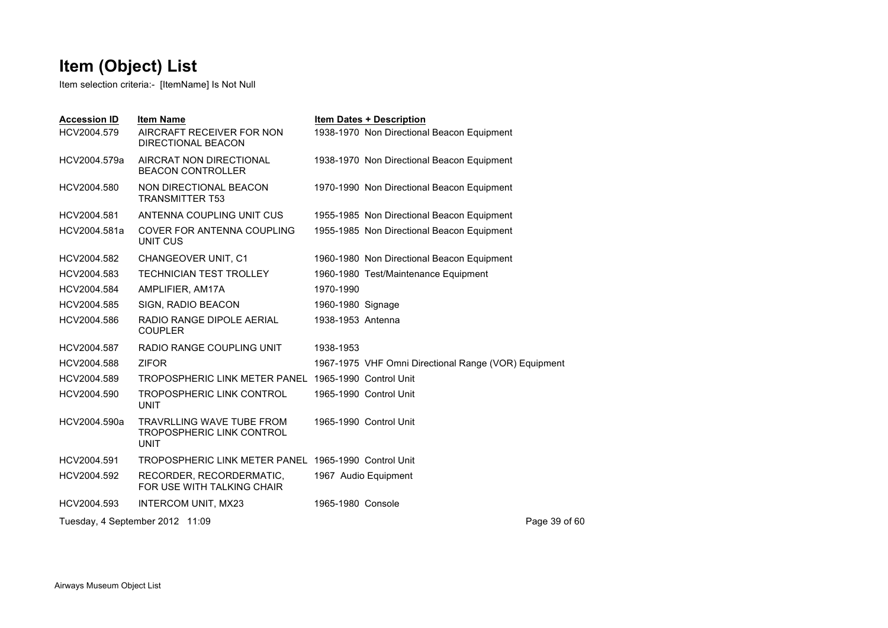# Item (Object) List

Item selection criteria:- [ItemName] Is Not Null

| Accession ID | Item Name | Item Dates + Description |
|---|---|---|
| HCV2004.579 | AIRCRAFT RECEIVER FOR NON DIRECTIONAL BEACON | 1938-1970 Non Directional Beacon Equipment |
| HCV2004.579a | AIRCRAT NON DIRECTIONAL BEACON CONTROLLER | 1938-1970 Non Directional Beacon Equipment |
| HCV2004.580 | NON DIRECTIONAL BEACON TRANSMITTER T53 | 1970-1990 Non Directional Beacon Equipment |
| HCV2004.581 | ANTENNA COUPLING UNIT CUS | 1955-1985 Non Directional Beacon Equipment |
| HCV2004.581a | COVER FOR ANTENNA COUPLING UNIT CUS | 1955-1985 Non Directional Beacon Equipment |
| HCV2004.582 | CHANGEOVER UNIT, C1 | 1960-1980 Non Directional Beacon Equipment |
| HCV2004.583 | TECHNICIAN TEST TROLLEY | 1960-1980 Test/Maintenance Equipment |
| HCV2004.584 | AMPLIFIER, AM17A | 1970-1990 |
| HCV2004.585 | SIGN, RADIO BEACON | 1960-1980 Signage |
| HCV2004.586 | RADIO RANGE DIPOLE AERIAL COUPLER | 1938-1953 Antenna |
| HCV2004.587 | RADIO RANGE COUPLING UNIT | 1938-1953 |
| HCV2004.588 | ZIFOR | 1967-1975 VHF Omni Directional Range (VOR) Equipment |
| HCV2004.589 | TROPOSPHERIC LINK METER PANEL | 1965-1990 Control Unit |
| HCV2004.590 | TROPOSPHERIC LINK CONTROL UNIT | 1965-1990 Control Unit |
| HCV2004.590a | TRAVRLLING WAVE TUBE FROM TROPOSPHERIC LINK CONTROL UNIT | 1965-1990 Control Unit |
| HCV2004.591 | TROPOSPHERIC LINK METER PANEL | 1965-1990 Control Unit |
| HCV2004.592 | RECORDER, RECORDERMATIC, FOR USE WITH TALKING CHAIR | 1967 Audio Equipment |
| HCV2004.593 | INTERCOM UNIT, MX23 | 1965-1980 Console |

Tuesday, 4 September 2012 11:09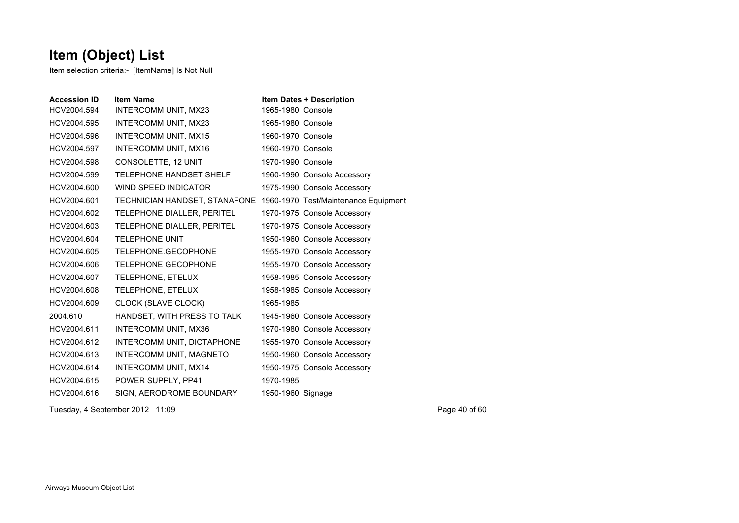# Item (Object) List

Item selection criteria:- [ItemName] Is Not Null

| Accession ID | Item Name | Item Dates + Description |
|---|---|---|
| HCV2004.594 | INTERCOMM UNIT, MX23 | 1965-1980 Console |
| HCV2004.595 | INTERCOMM UNIT, MX23 | 1965-1980 Console |
| HCV2004.596 | INTERCOMM UNIT, MX15 | 1960-1970 Console |
| HCV2004.597 | INTERCOMM UNIT, MX16 | 1960-1970 Console |
| HCV2004.598 | CONSOLETTE, 12 UNIT | 1970-1990 Console |
| HCV2004.599 | TELEPHONE HANDSET SHELF | 1960-1990 Console Accessory |
| HCV2004.600 | WIND SPEED INDICATOR | 1975-1990 Console Accessory |
| HCV2004.601 | TECHNICIAN HANDSET, STANAFONE | 1960-1970 Test/Maintenance Equipment |
| HCV2004.602 | TELEPHONE DIALLER, PERITEL | 1970-1975 Console Accessory |
| HCV2004.603 | TELEPHONE DIALLER, PERITEL | 1970-1975 Console Accessory |
| HCV2004.604 | TELEPHONE UNIT | 1950-1960 Console Accessory |
| HCV2004.605 | TELEPHONE.GECOPHONE | 1955-1970 Console Accessory |
| HCV2004.606 | TELEPHONE GECOPHONE | 1955-1970 Console Accessory |
| HCV2004.607 | TELEPHONE, ETELUX | 1958-1985 Console Accessory |
| HCV2004.608 | TELEPHONE, ETELUX | 1958-1985 Console Accessory |
| HCV2004.609 | CLOCK (SLAVE CLOCK) | 1965-1985 |
| 2004.610 | HANDSET, WITH PRESS TO TALK | 1945-1960 Console Accessory |
| HCV2004.611 | INTERCOMM UNIT, MX36 | 1970-1980 Console Accessory |
| HCV2004.612 | INTERCOMM UNIT, DICTAPHONE | 1955-1970 Console Accessory |
| HCV2004.613 | INTERCOMM UNIT, MAGNETO | 1950-1960 Console Accessory |
| HCV2004.614 | INTERCOMM UNIT, MX14 | 1950-1975 Console Accessory |
| HCV2004.615 | POWER SUPPLY, PP41 | 1970-1985 |
| HCV2004.616 | SIGN, AERODROME BOUNDARY | 1950-1960 Signage |

Tuesday, 4 September 2012 11:09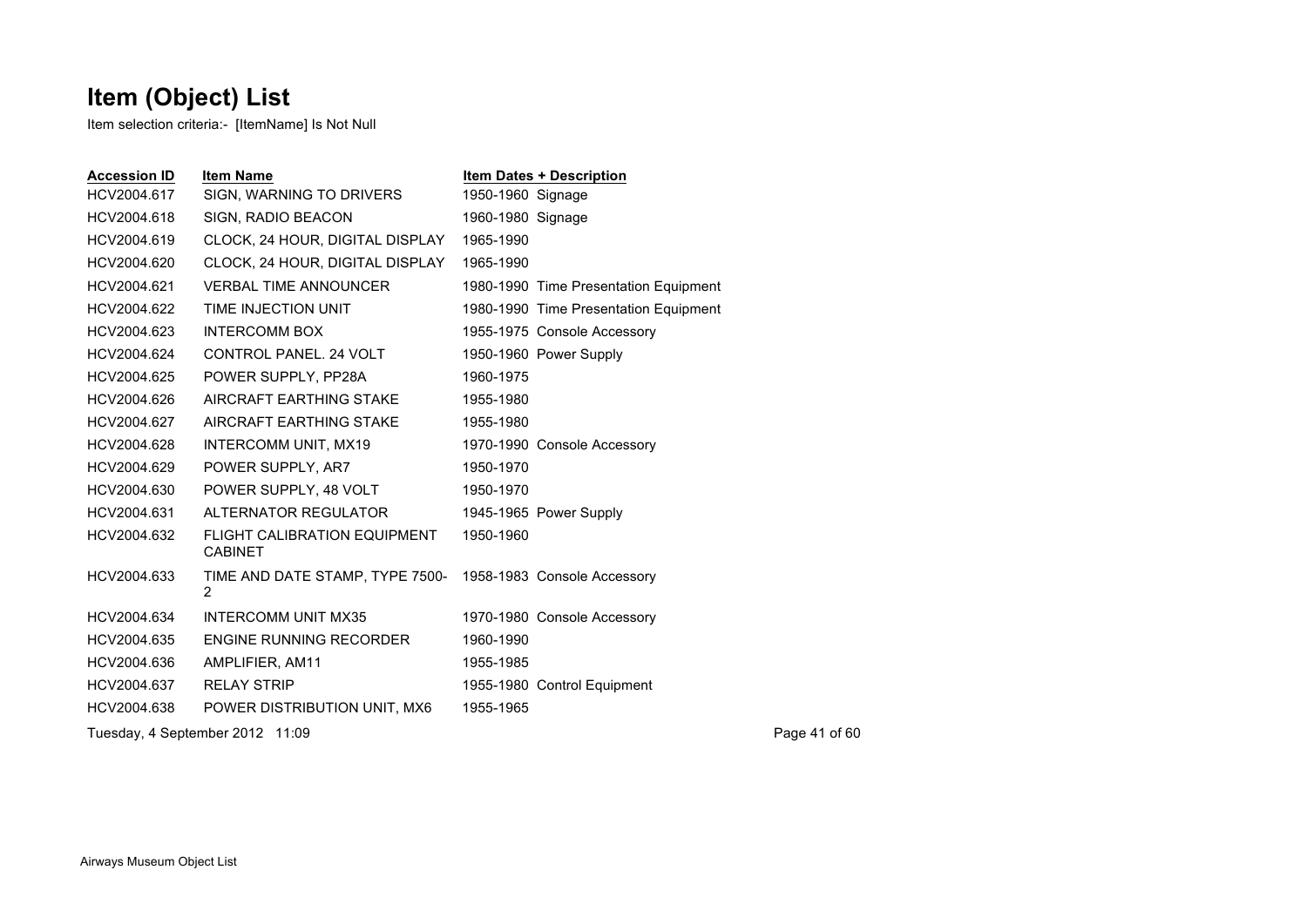# Item (Object) List

Item selection criteria:- [ItemName] Is Not Null

| Accession ID | Item Name | Item Dates + Description |
|---|---|---|
| HCV2004.617 | SIGN, WARNING TO DRIVERS | 1950-1960 Signage |
| HCV2004.618 | SIGN, RADIO BEACON | 1960-1980 Signage |
| HCV2004.619 | CLOCK, 24 HOUR, DIGITAL DISPLAY | 1965-1990 |
| HCV2004.620 | CLOCK, 24 HOUR, DIGITAL DISPLAY | 1965-1990 |
| HCV2004.621 | VERBAL TIME ANNOUNCER | 1980-1990 Time Presentation Equipment |
| HCV2004.622 | TIME INJECTION UNIT | 1980-1990 Time Presentation Equipment |
| HCV2004.623 | INTERCOMM BOX | 1955-1975 Console Accessory |
| HCV2004.624 | CONTROL PANEL. 24 VOLT | 1950-1960 Power Supply |
| HCV2004.625 | POWER SUPPLY, PP28A | 1960-1975 |
| HCV2004.626 | AIRCRAFT EARTHING STAKE | 1955-1980 |
| HCV2004.627 | AIRCRAFT EARTHING STAKE | 1955-1980 |
| HCV2004.628 | INTERCOMM UNIT, MX19 | 1970-1990 Console Accessory |
| HCV2004.629 | POWER SUPPLY, AR7 | 1950-1970 |
| HCV2004.630 | POWER SUPPLY, 48 VOLT | 1950-1970 |
| HCV2004.631 | ALTERNATOR REGULATOR | 1945-1965 Power Supply |
| HCV2004.632 | FLIGHT CALIBRATION EQUIPMENT CABINET | 1950-1960 |
| HCV2004.633 | TIME AND DATE STAMP, TYPE 7500-2 | 1958-1983 Console Accessory |
| HCV2004.634 | INTERCOMM UNIT MX35 | 1970-1980 Console Accessory |
| HCV2004.635 | ENGINE RUNNING RECORDER | 1960-1990 |
| HCV2004.636 | AMPLIFIER, AM11 | 1955-1985 |
| HCV2004.637 | RELAY STRIP | 1955-1980 Control Equipment |
| HCV2004.638 | POWER DISTRIBUTION UNIT, MX6 | 1955-1965 |

Tuesday, 4 September 2012 11:09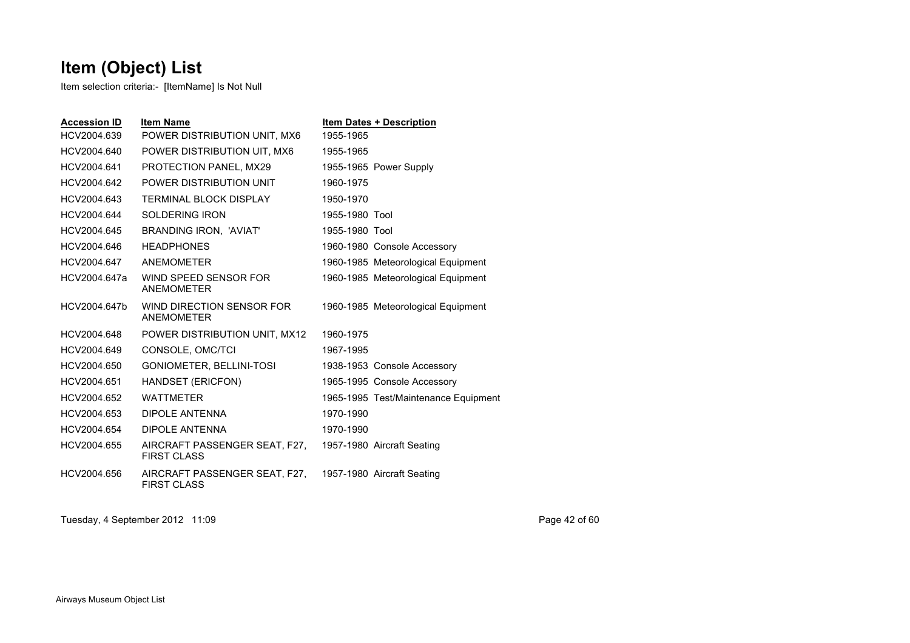# Item (Object) List

Item selection criteria:- [ItemName] Is Not Null

| Accession ID | Item Name | Item Dates + Description |
| --- | --- | --- |
| HCV2004.639 | POWER DISTRIBUTION UNIT, MX6 | 1955-1965 |
| HCV2004.640 | POWER DISTRIBUTION UIT, MX6 | 1955-1965 |
| HCV2004.641 | PROTECTION PANEL, MX29 | 1955-1965 Power Supply |
| HCV2004.642 | POWER DISTRIBUTION UNIT | 1960-1975 |
| HCV2004.643 | TERMINAL BLOCK DISPLAY | 1950-1970 |
| HCV2004.644 | SOLDERING IRON | 1955-1980 Tool |
| HCV2004.645 | BRANDING IRON, 'AVIAT' | 1955-1980 Tool |
| HCV2004.646 | HEADPHONES | 1960-1980 Console Accessory |
| HCV2004.647 | ANEMOMETER | 1960-1985 Meteorological Equipment |
| HCV2004.647a | WIND SPEED SENSOR FOR ANEMOMETER | 1960-1985 Meteorological Equipment |
| HCV2004.647b | WIND DIRECTION SENSOR FOR ANEMOMETER | 1960-1985 Meteorological Equipment |
| HCV2004.648 | POWER DISTRIBUTION UNIT, MX12 | 1960-1975 |
| HCV2004.649 | CONSOLE, OMC/TCI | 1967-1995 |
| HCV2004.650 | GONIOMETER, BELLINI-TOSI | 1938-1953 Console Accessory |
| HCV2004.651 | HANDSET (ERICFON) | 1965-1995 Console Accessory |
| HCV2004.652 | WATTMETER | 1965-1995 Test/Maintenance Equipment |
| HCV2004.653 | DIPOLE ANTENNA | 1970-1990 |
| HCV2004.654 | DIPOLE ANTENNA | 1970-1990 |
| HCV2004.655 | AIRCRAFT PASSENGER SEAT, F27, FIRST CLASS | 1957-1980 Aircraft Seating |
| HCV2004.656 | AIRCRAFT PASSENGER SEAT, F27, FIRST CLASS | 1957-1980 Aircraft Seating |

Tuesday, 4 September 2012 11:09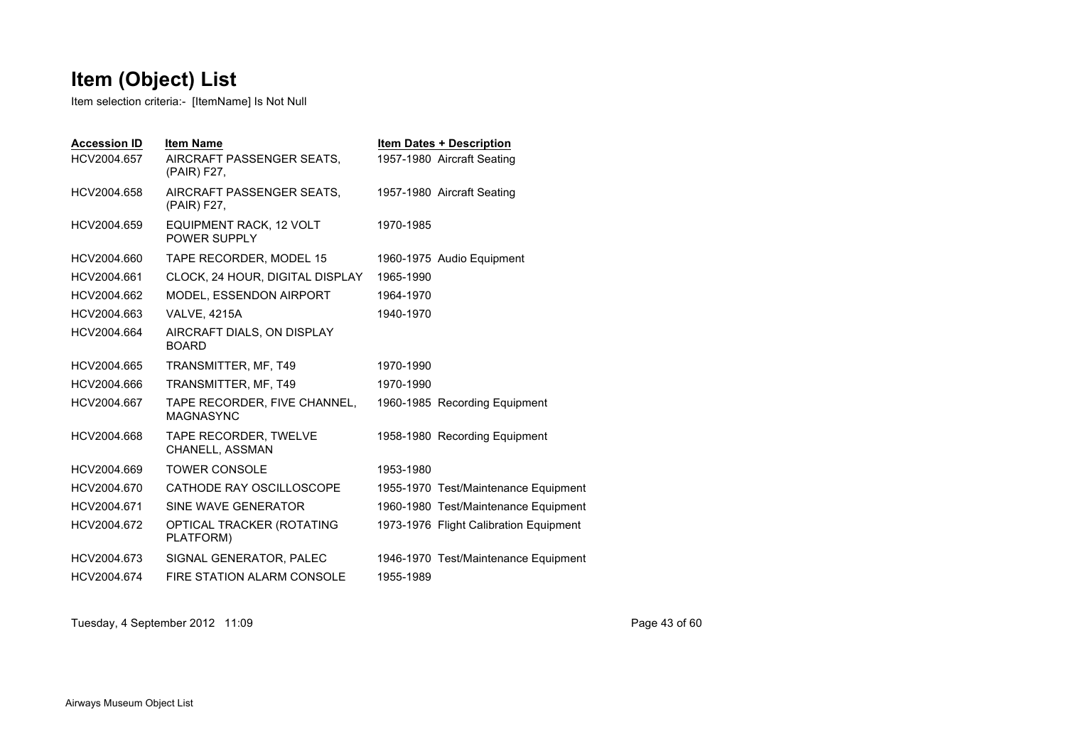# Item (Object) List

Item selection criteria:- [ItemName] Is Not Null

| Accession ID | Item Name | Item Dates + Description |
|---|---|---|
| HCV2004.657 | AIRCRAFT PASSENGER SEATS, (PAIR) F27, | 1957-1980 Aircraft Seating |
| HCV2004.658 | AIRCRAFT PASSENGER SEATS, (PAIR) F27, | 1957-1980 Aircraft Seating |
| HCV2004.659 | EQUIPMENT RACK, 12 VOLT POWER SUPPLY | 1970-1985 |
| HCV2004.660 | TAPE RECORDER, MODEL 15 | 1960-1975 Audio Equipment |
| HCV2004.661 | CLOCK, 24 HOUR, DIGITAL DISPLAY | 1965-1990 |
| HCV2004.662 | MODEL, ESSENDON AIRPORT | 1964-1970 |
| HCV2004.663 | VALVE, 4215A | 1940-1970 |
| HCV2004.664 | AIRCRAFT DIALS, ON DISPLAY BOARD | |
| HCV2004.665 | TRANSMITTER, MF, T49 | 1970-1990 |
| HCV2004.666 | TRANSMITTER, MF, T49 | 1970-1990 |
| HCV2004.667 | TAPE RECORDER, FIVE CHANNEL, MAGNASYNC | 1960-1985 Recording Equipment |
| HCV2004.668 | TAPE RECORDER, TWELVE CHANELL, ASSMAN | 1958-1980 Recording Equipment |
| HCV2004.669 | TOWER CONSOLE | 1953-1980 |
| HCV2004.670 | CATHODE RAY OSCILLOSCOPE | 1955-1970 Test/Maintenance Equipment |
| HCV2004.671 | SINE WAVE GENERATOR | 1960-1980 Test/Maintenance Equipment |
| HCV2004.672 | OPTICAL TRACKER (ROTATING PLATFORM) | 1973-1976 Flight Calibration Equipment |
| HCV2004.673 | SIGNAL GENERATOR, PALEC | 1946-1970 Test/Maintenance Equipment |
| HCV2004.674 | FIRE STATION ALARM CONSOLE | 1955-1989 |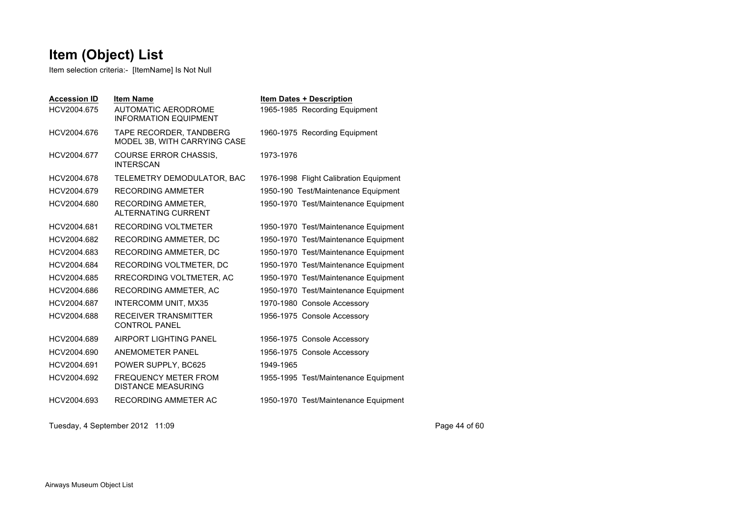# Item (Object) List

Item selection criteria:- [ItemName] Is Not Null

| Accession ID | Item Name | Item Dates + Description |
|---|---|---|
| HCV2004.675 | AUTOMATIC AERODROME INFORMATION EQUIPMENT | 1965-1985 Recording Equipment |
| HCV2004.676 | TAPE RECORDER, TANDBERG MODEL 3B, WITH CARRYING CASE | 1960-1975 Recording Equipment |
| HCV2004.677 | COURSE ERROR CHASSIS, INTERSCAN | 1973-1976 |
| HCV2004.678 | TELEMETRY DEMODULATOR, BAC | 1976-1998 Flight Calibration Equipment |
| HCV2004.679 | RECORDING AMMETER | 1950-190 Test/Maintenance Equipment |
| HCV2004.680 | RECORDING AMMETER, ALTERNATING CURRENT | 1950-1970 Test/Maintenance Equipment |
| HCV2004.681 | RECORDING VOLTMETER | 1950-1970 Test/Maintenance Equipment |
| HCV2004.682 | RECORDING AMMETER, DC | 1950-1970 Test/Maintenance Equipment |
| HCV2004.683 | RECORDING AMMETER, DC | 1950-1970 Test/Maintenance Equipment |
| HCV2004.684 | RECORDING VOLTMETER, DC | 1950-1970 Test/Maintenance Equipment |
| HCV2004.685 | RRECORDING VOLTMETER, AC | 1950-1970 Test/Maintenance Equipment |
| HCV2004.686 | RECORDING AMMETER, AC | 1950-1970 Test/Maintenance Equipment |
| HCV2004.687 | INTERCOMM UNIT, MX35 | 1970-1980 Console Accessory |
| HCV2004.688 | RECEIVER TRANSMITTER CONTROL PANEL | 1956-1975 Console Accessory |
| HCV2004.689 | AIRPORT LIGHTING PANEL | 1956-1975 Console Accessory |
| HCV2004.690 | ANEMOMETER PANEL | 1956-1975 Console Accessory |
| HCV2004.691 | POWER SUPPLY, BC625 | 1949-1965 |
| HCV2004.692 | FREQUENCY METER FROM DISTANCE MEASURING | 1955-1995 Test/Maintenance Equipment |
| HCV2004.693 | RECORDING AMMETER AC | 1950-1970 Test/Maintenance Equipment |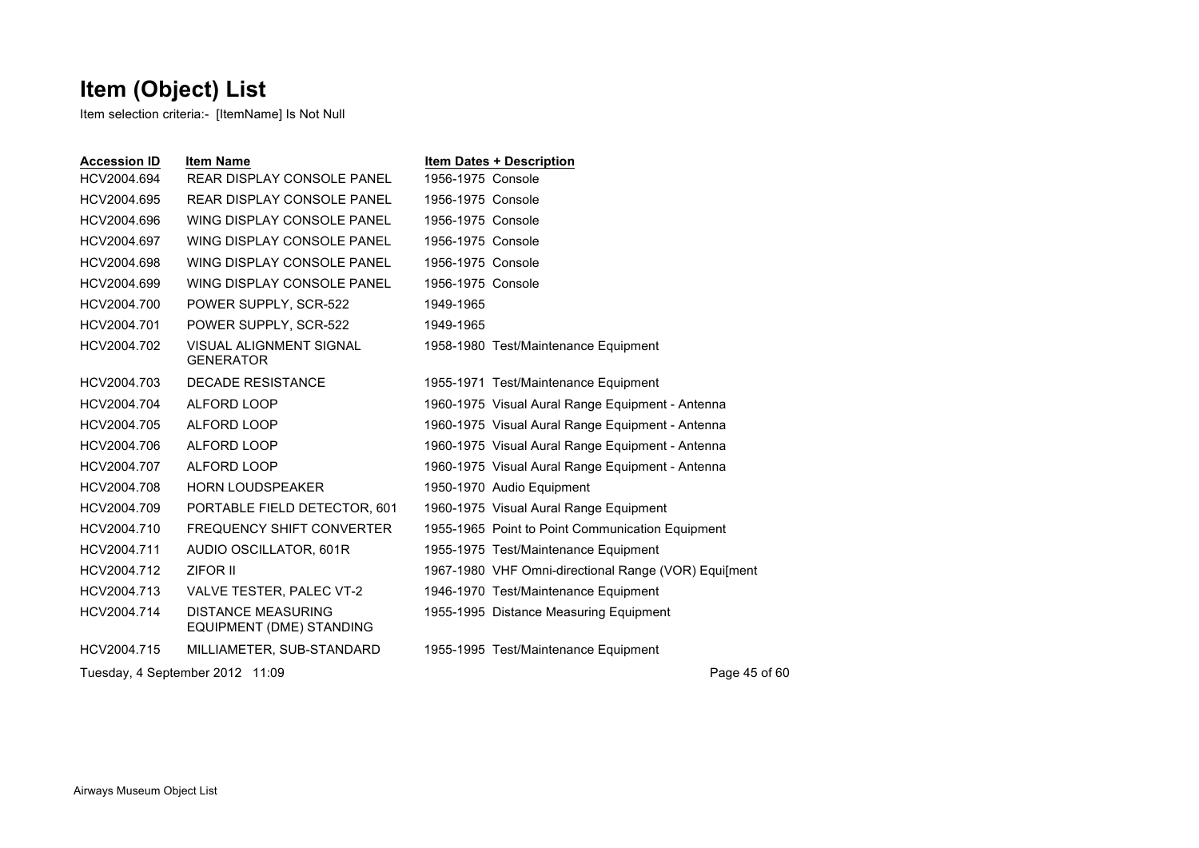# Item (Object) List

Item selection criteria:- [ItemName] Is Not Null

| Accession ID | Item Name | Item Dates + Description |
|---|---|---|
| HCV2004.694 | REAR DISPLAY CONSOLE PANEL | 1956-1975 Console |
| HCV2004.695 | REAR DISPLAY CONSOLE PANEL | 1956-1975 Console |
| HCV2004.696 | WING DISPLAY CONSOLE PANEL | 1956-1975 Console |
| HCV2004.697 | WING DISPLAY CONSOLE PANEL | 1956-1975 Console |
| HCV2004.698 | WING DISPLAY CONSOLE PANEL | 1956-1975 Console |
| HCV2004.699 | WING DISPLAY CONSOLE PANEL | 1956-1975 Console |
| HCV2004.700 | POWER SUPPLY, SCR-522 | 1949-1965 |
| HCV2004.701 | POWER SUPPLY, SCR-522 | 1949-1965 |
| HCV2004.702 | VISUAL ALIGNMENT SIGNAL GENERATOR | 1958-1980 Test/Maintenance Equipment |
| HCV2004.703 | DECADE RESISTANCE | 1955-1971 Test/Maintenance Equipment |
| HCV2004.704 | ALFORD LOOP | 1960-1975 Visual Aural Range Equipment - Antenna |
| HCV2004.705 | ALFORD LOOP | 1960-1975 Visual Aural Range Equipment - Antenna |
| HCV2004.706 | ALFORD LOOP | 1960-1975 Visual Aural Range Equipment - Antenna |
| HCV2004.707 | ALFORD LOOP | 1960-1975 Visual Aural Range Equipment - Antenna |
| HCV2004.708 | HORN LOUDSPEAKER | 1950-1970 Audio Equipment |
| HCV2004.709 | PORTABLE FIELD DETECTOR, 601 | 1960-1975 Visual Aural Range Equipment |
| HCV2004.710 | FREQUENCY SHIFT CONVERTER | 1955-1965 Point to Point Communication Equipment |
| HCV2004.711 | AUDIO OSCILLATOR, 601R | 1955-1975 Test/Maintenance Equipment |
| HCV2004.712 | ZIFOR II | 1967-1980 VHF Omni-directional Range (VOR) Equi[ment |
| HCV2004.713 | VALVE TESTER, PALEC VT-2 | 1946-1970 Test/Maintenance Equipment |
| HCV2004.714 | DISTANCE MEASURING EQUIPMENT (DME) STANDING | 1955-1995 Distance Measuring Equipment |
| HCV2004.715 | MILLIAMETER, SUB-STANDARD | 1955-1995 Test/Maintenance Equipment |

Tuesday, 4 September 2012 11:09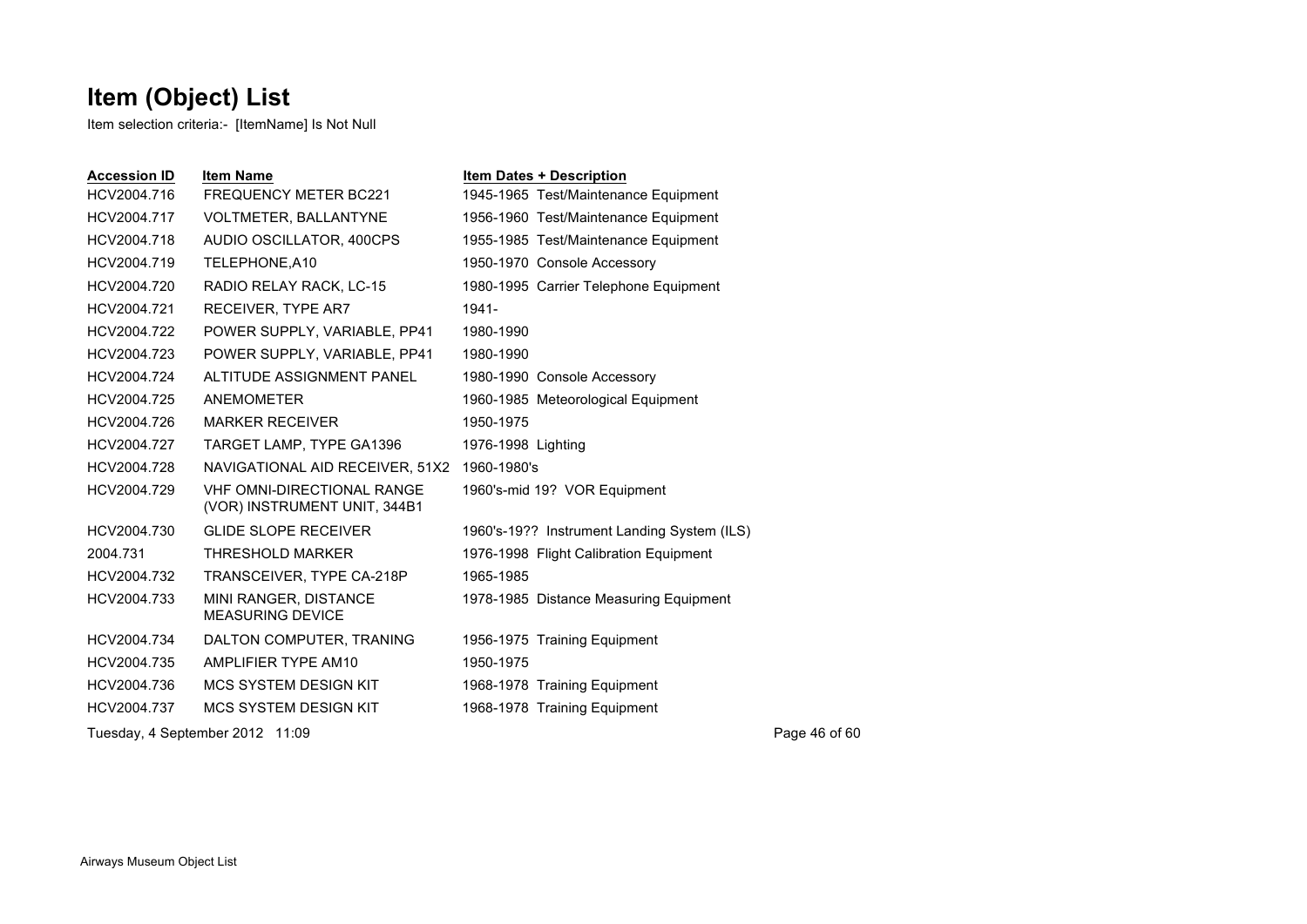# Item (Object) List

Item selection criteria:- [ItemName] Is Not Null

| Accession ID | Item Name | Item Dates + Description |
|---|---|---|
| HCV2004.716 | FREQUENCY METER BC221 | 1945-1965 Test/Maintenance Equipment |
| HCV2004.717 | VOLTMETER, BALLANTYNE | 1956-1960 Test/Maintenance Equipment |
| HCV2004.718 | AUDIO OSCILLATOR, 400CPS | 1955-1985 Test/Maintenance Equipment |
| HCV2004.719 | TELEPHONE,A10 | 1950-1970 Console Accessory |
| HCV2004.720 | RADIO RELAY RACK, LC-15 | 1980-1995 Carrier Telephone Equipment |
| HCV2004.721 | RECEIVER, TYPE AR7 | 1941- |
| HCV2004.722 | POWER SUPPLY, VARIABLE, PP41 | 1980-1990 |
| HCV2004.723 | POWER SUPPLY, VARIABLE, PP41 | 1980-1990 |
| HCV2004.724 | ALTITUDE ASSIGNMENT PANEL | 1980-1990 Console Accessory |
| HCV2004.725 | ANEMOMETER | 1960-1985 Meteorological Equipment |
| HCV2004.726 | MARKER RECEIVER | 1950-1975 |
| HCV2004.727 | TARGET LAMP, TYPE GA1396 | 1976-1998 Lighting |
| HCV2004.728 | NAVIGATIONAL AID RECEIVER, 51X2 | 1960-1980's |
| HCV2004.729 | VHF OMNI-DIRECTIONAL RANGE (VOR) INSTRUMENT UNIT, 344B1 | 1960's-mid 19? VOR Equipment |
| HCV2004.730 | GLIDE SLOPE RECEIVER | 1960's-19?? Instrument Landing System (ILS) |
| 2004.731 | THRESHOLD MARKER | 1976-1998 Flight Calibration Equipment |
| HCV2004.732 | TRANSCEIVER, TYPE CA-218P | 1965-1985 |
| HCV2004.733 | MINI RANGER, DISTANCE MEASURING DEVICE | 1978-1985 Distance Measuring Equipment |
| HCV2004.734 | DALTON COMPUTER, TRANING | 1956-1975 Training Equipment |
| HCV2004.735 | AMPLIFIER TYPE AM10 | 1950-1975 |
| HCV2004.736 | MCS SYSTEM DESIGN KIT | 1968-1978 Training Equipment |
| HCV2004.737 | MCS SYSTEM DESIGN KIT | 1968-1978 Training Equipment |

Tuesday, 4 September 2012 11:09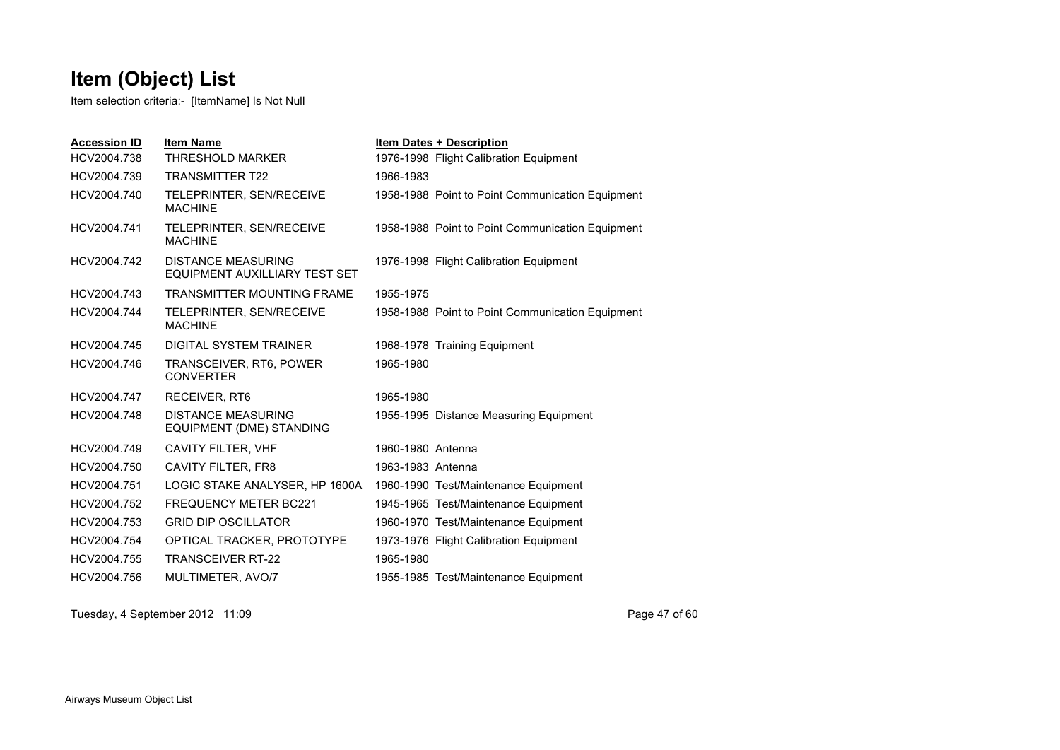# Item (Object) List

Item selection criteria:- [ItemName] Is Not Null

| Accession ID | Item Name | Item Dates + Description |
|---|---|---|
| HCV2004.738 | THRESHOLD MARKER | 1976-1998 Flight Calibration Equipment |
| HCV2004.739 | TRANSMITTER T22 | 1966-1983 |
| HCV2004.740 | TELEPRINTER, SEN/RECEIVE MACHINE | 1958-1988 Point to Point Communication Equipment |
| HCV2004.741 | TELEPRINTER, SEN/RECEIVE MACHINE | 1958-1988 Point to Point Communication Equipment |
| HCV2004.742 | DISTANCE MEASURING EQUIPMENT AUXILLIARY TEST SET | 1976-1998 Flight Calibration Equipment |
| HCV2004.743 | TRANSMITTER MOUNTING FRAME | 1955-1975 |
| HCV2004.744 | TELEPRINTER, SEN/RECEIVE MACHINE | 1958-1988 Point to Point Communication Equipment |
| HCV2004.745 | DIGITAL SYSTEM TRAINER | 1968-1978 Training Equipment |
| HCV2004.746 | TRANSCEIVER, RT6, POWER CONVERTER | 1965-1980 |
| HCV2004.747 | RECEIVER, RT6 | 1965-1980 |
| HCV2004.748 | DISTANCE MEASURING EQUIPMENT (DME) STANDING | 1955-1995 Distance Measuring Equipment |
| HCV2004.749 | CAVITY FILTER, VHF | 1960-1980 Antenna |
| HCV2004.750 | CAVITY FILTER, FR8 | 1963-1983 Antenna |
| HCV2004.751 | LOGIC STAKE ANALYSER, HP 1600A | 1960-1990 Test/Maintenance Equipment |
| HCV2004.752 | FREQUENCY METER BC221 | 1945-1965 Test/Maintenance Equipment |
| HCV2004.753 | GRID DIP OSCILLATOR | 1960-1970 Test/Maintenance Equipment |
| HCV2004.754 | OPTICAL TRACKER, PROTOTYPE | 1973-1976 Flight Calibration Equipment |
| HCV2004.755 | TRANSCEIVER RT-22 | 1965-1980 |
| HCV2004.756 | MULTIMETER, AVO/7 | 1955-1985 Test/Maintenance Equipment |

Tuesday, 4 September 2012 11:09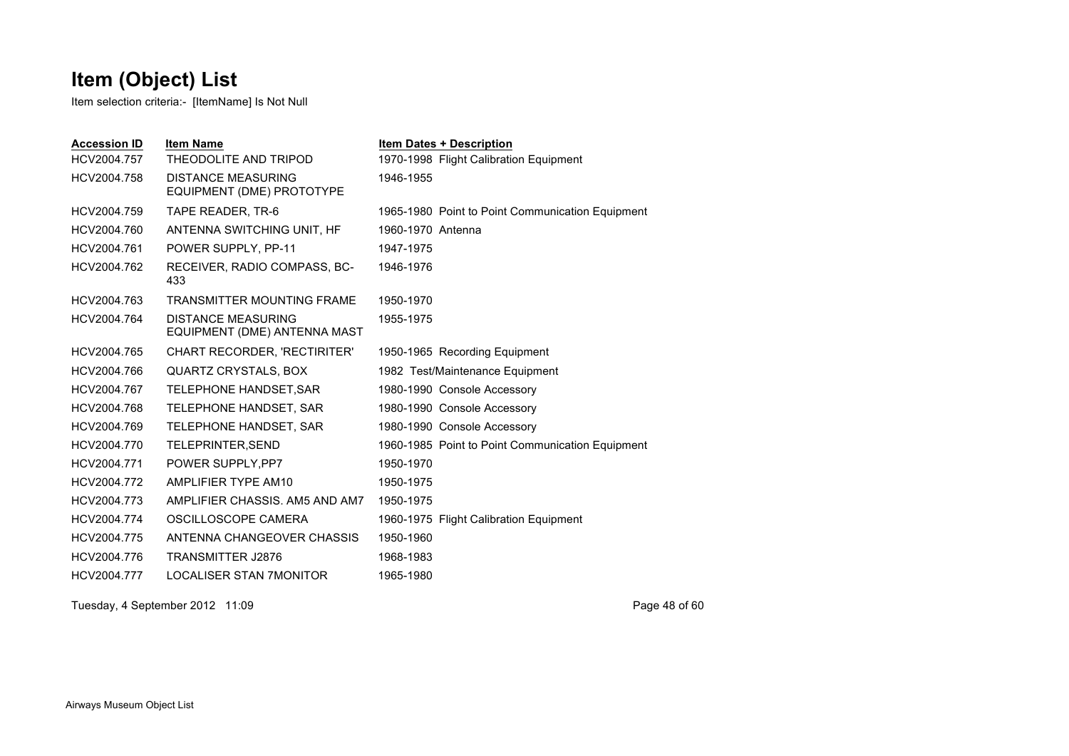# Item (Object) List

Item selection criteria:- [ItemName] Is Not Null

| Accession ID | Item Name | Item Dates + Description |
|---|---|---|
| HCV2004.757 | THEODOLITE AND TRIPOD | 1970-1998 Flight Calibration Equipment |
| HCV2004.758 | DISTANCE MEASURING EQUIPMENT (DME) PROTOTYPE | 1946-1955 |
| HCV2004.759 | TAPE READER, TR-6 | 1965-1980 Point to Point Communication Equipment |
| HCV2004.760 | ANTENNA SWITCHING UNIT, HF | 1960-1970 Antenna |
| HCV2004.761 | POWER SUPPLY, PP-11 | 1947-1975 |
| HCV2004.762 | RECEIVER, RADIO COMPASS, BC-433 | 1946-1976 |
| HCV2004.763 | TRANSMITTER MOUNTING FRAME | 1950-1970 |
| HCV2004.764 | DISTANCE MEASURING EQUIPMENT (DME) ANTENNA MAST | 1955-1975 |
| HCV2004.765 | CHART RECORDER, 'RECTIRITER' | 1950-1965 Recording Equipment |
| HCV2004.766 | QUARTZ CRYSTALS, BOX | 1982 Test/Maintenance Equipment |
| HCV2004.767 | TELEPHONE HANDSET,SAR | 1980-1990 Console Accessory |
| HCV2004.768 | TELEPHONE HANDSET, SAR | 1980-1990 Console Accessory |
| HCV2004.769 | TELEPHONE HANDSET, SAR | 1980-1990 Console Accessory |
| HCV2004.770 | TELEPRINTER,SEND | 1960-1985 Point to Point Communication Equipment |
| HCV2004.771 | POWER SUPPLY,PP7 | 1950-1970 |
| HCV2004.772 | AMPLIFIER TYPE AM10 | 1950-1975 |
| HCV2004.773 | AMPLIFIER CHASSIS. AM5 AND AM7 | 1950-1975 |
| HCV2004.774 | OSCILLOSCOPE CAMERA | 1960-1975 Flight Calibration Equipment |
| HCV2004.775 | ANTENNA CHANGEOVER CHASSIS | 1950-1960 |
| HCV2004.776 | TRANSMITTER J2876 | 1968-1983 |
| HCV2004.777 | LOCALISER STAN 7MONITOR | 1965-1980 |

Tuesday, 4 September 2012 11:09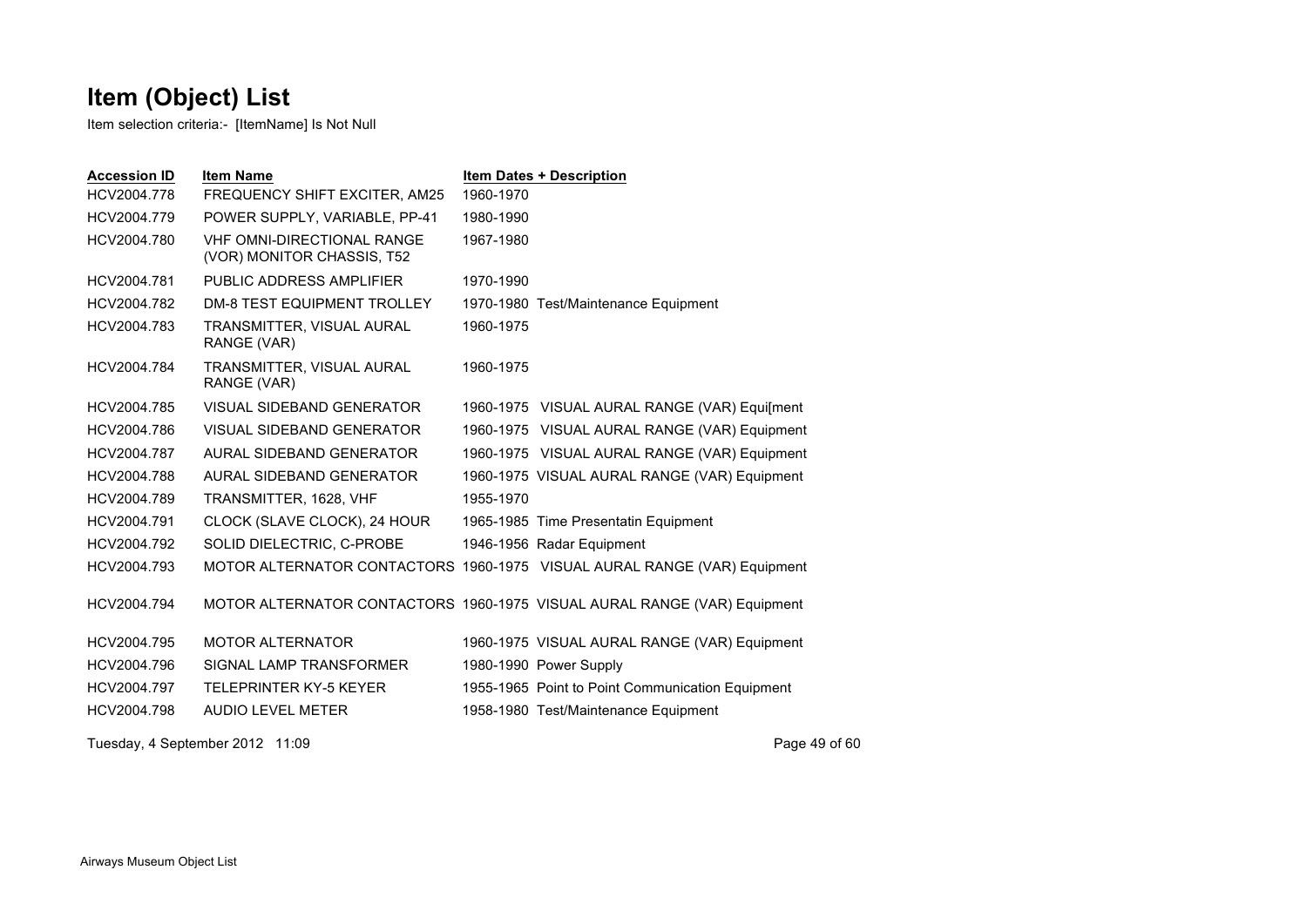# Item (Object) List

Item selection criteria:- [ItemName] Is Not Null

| Accession ID | Item Name | Item Dates + Description |
| --- | --- | --- |
| HCV2004.778 | FREQUENCY SHIFT EXCITER, AM25 | 1960-1970 |
| HCV2004.779 | POWER SUPPLY, VARIABLE, PP-41 | 1980-1990 |
| HCV2004.780 | VHF OMNI-DIRECTIONAL RANGE (VOR) MONITOR CHASSIS, T52 | 1967-1980 |
| HCV2004.781 | PUBLIC ADDRESS AMPLIFIER | 1970-1990 |
| HCV2004.782 | DM-8 TEST EQUIPMENT TROLLEY | 1970-1980 Test/Maintenance Equipment |
| HCV2004.783 | TRANSMITTER, VISUAL AURAL RANGE (VAR) | 1960-1975 |
| HCV2004.784 | TRANSMITTER, VISUAL AURAL RANGE (VAR) | 1960-1975 |
| HCV2004.785 | VISUAL SIDEBAND GENERATOR | 1960-1975 VISUAL AURAL RANGE (VAR) Equi[ment |
| HCV2004.786 | VISUAL SIDEBAND GENERATOR | 1960-1975 VISUAL AURAL RANGE (VAR) Equipment |
| HCV2004.787 | AURAL SIDEBAND GENERATOR | 1960-1975 VISUAL AURAL RANGE (VAR) Equipment |
| HCV2004.788 | AURAL SIDEBAND GENERATOR | 1960-1975 VISUAL AURAL RANGE (VAR) Equipment |
| HCV2004.789 | TRANSMITTER, 1628, VHF | 1955-1970 |
| HCV2004.791 | CLOCK (SLAVE CLOCK), 24 HOUR | 1965-1985 Time Presentatin Equipment |
| HCV2004.792 | SOLID DIELECTRIC, C-PROBE | 1946-1956 Radar Equipment |
| HCV2004.793 | MOTOR ALTERNATOR CONTACTORS | 1960-1975 VISUAL AURAL RANGE (VAR) Equipment |
| HCV2004.794 | MOTOR ALTERNATOR CONTACTORS | 1960-1975 VISUAL AURAL RANGE (VAR) Equipment |
| HCV2004.795 | MOTOR ALTERNATOR | 1960-1975 VISUAL AURAL RANGE (VAR) Equipment |
| HCV2004.796 | SIGNAL LAMP TRANSFORMER | 1980-1990 Power Supply |
| HCV2004.797 | TELEPRINTER KY-5 KEYER | 1955-1965 Point to Point Communication Equipment |
| HCV2004.798 | AUDIO LEVEL METER | 1958-1980 Test/Maintenance Equipment |

Tuesday, 4 September 2012 11:09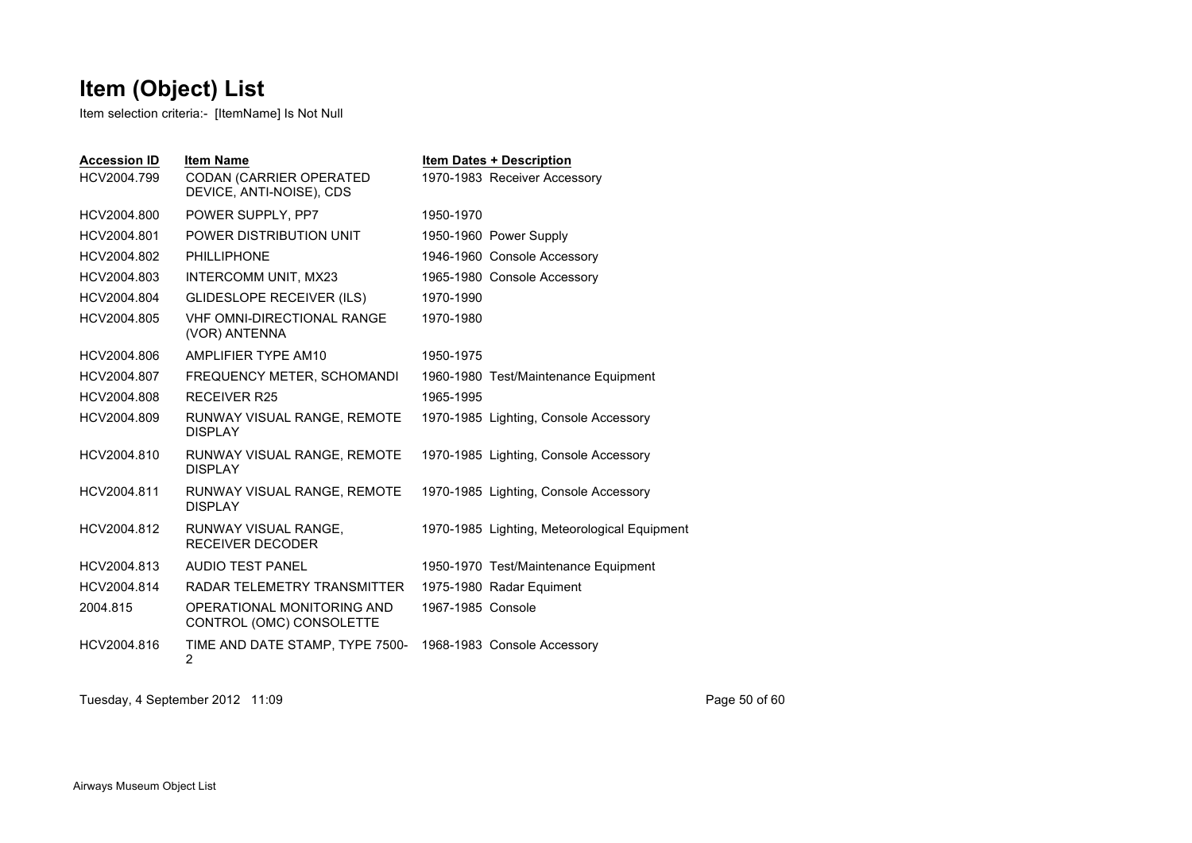# Item (Object) List

Item selection criteria:- [ItemName] Is Not Null

| Accession ID | Item Name | Item Dates + Description |
|---|---|---|
| HCV2004.799 | CODAN (CARRIER OPERATED DEVICE, ANTI-NOISE), CDS | 1970-1983 Receiver Accessory |
| HCV2004.800 | POWER SUPPLY, PP7 | 1950-1970 |
| HCV2004.801 | POWER DISTRIBUTION UNIT | 1950-1960 Power Supply |
| HCV2004.802 | PHILLIPHONE | 1946-1960 Console Accessory |
| HCV2004.803 | INTERCOMM UNIT, MX23 | 1965-1980 Console Accessory |
| HCV2004.804 | GLIDESLOPE RECEIVER (ILS) | 1970-1990 |
| HCV2004.805 | VHF OMNI-DIRECTIONAL RANGE (VOR) ANTENNA | 1970-1980 |
| HCV2004.806 | AMPLIFIER TYPE AM10 | 1950-1975 |
| HCV2004.807 | FREQUENCY METER, SCHOMANDI | 1960-1980 Test/Maintenance Equipment |
| HCV2004.808 | RECEIVER R25 | 1965-1995 |
| HCV2004.809 | RUNWAY VISUAL RANGE, REMOTE DISPLAY | 1970-1985 Lighting, Console Accessory |
| HCV2004.810 | RUNWAY VISUAL RANGE, REMOTE DISPLAY | 1970-1985 Lighting, Console Accessory |
| HCV2004.811 | RUNWAY VISUAL RANGE, REMOTE DISPLAY | 1970-1985 Lighting, Console Accessory |
| HCV2004.812 | RUNWAY VISUAL RANGE, RECEIVER DECODER | 1970-1985 Lighting, Meteorological Equipment |
| HCV2004.813 | AUDIO TEST PANEL | 1950-1970 Test/Maintenance Equipment |
| HCV2004.814 | RADAR TELEMETRY TRANSMITTER | 1975-1980 Radar Equiment |
| 2004.815 | OPERATIONAL MONITORING AND CONTROL (OMC) CONSOLETTE | 1967-1985 Console |
| HCV2004.816 | TIME AND DATE STAMP, TYPE 7500-2 | 1968-1983 Console Accessory |

Tuesday, 4 September 2012 11:09

Airways Museum Object List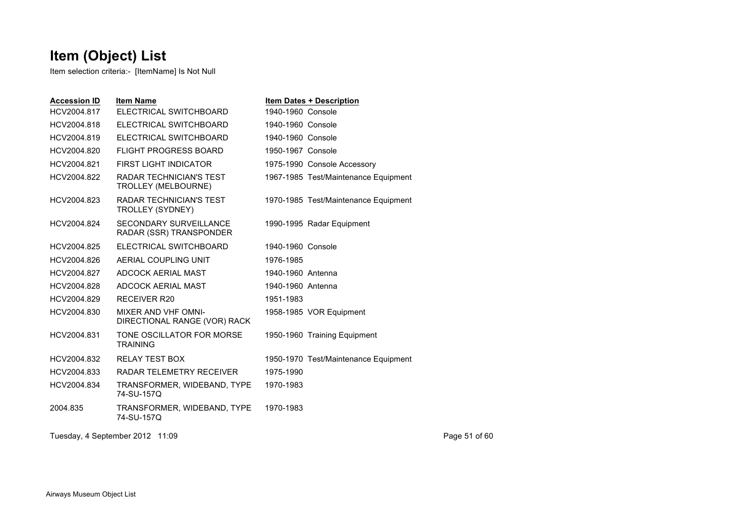# Item (Object) List

Item selection criteria:- [ItemName] Is Not Null

| Accession ID | Item Name | Item Dates + Description |
|---|---|---|
| HCV2004.817 | ELECTRICAL SWITCHBOARD | 1940-1960 Console |
| HCV2004.818 | ELECTRICAL SWITCHBOARD | 1940-1960 Console |
| HCV2004.819 | ELECTRICAL SWITCHBOARD | 1940-1960 Console |
| HCV2004.820 | FLIGHT PROGRESS BOARD | 1950-1967 Console |
| HCV2004.821 | FIRST LIGHT INDICATOR | 1975-1990 Console Accessory |
| HCV2004.822 | RADAR TECHNICIAN'S TEST TROLLEY (MELBOURNE) | 1967-1985 Test/Maintenance Equipment |
| HCV2004.823 | RADAR TECHNICIAN'S TEST TROLLEY (SYDNEY) | 1970-1985 Test/Maintenance Equipment |
| HCV2004.824 | SECONDARY SURVEILLANCE RADAR (SSR) TRANSPONDER | 1990-1995 Radar Equipment |
| HCV2004.825 | ELECTRICAL SWITCHBOARD | 1940-1960 Console |
| HCV2004.826 | AERIAL COUPLING UNIT | 1976-1985 |
| HCV2004.827 | ADCOCK AERIAL MAST | 1940-1960 Antenna |
| HCV2004.828 | ADCOCK AERIAL MAST | 1940-1960 Antenna |
| HCV2004.829 | RECEIVER R20 | 1951-1983 |
| HCV2004.830 | MIXER AND VHF OMNI-DIRECTIONAL RANGE (VOR) RACK | 1958-1985 VOR Equipment |
| HCV2004.831 | TONE OSCILLATOR FOR MORSE TRAINING | 1950-1960 Training Equipment |
| HCV2004.832 | RELAY TEST BOX | 1950-1970 Test/Maintenance Equipment |
| HCV2004.833 | RADAR TELEMETRY RECEIVER | 1975-1990 |
| HCV2004.834 | TRANSFORMER, WIDEBAND, TYPE 74-SU-157Q | 1970-1983 |
| 2004.835 | TRANSFORMER, WIDEBAND, TYPE 74-SU-157Q | 1970-1983 |

Tuesday, 4 September 2012 11:09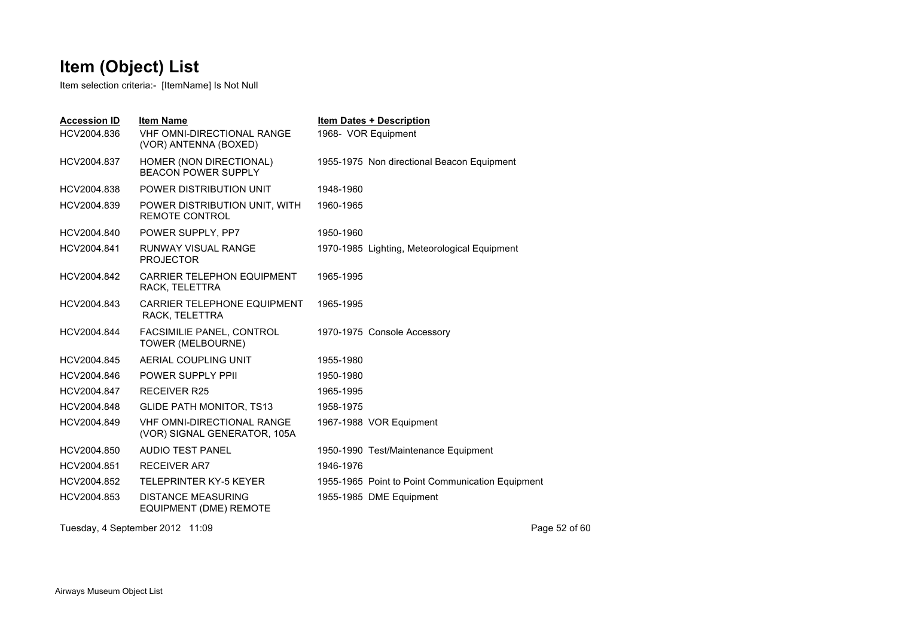# Item (Object) List

Item selection criteria:- [ItemName] Is Not Null

| Accession ID | Item Name | Item Dates + Description |
|---|---|---|
| HCV2004.836 | VHF OMNI-DIRECTIONAL RANGE (VOR) ANTENNA (BOXED) | 1968- VOR Equipment |
| HCV2004.837 | HOMER (NON DIRECTIONAL) BEACON POWER SUPPLY | 1955-1975 Non directional Beacon Equipment |
| HCV2004.838 | POWER DISTRIBUTION UNIT | 1948-1960 |
| HCV2004.839 | POWER DISTRIBUTION UNIT, WITH REMOTE CONTROL | 1960-1965 |
| HCV2004.840 | POWER SUPPLY, PP7 | 1950-1960 |
| HCV2004.841 | RUNWAY VISUAL RANGE PROJECTOR | 1970-1985 Lighting, Meteorological Equipment |
| HCV2004.842 | CARRIER TELEPHON EQUIPMENT RACK, TELETTRA | 1965-1995 |
| HCV2004.843 | CARRIER TELEPHONE EQUIPMENT RACK, TELETTRA | 1965-1995 |
| HCV2004.844 | FACSIMILIE PANEL, CONTROL TOWER (MELBOURNE) | 1970-1975 Console Accessory |
| HCV2004.845 | AERIAL COUPLING UNIT | 1955-1980 |
| HCV2004.846 | POWER SUPPLY PPII | 1950-1980 |
| HCV2004.847 | RECEIVER R25 | 1965-1995 |
| HCV2004.848 | GLIDE PATH MONITOR, TS13 | 1958-1975 |
| HCV2004.849 | VHF OMNI-DIRECTIONAL RANGE (VOR) SIGNAL GENERATOR, 105A | 1967-1988 VOR Equipment |
| HCV2004.850 | AUDIO TEST PANEL | 1950-1990 Test/Maintenance Equipment |
| HCV2004.851 | RECEIVER AR7 | 1946-1976 |
| HCV2004.852 | TELEPRINTER KY-5 KEYER | 1955-1965 Point to Point Communication Equipment |
| HCV2004.853 | DISTANCE MEASURING EQUIPMENT (DME) REMOTE | 1955-1985 DME Equipment |

Tuesday, 4 September 2012 11:09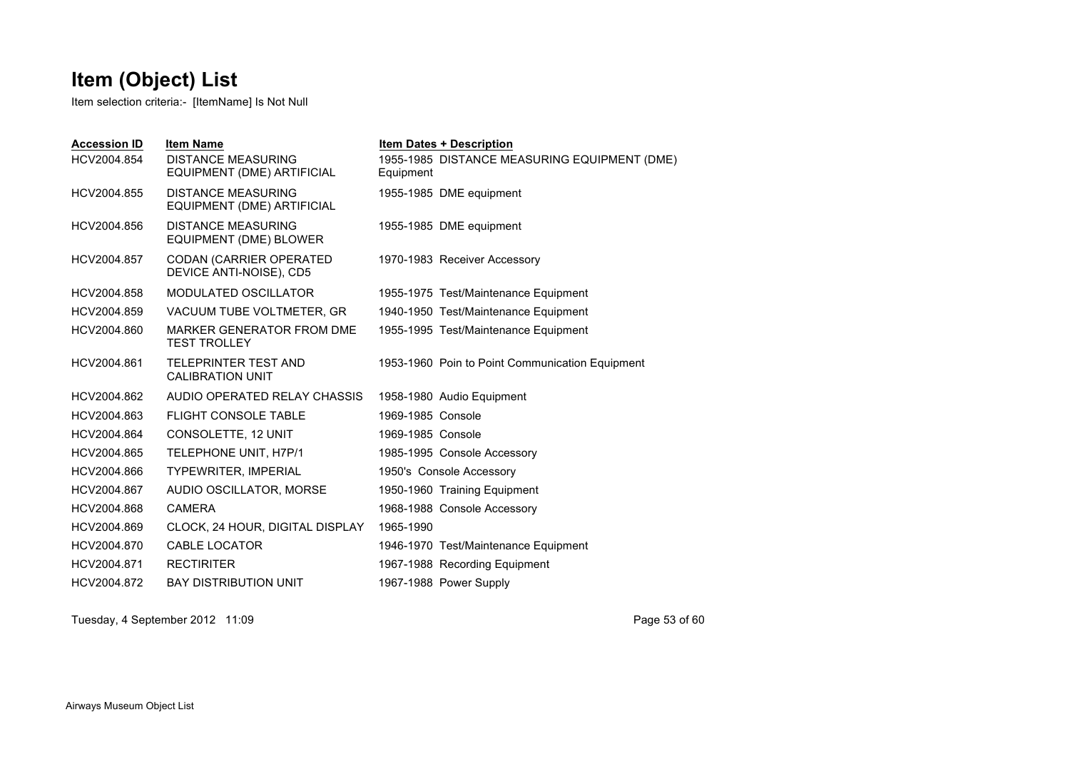# Item (Object) List

Item selection criteria:- [ItemName] Is Not Null

| Accession ID | Item Name | Item Dates + Description |
|---|---|---|
| HCV2004.854 | DISTANCE MEASURING EQUIPMENT (DME) ARTIFICIAL | 1955-1985 DISTANCE MEASURING EQUIPMENT (DME) Equipment |
| HCV2004.855 | DISTANCE MEASURING EQUIPMENT (DME) ARTIFICIAL | 1955-1985 DME equipment |
| HCV2004.856 | DISTANCE MEASURING EQUIPMENT (DME) BLOWER | 1955-1985 DME equipment |
| HCV2004.857 | CODAN (CARRIER OPERATED DEVICE ANTI-NOISE), CD5 | 1970-1983 Receiver Accessory |
| HCV2004.858 | MODULATED OSCILLATOR | 1955-1975 Test/Maintenance Equipment |
| HCV2004.859 | VACUUM TUBE VOLTMETER, GR | 1940-1950 Test/Maintenance Equipment |
| HCV2004.860 | MARKER GENERATOR FROM DME TEST TROLLEY | 1955-1995 Test/Maintenance Equipment |
| HCV2004.861 | TELEPRINTER TEST AND CALIBRATION UNIT | 1953-1960 Poin to Point Communication Equipment |
| HCV2004.862 | AUDIO OPERATED RELAY CHASSIS | 1958-1980 Audio Equipment |
| HCV2004.863 | FLIGHT CONSOLE TABLE | 1969-1985 Console |
| HCV2004.864 | CONSOLETTE, 12 UNIT | 1969-1985 Console |
| HCV2004.865 | TELEPHONE UNIT, H7P/1 | 1985-1995 Console Accessory |
| HCV2004.866 | TYPEWRITER, IMPERIAL | 1950's Console Accessory |
| HCV2004.867 | AUDIO OSCILLATOR, MORSE | 1950-1960 Training Equipment |
| HCV2004.868 | CAMERA | 1968-1988 Console Accessory |
| HCV2004.869 | CLOCK, 24 HOUR, DIGITAL DISPLAY | 1965-1990 |
| HCV2004.870 | CABLE LOCATOR | 1946-1970 Test/Maintenance Equipment |
| HCV2004.871 | RECTIRITER | 1967-1988 Recording Equipment |
| HCV2004.872 | BAY DISTRIBUTION UNIT | 1967-1988 Power Supply |

Tuesday, 4 September 2012 11:09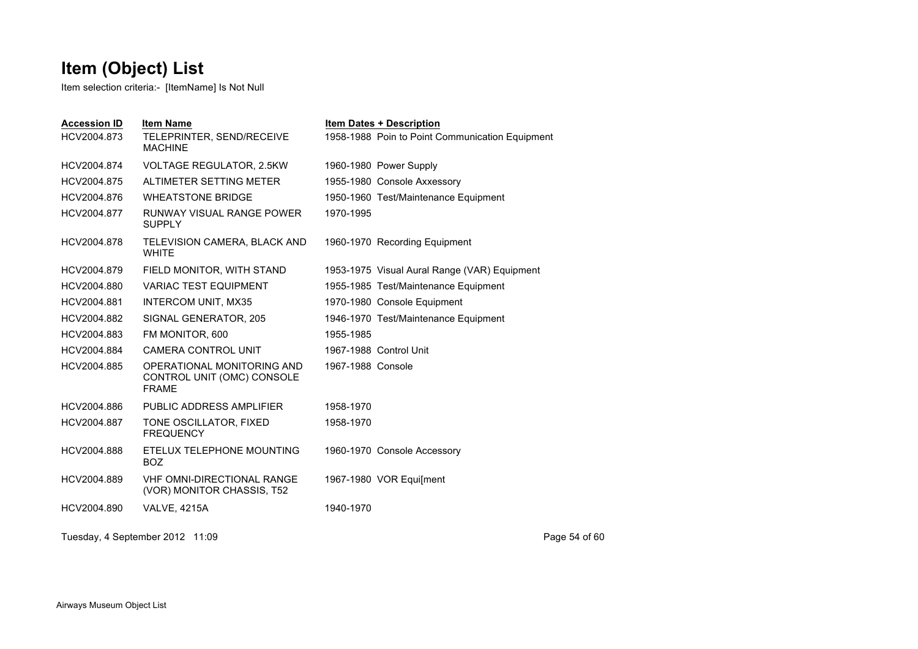# Item (Object) List

Item selection criteria:- [ItemName] Is Not Null

| Accession ID | Item Name | Item Dates + Description |
|---|---|---|
| HCV2004.873 | TELEPRINTER, SEND/RECEIVE MACHINE | 1958-1988 Poin to Point Communication Equipment |
| HCV2004.874 | VOLTAGE REGULATOR, 2.5KW | 1960-1980 Power Supply |
| HCV2004.875 | ALTIMETER SETTING METER | 1955-1980 Console Axxessory |
| HCV2004.876 | WHEATSTONE BRIDGE | 1950-1960 Test/Maintenance Equipment |
| HCV2004.877 | RUNWAY VISUAL RANGE POWER SUPPLY | 1970-1995 |
| HCV2004.878 | TELEVISION CAMERA, BLACK AND WHITE | 1960-1970 Recording Equipment |
| HCV2004.879 | FIELD MONITOR, WITH STAND | 1953-1975 Visual Aural Range (VAR) Equipment |
| HCV2004.880 | VARIAC TEST EQUIPMENT | 1955-1985 Test/Maintenance Equipment |
| HCV2004.881 | INTERCOM UNIT, MX35 | 1970-1980 Console Equipment |
| HCV2004.882 | SIGNAL GENERATOR, 205 | 1946-1970 Test/Maintenance Equipment |
| HCV2004.883 | FM MONITOR, 600 | 1955-1985 |
| HCV2004.884 | CAMERA CONTROL UNIT | 1967-1988 Control Unit |
| HCV2004.885 | OPERATIONAL MONITORING AND CONTROL UNIT (OMC) CONSOLE FRAME | 1967-1988 Console |
| HCV2004.886 | PUBLIC ADDRESS AMPLIFIER | 1958-1970 |
| HCV2004.887 | TONE OSCILLATOR, FIXED FREQUENCY | 1958-1970 |
| HCV2004.888 | ETELUX TELEPHONE MOUNTING BOZ | 1960-1970 Console Accessory |
| HCV2004.889 | VHF OMNI-DIRECTIONAL RANGE (VOR) MONITOR CHASSIS, T52 | 1967-1980 VOR Equi[ment |
| HCV2004.890 | VALVE, 4215A | 1940-1970 |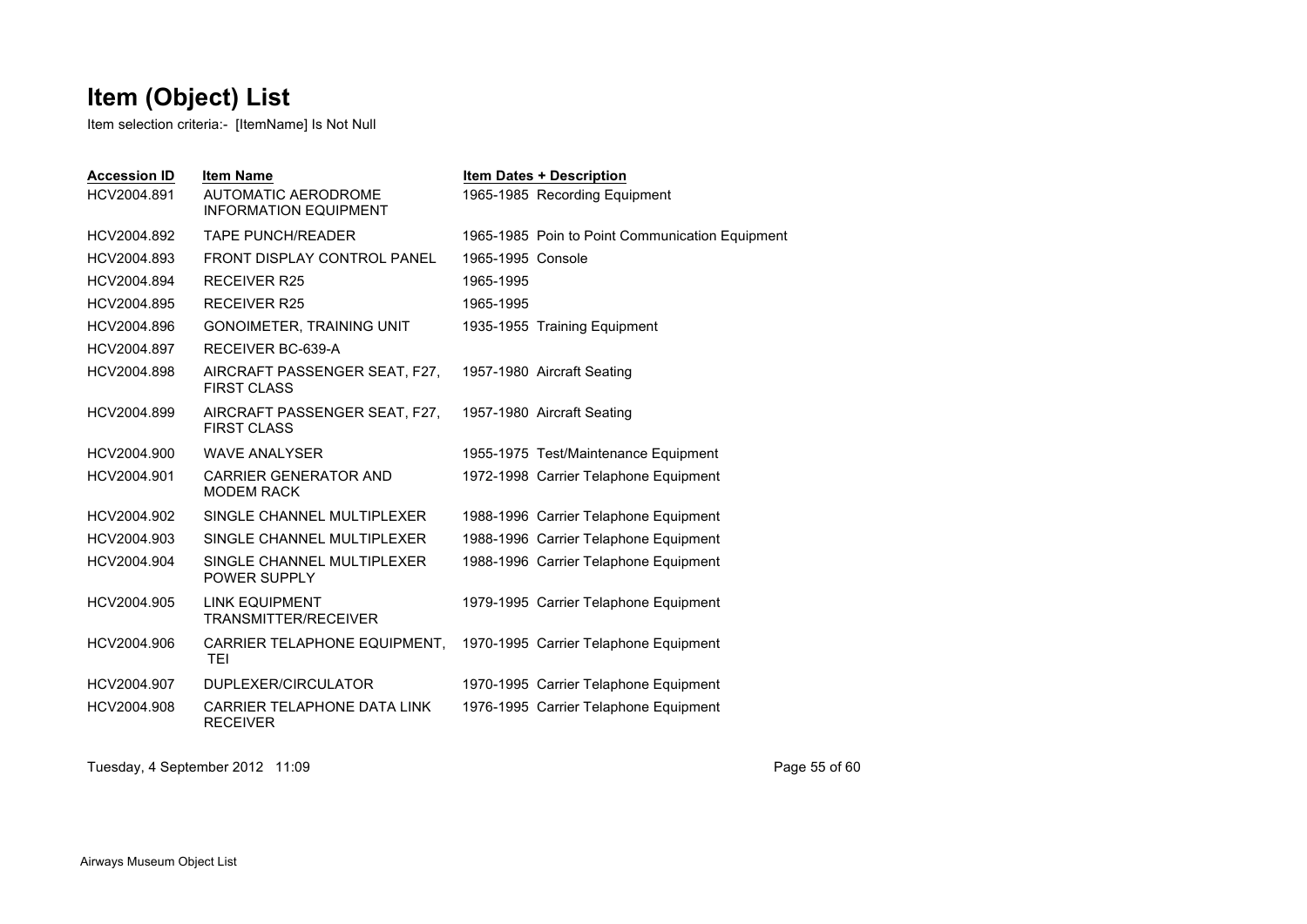# Item (Object) List

Item selection criteria:- [ItemName] Is Not Null

| Accession ID | Item Name | Item Dates + Description |
|---|---|---|
| HCV2004.891 | AUTOMATIC AERODROME INFORMATION EQUIPMENT | 1965-1985 Recording Equipment |
| HCV2004.892 | TAPE PUNCH/READER | 1965-1985 Poin to Point Communication Equipment |
| HCV2004.893 | FRONT DISPLAY CONTROL PANEL | 1965-1995 Console |
| HCV2004.894 | RECEIVER R25 | 1965-1995 |
| HCV2004.895 | RECEIVER R25 | 1965-1995 |
| HCV2004.896 | GONOIMETER, TRAINING UNIT | 1935-1955 Training Equipment |
| HCV2004.897 | RECEIVER BC-639-A | |
| HCV2004.898 | AIRCRAFT PASSENGER SEAT, F27, FIRST CLASS | 1957-1980 Aircraft Seating |
| HCV2004.899 | AIRCRAFT PASSENGER SEAT, F27, FIRST CLASS | 1957-1980 Aircraft Seating |
| HCV2004.900 | WAVE ANALYSER | 1955-1975 Test/Maintenance Equipment |
| HCV2004.901 | CARRIER GENERATOR AND MODEM RACK | 1972-1998 Carrier Telaphone Equipment |
| HCV2004.902 | SINGLE CHANNEL MULTIPLEXER | 1988-1996 Carrier Telaphone Equipment |
| HCV2004.903 | SINGLE CHANNEL MULTIPLEXER | 1988-1996 Carrier Telaphone Equipment |
| HCV2004.904 | SINGLE CHANNEL MULTIPLEXER POWER SUPPLY | 1988-1996 Carrier Telaphone Equipment |
| HCV2004.905 | LINK EQUIPMENT TRANSMITTER/RECEIVER | 1979-1995 Carrier Telaphone Equipment |
| HCV2004.906 | CARRIER TELAPHONE EQUIPMENT, TEI | 1970-1995 Carrier Telaphone Equipment |
| HCV2004.907 | DUPLEXER/CIRCULATOR | 1970-1995 Carrier Telaphone Equipment |
| HCV2004.908 | CARRIER TELAPHONE DATA LINK RECEIVER | 1976-1995 Carrier Telaphone Equipment |

Tuesday, 4 September 2012 11:09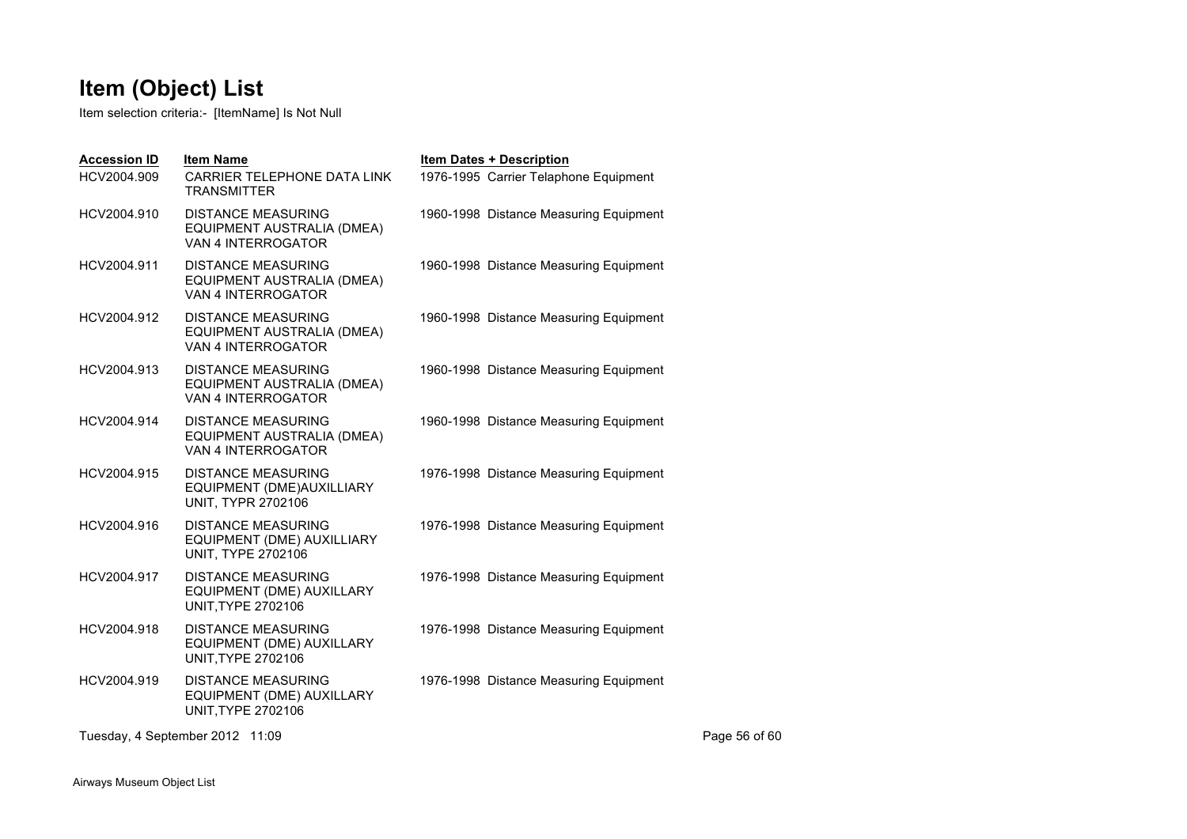# Item (Object) List

Item selection criteria:- [ItemName] Is Not Null

| Accession ID | Item Name | Item Dates + Description |
|---|---|---|
| HCV2004.909 | CARRIER TELEPHONE DATA LINK TRANSMITTER | 1976-1995 Carrier Telaphone Equipment |
| HCV2004.910 | DISTANCE MEASURING EQUIPMENT AUSTRALIA (DMEA) VAN 4 INTERROGATOR | 1960-1998 Distance Measuring Equipment |
| HCV2004.911 | DISTANCE MEASURING EQUIPMENT AUSTRALIA (DMEA) VAN 4 INTERROGATOR | 1960-1998 Distance Measuring Equipment |
| HCV2004.912 | DISTANCE MEASURING EQUIPMENT AUSTRALIA (DMEA) VAN 4 INTERROGATOR | 1960-1998 Distance Measuring Equipment |
| HCV2004.913 | DISTANCE MEASURING EQUIPMENT AUSTRALIA (DMEA) VAN 4 INTERROGATOR | 1960-1998 Distance Measuring Equipment |
| HCV2004.914 | DISTANCE MEASURING EQUIPMENT AUSTRALIA (DMEA) VAN 4 INTERROGATOR | 1960-1998 Distance Measuring Equipment |
| HCV2004.915 | DISTANCE MEASURING EQUIPMENT (DME)AUXILLIARY UNIT, TYPR 2702106 | 1976-1998 Distance Measuring Equipment |
| HCV2004.916 | DISTANCE MEASURING EQUIPMENT (DME) AUXILLIARY UNIT, TYPE 2702106 | 1976-1998 Distance Measuring Equipment |
| HCV2004.917 | DISTANCE MEASURING EQUIPMENT (DME) AUXILLARY UNIT,TYPE 2702106 | 1976-1998 Distance Measuring Equipment |
| HCV2004.918 | DISTANCE MEASURING EQUIPMENT (DME) AUXILLARY UNIT,TYPE 2702106 | 1976-1998 Distance Measuring Equipment |
| HCV2004.919 | DISTANCE MEASURING EQUIPMENT (DME) AUXILLARY UNIT,TYPE 2702106 | 1976-1998 Distance Measuring Equipment |

Tuesday, 4 September 2012 11:09

Airways Museum Object List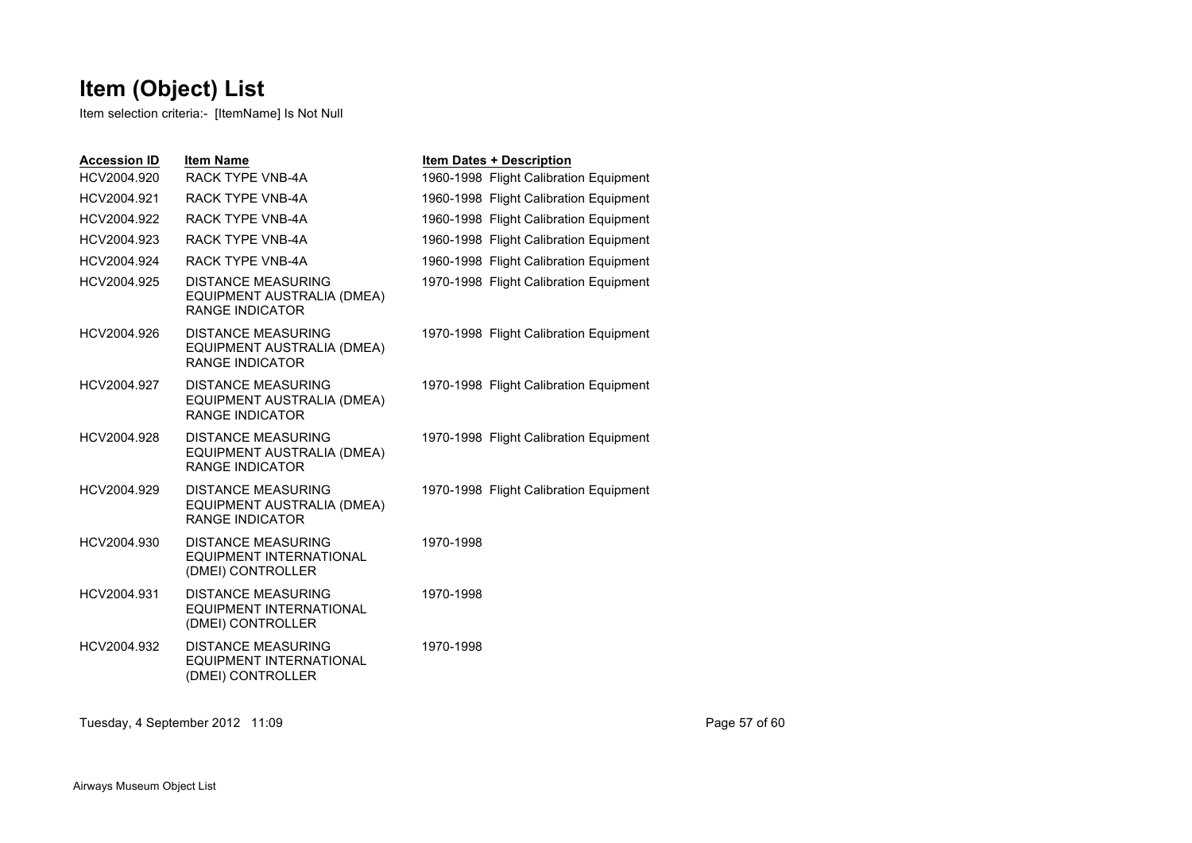# Item (Object) List

Item selection criteria:- [ItemName] Is Not Null

| Accession ID | Item Name | Item Dates + Description |
|---|---|---|
| HCV2004.920 | RACK TYPE VNB-4A | 1960-1998 Flight Calibration Equipment |
| HCV2004.921 | RACK TYPE VNB-4A | 1960-1998 Flight Calibration Equipment |
| HCV2004.922 | RACK TYPE VNB-4A | 1960-1998 Flight Calibration Equipment |
| HCV2004.923 | RACK TYPE VNB-4A | 1960-1998 Flight Calibration Equipment |
| HCV2004.924 | RACK TYPE VNB-4A | 1960-1998 Flight Calibration Equipment |
| HCV2004.925 | DISTANCE MEASURING EQUIPMENT AUSTRALIA (DMEA) RANGE INDICATOR | 1970-1998 Flight Calibration Equipment |
| HCV2004.926 | DISTANCE MEASURING EQUIPMENT AUSTRALIA (DMEA) RANGE INDICATOR | 1970-1998 Flight Calibration Equipment |
| HCV2004.927 | DISTANCE MEASURING EQUIPMENT AUSTRALIA (DMEA) RANGE INDICATOR | 1970-1998 Flight Calibration Equipment |
| HCV2004.928 | DISTANCE MEASURING EQUIPMENT AUSTRALIA (DMEA) RANGE INDICATOR | 1970-1998 Flight Calibration Equipment |
| HCV2004.929 | DISTANCE MEASURING EQUIPMENT AUSTRALIA (DMEA) RANGE INDICATOR | 1970-1998 Flight Calibration Equipment |
| HCV2004.930 | DISTANCE MEASURING EQUIPMENT INTERNATIONAL (DMEI) CONTROLLER | 1970-1998 |
| HCV2004.931 | DISTANCE MEASURING EQUIPMENT INTERNATIONAL (DMEI) CONTROLLER | 1970-1998 |
| HCV2004.932 | DISTANCE MEASURING EQUIPMENT INTERNATIONAL (DMEI) CONTROLLER | 1970-1998 |

Tuesday, 4 September 2012 11:09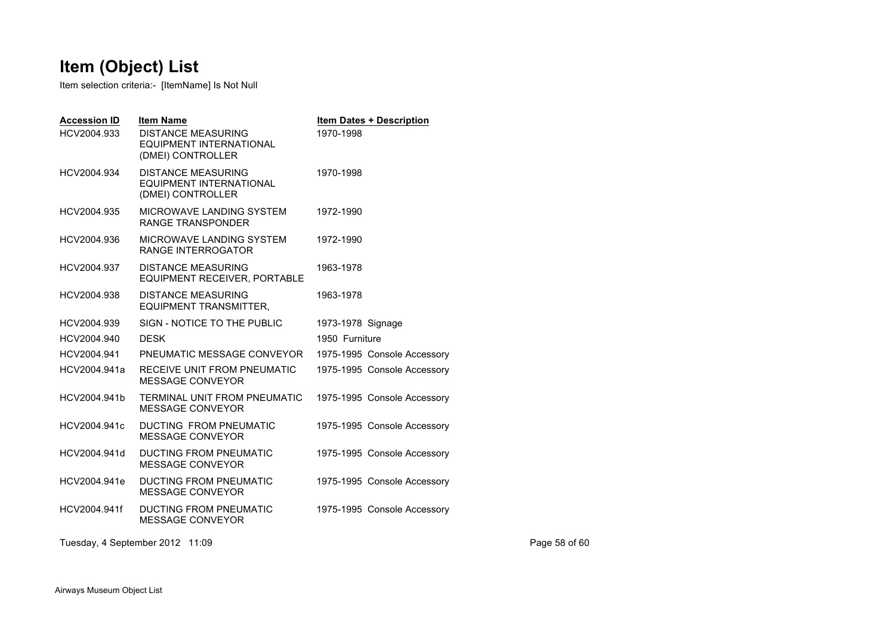# Item (Object) List

Item selection criteria:- [ItemName] Is Not Null

| Accession ID | Item Name | Item Dates + Description |
| --- | --- | --- |
| HCV2004.933 | DISTANCE MEASURING EQUIPMENT INTERNATIONAL (DMEI) CONTROLLER | 1970-1998 |
| HCV2004.934 | DISTANCE MEASURING EQUIPMENT INTERNATIONAL (DMEI) CONTROLLER | 1970-1998 |
| HCV2004.935 | MICROWAVE LANDING SYSTEM RANGE TRANSPONDER | 1972-1990 |
| HCV2004.936 | MICROWAVE LANDING SYSTEM RANGE INTERROGATOR | 1972-1990 |
| HCV2004.937 | DISTANCE MEASURING EQUIPMENT RECEIVER, PORTABLE | 1963-1978 |
| HCV2004.938 | DISTANCE MEASURING EQUIPMENT TRANSMITTER, | 1963-1978 |
| HCV2004.939 | SIGN - NOTICE TO THE PUBLIC | 1973-1978 Signage |
| HCV2004.940 | DESK | 1950 Furniture |
| HCV2004.941 | PNEUMATIC MESSAGE CONVEYOR | 1975-1995 Console Accessory |
| HCV2004.941a | RECEIVE UNIT FROM PNEUMATIC MESSAGE CONVEYOR | 1975-1995 Console Accessory |
| HCV2004.941b | TERMINAL UNIT FROM PNEUMATIC MESSAGE CONVEYOR | 1975-1995 Console Accessory |
| HCV2004.941c | DUCTING FROM PNEUMATIC MESSAGE CONVEYOR | 1975-1995 Console Accessory |
| HCV2004.941d | DUCTING FROM PNEUMATIC MESSAGE CONVEYOR | 1975-1995 Console Accessory |
| HCV2004.941e | DUCTING FROM PNEUMATIC MESSAGE CONVEYOR | 1975-1995 Console Accessory |
| HCV2004.941f | DUCTING FROM PNEUMATIC MESSAGE CONVEYOR | 1975-1995 Console Accessory |

Tuesday, 4 September 2012 11:09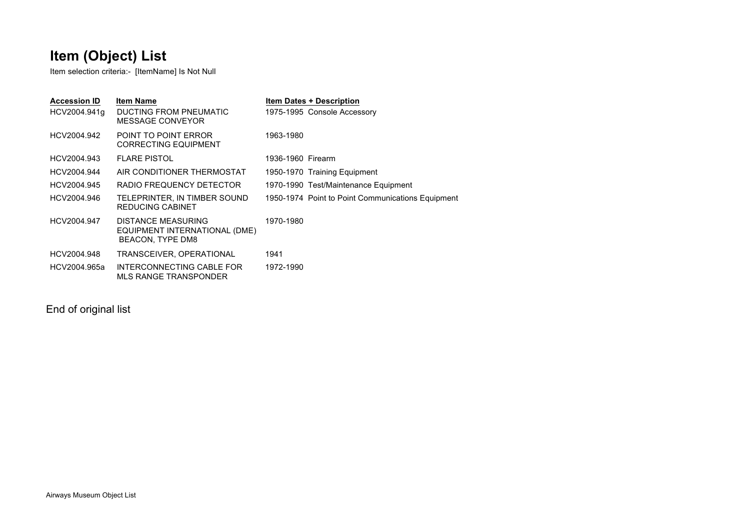# Item (Object) List

Item selection criteria:- [ItemName] Is Not Null

| Accession ID | Item Name | Item Dates + Description |
|---|---|---|
| HCV2004.941g | DUCTING FROM PNEUMATIC MESSAGE CONVEYOR | 1975-1995 Console Accessory |
| HCV2004.942 | POINT TO POINT ERROR CORRECTING EQUIPMENT | 1963-1980 |
| HCV2004.943 | FLARE PISTOL | 1936-1960 Firearm |
| HCV2004.944 | AIR CONDITIONER THERMOSTAT | 1950-1970 Training Equipment |
| HCV2004.945 | RADIO FREQUENCY DETECTOR | 1970-1990 Test/Maintenance Equipment |
| HCV2004.946 | TELEPRINTER, IN TIMBER SOUND REDUCING CABINET | 1950-1974 Point to Point Communications Equipment |
| HCV2004.947 | DISTANCE MEASURING EQUIPMENT INTERNATIONAL (DME) BEACON, TYPE DM8 | 1970-1980 |
| HCV2004.948 | TRANSCEIVER, OPERATIONAL | 1941 |
| HCV2004.965a | INTERCONNECTING CABLE FOR MLS RANGE TRANSPONDER | 1972-1990 |

End of original list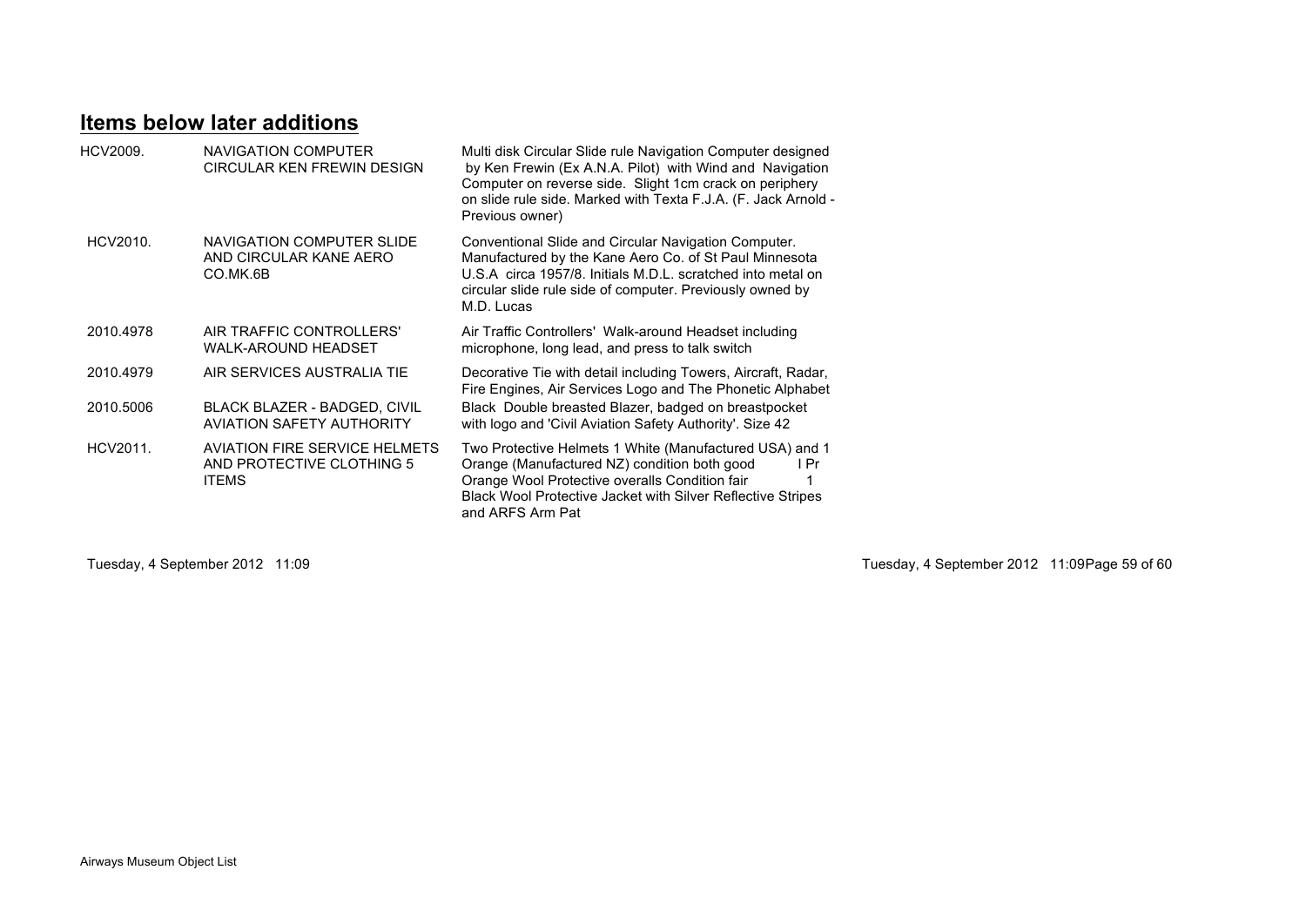## Items below later additions

| | | |
|---|---|---|
| HCV2009. | NAVIGATION COMPUTER CIRCULAR KEN FREWIN DESIGN | Multi disk Circular Slide rule Navigation Computer designed by Ken Frewin (Ex A.N.A. Pilot) with Wind and Navigation Computer on reverse side. Slight 1cm crack on periphery on slide rule side. Marked with Texta F.J.A. (F. Jack Arnold - Previous owner) |
| HCV2010. | NAVIGATION COMPUTER SLIDE AND CIRCULAR KANE AERO CO.MK.6B | Conventional Slide and Circular Navigation Computer. Manufactured by the Kane Aero Co. of St Paul Minnesota U.S.A circa 1957/8. Initials M.D.L. scratched into metal on circular slide rule side of computer. Previously owned by M.D. Lucas |
| 2010.4978 | AIR TRAFFIC CONTROLLERS' WALK-AROUND HEADSET | Air Traffic Controllers' Walk-around Headset including microphone, long lead, and press to talk switch |
| 2010.4979 | AIR SERVICES AUSTRALIA TIE | Decorative Tie with detail including Towers, Aircraft, Radar, Fire Engines, Air Services Logo and The Phonetic Alphabet |
| 2010.5006 | BLACK BLAZER - BADGED, CIVIL AVIATION SAFETY AUTHORITY | Black Double breasted Blazer, badged on breastpocket with logo and 'Civil Aviation Safety Authority'. Size 42 |
| HCV2011. | AVIATION FIRE SERVICE HELMETS AND PROTECTIVE CLOTHING 5 ITEMS | Two Protective Helmets 1 White (Manufactured USA) and 1 Orange (Manufactured NZ) condition both good I Pr Orange Wool Protective overalls Condition fair 1 Black Wool Protective Jacket with Silver Reflective Stripes and ARFS Arm Pat |